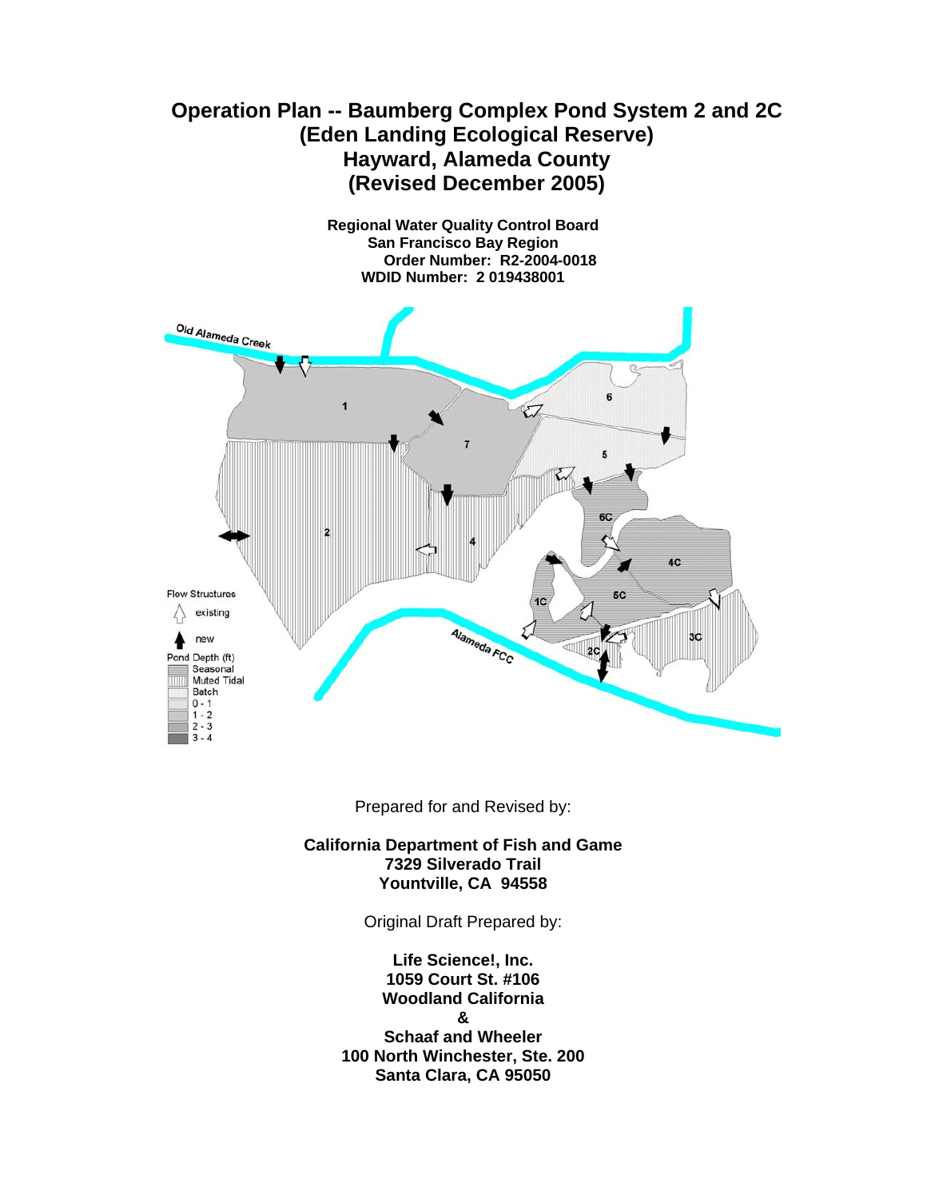# Operation Plan -- Baumberg Complex Pond System 2 and 2C (Eden Landing Ecological Reserve) Hayward, Alameda County (Revised December 2005)

**Regional Water Quality Control Board**
**San Francisco Bay Region**
**Order Number: R2-2004-0018**
**WDID Number: 2 019438001**

Prepared for and Revised by:

**California Department of Fish and Game**
**7329 Silverado Trail**
**Yountville, CA 94558**

Original Draft Prepared by:

**Life Science!, Inc.**
**1059 Court St. #106**
**Woodland California**
**&**
**Schaaf and Wheeler**
**100 North Winchester, Ste. 200**
**Santa Clara, CA 95050**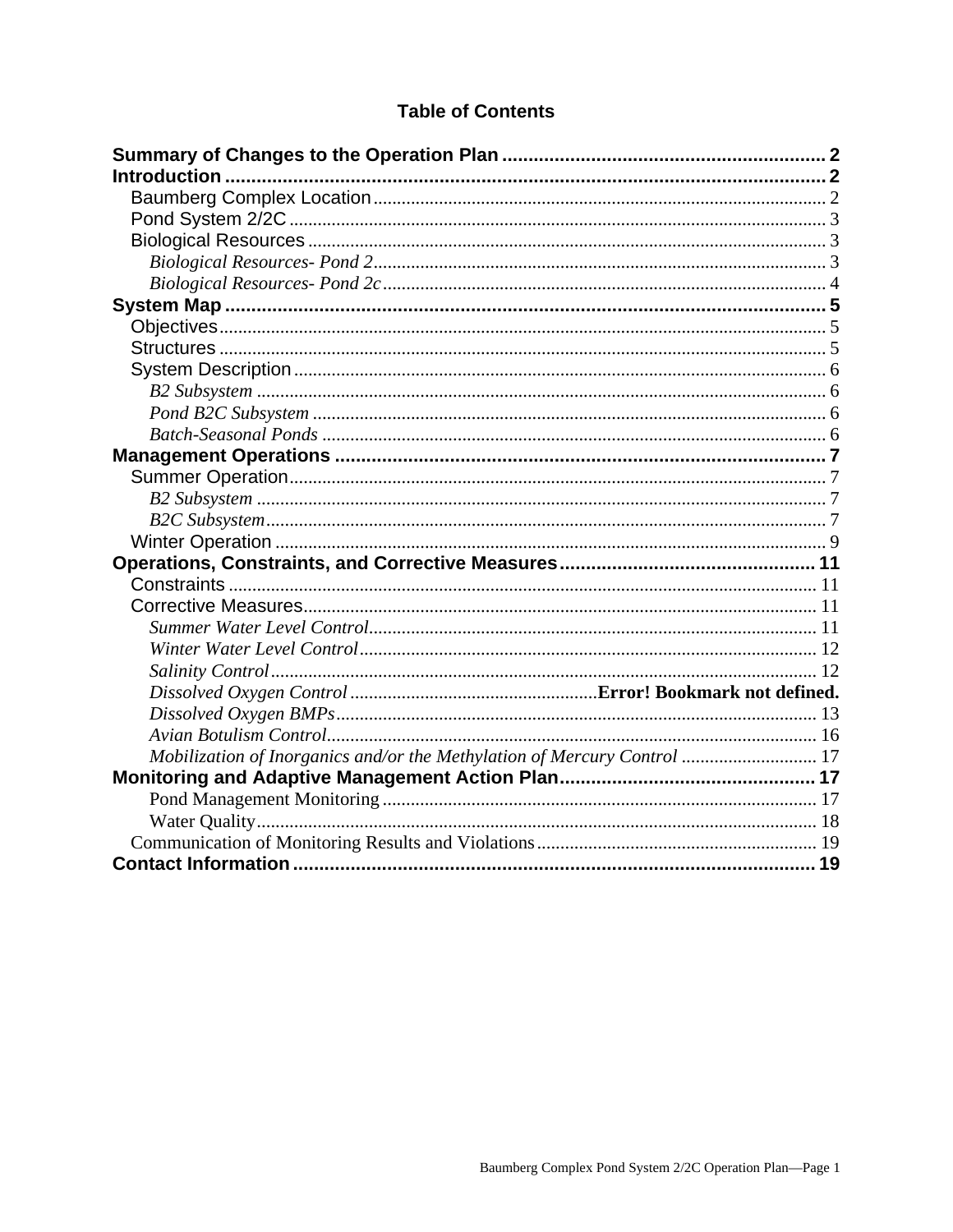# Table of Contents

**Summary of Changes to the Operation Plan** .............................................................. **2**
**Introduction** .................................................................................................................... **2**
- Baumberg Complex Location ................................................................................. 2
- Pond System 2/2C ................................................................................................... 3
- Biological Resources ............................................................................................... 3
  - *Biological Resources- Pond 2* ............................................................................. 3
  - *Biological Resources- Pond 2c* ........................................................................... 4

**System Map** .................................................................................................................... **5**
- Objectives ................................................................................................................. 5
- Structures ................................................................................................................. 5
- System Description .................................................................................................. 6
  - *B2 Subsystem* ....................................................................................................... 6
  - *Pond B2C Subsystem* ........................................................................................... 6
  - *Batch-Seasonal Ponds* ......................................................................................... 6

**Management Operations** ............................................................................................... **7**
- Summer Operation ................................................................................................... 7
  - *B2 Subsystem* ....................................................................................................... 7
  - *B2C Subsystem* .................................................................................................... 7
- Winter Operation ..................................................................................................... 9

**Operations, Constraints, and Corrective Measures** ................................................. **11**
- Constraints ............................................................................................................. 11
- Corrective Measures ............................................................................................... 11
  - *Summer Water Level Control* ............................................................................ 11
  - *Winter Water Level Control* ............................................................................... 12
  - *Salinity Control* ................................................................................................. 12
  - *Dissolved Oxygen Control* .................................................... **Error! Bookmark not defined.**
  - *Dissolved Oxygen BMPs* .................................................................................... 13
  - *Avian Botulism Control* ..................................................................................... 16
  - *Mobilization of Inorganics and/or the Methylation of Mercury Control* ............ 17

**Monitoring and Adaptive Management Action Plan** ................................................. **17**
  - Pond Management Monitoring ............................................................................ 17
  - Water Quality ....................................................................................................... 18
- Communication of Monitoring Results and Violations ........................................... 19

**Contact Information** ................................................................................................... **19**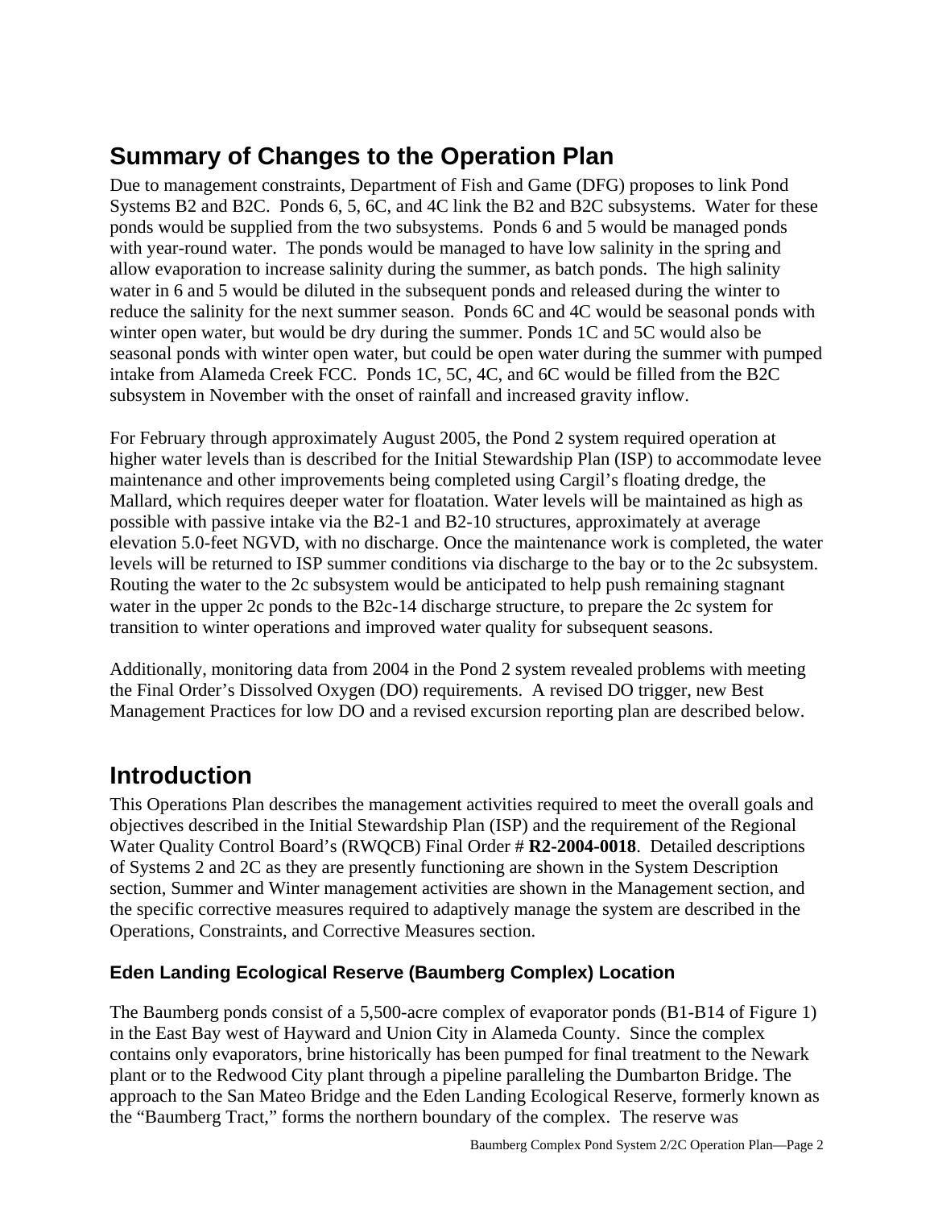## Summary of Changes to the Operation Plan

Due to management constraints, Department of Fish and Game (DFG) proposes to link Pond Systems B2 and B2C. Ponds 6, 5, 6C, and 4C link the B2 and B2C subsystems. Water for these ponds would be supplied from the two subsystems. Ponds 6 and 5 would be managed ponds with year-round water. The ponds would be managed to have low salinity in the spring and allow evaporation to increase salinity during the summer, as batch ponds. The high salinity water in 6 and 5 would be diluted in the subsequent ponds and released during the winter to reduce the salinity for the next summer season. Ponds 6C and 4C would be seasonal ponds with winter open water, but would be dry during the summer. Ponds 1C and 5C would also be seasonal ponds with winter open water, but could be open water during the summer with pumped intake from Alameda Creek FCC. Ponds 1C, 5C, 4C, and 6C would be filled from the B2C subsystem in November with the onset of rainfall and increased gravity inflow.

For February through approximately August 2005, the Pond 2 system required operation at higher water levels than is described for the Initial Stewardship Plan (ISP) to accommodate levee maintenance and other improvements being completed using Cargil's floating dredge, the Mallard, which requires deeper water for floatation. Water levels will be maintained as high as possible with passive intake via the B2-1 and B2-10 structures, approximately at average elevation 5.0-feet NGVD, with no discharge. Once the maintenance work is completed, the water levels will be returned to ISP summer conditions via discharge to the bay or to the 2c subsystem. Routing the water to the 2c subsystem would be anticipated to help push remaining stagnant water in the upper 2c ponds to the B2c-14 discharge structure, to prepare the 2c system for transition to winter operations and improved water quality for subsequent seasons.

Additionally, monitoring data from 2004 in the Pond 2 system revealed problems with meeting the Final Order's Dissolved Oxygen (DO) requirements. A revised DO trigger, new Best Management Practices for low DO and a revised excursion reporting plan are described below.

## Introduction

This Operations Plan describes the management activities required to meet the overall goals and objectives described in the Initial Stewardship Plan (ISP) and the requirement of the Regional Water Quality Control Board's (RWQCB) Final Order # **R2-2004-0018**. Detailed descriptions of Systems 2 and 2C as they are presently functioning are shown in the System Description section, Summer and Winter management activities are shown in the Management section, and the specific corrective measures required to adaptively manage the system are described in the Operations, Constraints, and Corrective Measures section.

### Eden Landing Ecological Reserve (Baumberg Complex) Location

The Baumberg ponds consist of a 5,500-acre complex of evaporator ponds (B1-B14 of Figure 1) in the East Bay west of Hayward and Union City in Alameda County. Since the complex contains only evaporators, brine historically has been pumped for final treatment to the Newark plant or to the Redwood City plant through a pipeline paralleling the Dumbarton Bridge. The approach to the San Mateo Bridge and the Eden Landing Ecological Reserve, formerly known as the "Baumberg Tract," forms the northern boundary of the complex. The reserve was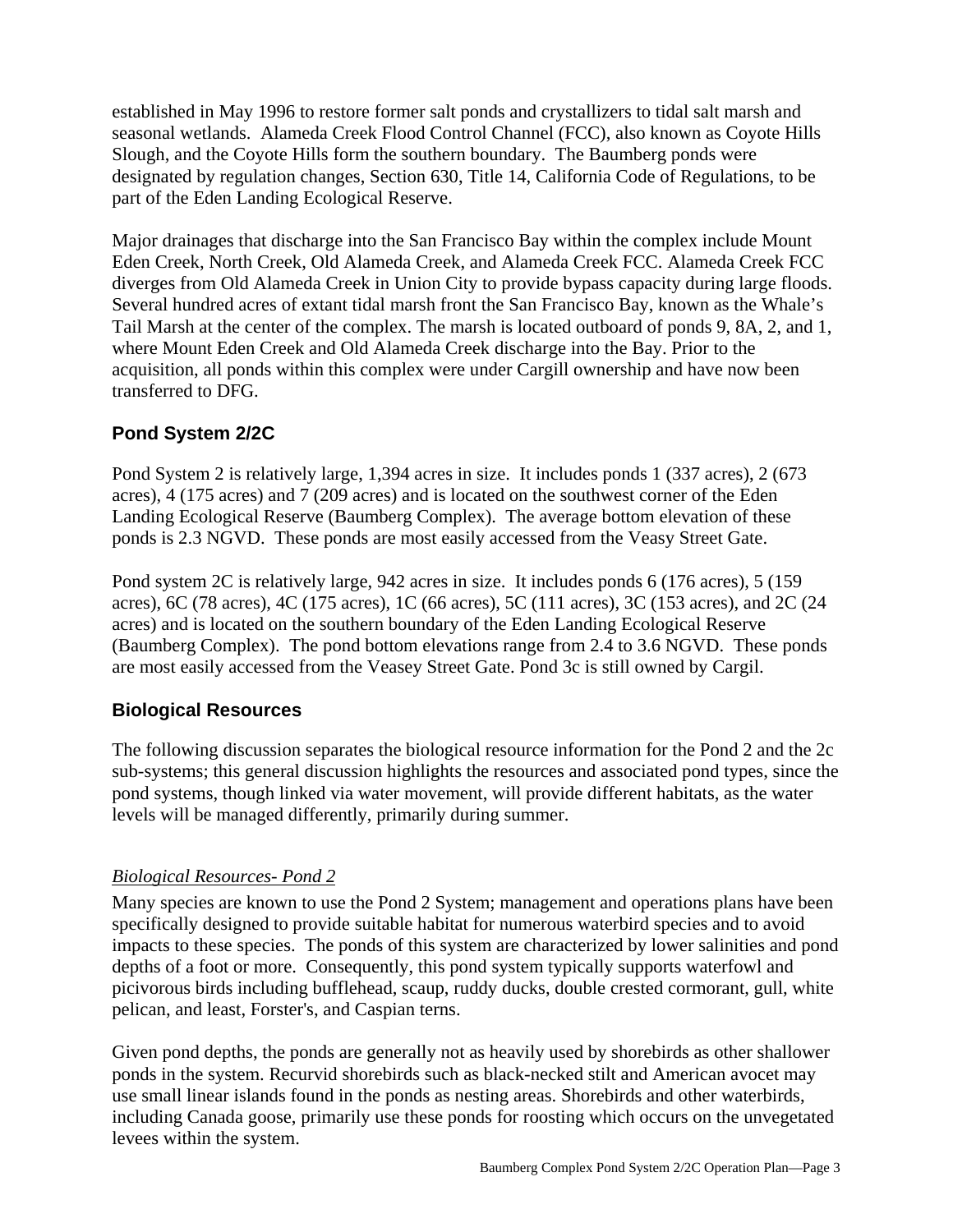established in May 1996 to restore former salt ponds and crystallizers to tidal salt marsh and seasonal wetlands. Alameda Creek Flood Control Channel (FCC), also known as Coyote Hills Slough, and the Coyote Hills form the southern boundary. The Baumberg ponds were designated by regulation changes, Section 630, Title 14, California Code of Regulations, to be part of the Eden Landing Ecological Reserve.

Major drainages that discharge into the San Francisco Bay within the complex include Mount Eden Creek, North Creek, Old Alameda Creek, and Alameda Creek FCC. Alameda Creek FCC diverges from Old Alameda Creek in Union City to provide bypass capacity during large floods. Several hundred acres of extant tidal marsh front the San Francisco Bay, known as the Whale's Tail Marsh at the center of the complex. The marsh is located outboard of ponds 9, 8A, 2, and 1, where Mount Eden Creek and Old Alameda Creek discharge into the Bay. Prior to the acquisition, all ponds within this complex were under Cargill ownership and have now been transferred to DFG.

## Pond System 2/2C

Pond System 2 is relatively large, 1,394 acres in size. It includes ponds 1 (337 acres), 2 (673 acres), 4 (175 acres) and 7 (209 acres) and is located on the southwest corner of the Eden Landing Ecological Reserve (Baumberg Complex). The average bottom elevation of these ponds is 2.3 NGVD. These ponds are most easily accessed from the Veasy Street Gate.

Pond system 2C is relatively large, 942 acres in size. It includes ponds 6 (176 acres), 5 (159 acres), 6C (78 acres), 4C (175 acres), 1C (66 acres), 5C (111 acres), 3C (153 acres), and 2C (24 acres) and is located on the southern boundary of the Eden Landing Ecological Reserve (Baumberg Complex). The pond bottom elevations range from 2.4 to 3.6 NGVD. These ponds are most easily accessed from the Veasey Street Gate. Pond 3c is still owned by Cargil.

## Biological Resources

The following discussion separates the biological resource information for the Pond 2 and the 2c sub-systems; this general discussion highlights the resources and associated pond types, since the pond systems, though linked via water movement, will provide different habitats, as the water levels will be managed differently, primarily during summer.

*Biological Resources- Pond 2*

Many species are known to use the Pond 2 System; management and operations plans have been specifically designed to provide suitable habitat for numerous waterbird species and to avoid impacts to these species. The ponds of this system are characterized by lower salinities and pond depths of a foot or more. Consequently, this pond system typically supports waterfowl and picivorous birds including bufflehead, scaup, ruddy ducks, double crested cormorant, gull, white pelican, and least, Forster's, and Caspian terns.

Given pond depths, the ponds are generally not as heavily used by shorebirds as other shallower ponds in the system. Recurvid shorebirds such as black-necked stilt and American avocet may use small linear islands found in the ponds as nesting areas. Shorebirds and other waterbirds, including Canada goose, primarily use these ponds for roosting which occurs on the unvegetated levees within the system.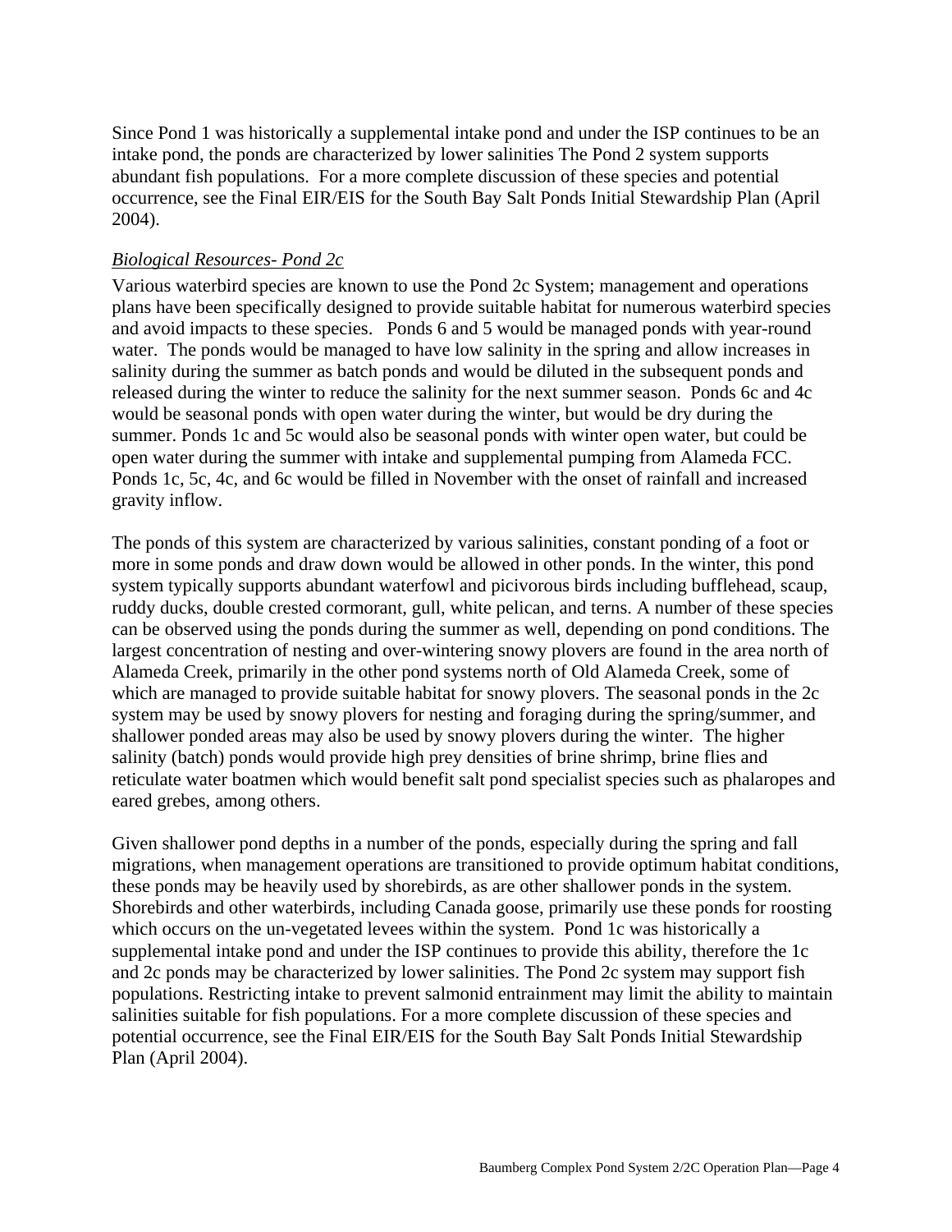Since Pond 1 was historically a supplemental intake pond and under the ISP continues to be an intake pond, the ponds are characterized by lower salinities The Pond 2 system supports abundant fish populations. For a more complete discussion of these species and potential occurrence, see the Final EIR/EIS for the South Bay Salt Ponds Initial Stewardship Plan (April 2004).

*Biological Resources- Pond 2c*

Various waterbird species are known to use the Pond 2c System; management and operations plans have been specifically designed to provide suitable habitat for numerous waterbird species and avoid impacts to these species. Ponds 6 and 5 would be managed ponds with year-round water. The ponds would be managed to have low salinity in the spring and allow increases in salinity during the summer as batch ponds and would be diluted in the subsequent ponds and released during the winter to reduce the salinity for the next summer season. Ponds 6c and 4c would be seasonal ponds with open water during the winter, but would be dry during the summer. Ponds 1c and 5c would also be seasonal ponds with winter open water, but could be open water during the summer with intake and supplemental pumping from Alameda FCC. Ponds 1c, 5c, 4c, and 6c would be filled in November with the onset of rainfall and increased gravity inflow.

The ponds of this system are characterized by various salinities, constant ponding of a foot or more in some ponds and draw down would be allowed in other ponds. In the winter, this pond system typically supports abundant waterfowl and picivorous birds including bufflehead, scaup, ruddy ducks, double crested cormorant, gull, white pelican, and terns. A number of these species can be observed using the ponds during the summer as well, depending on pond conditions. The largest concentration of nesting and over-wintering snowy plovers are found in the area north of Alameda Creek, primarily in the other pond systems north of Old Alameda Creek, some of which are managed to provide suitable habitat for snowy plovers. The seasonal ponds in the 2c system may be used by snowy plovers for nesting and foraging during the spring/summer, and shallower ponded areas may also be used by snowy plovers during the winter. The higher salinity (batch) ponds would provide high prey densities of brine shrimp, brine flies and reticulate water boatmen which would benefit salt pond specialist species such as phalaropes and eared grebes, among others.

Given shallower pond depths in a number of the ponds, especially during the spring and fall migrations, when management operations are transitioned to provide optimum habitat conditions, these ponds may be heavily used by shorebirds, as are other shallower ponds in the system. Shorebirds and other waterbirds, including Canada goose, primarily use these ponds for roosting which occurs on the un-vegetated levees within the system. Pond 1c was historically a supplemental intake pond and under the ISP continues to provide this ability, therefore the 1c and 2c ponds may be characterized by lower salinities. The Pond 2c system may support fish populations. Restricting intake to prevent salmonid entrainment may limit the ability to maintain salinities suitable for fish populations. For a more complete discussion of these species and potential occurrence, see the Final EIR/EIS for the South Bay Salt Ponds Initial Stewardship Plan (April 2004).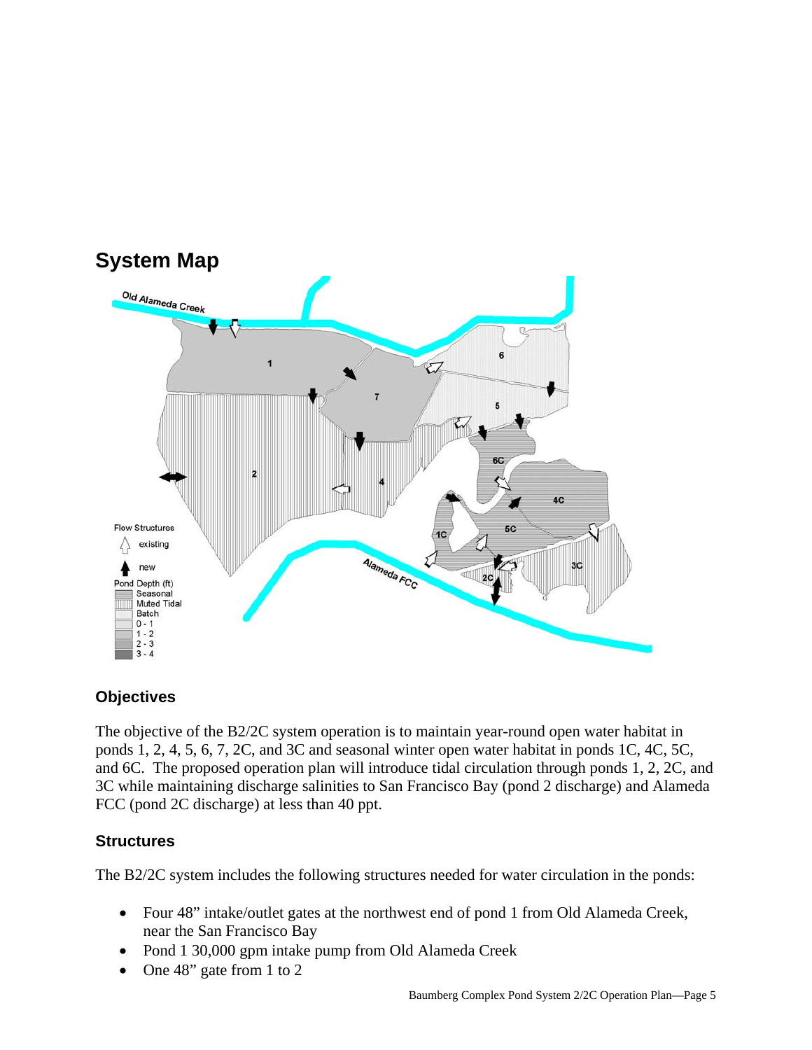## System Map

## Objectives

The objective of the B2/2C system operation is to maintain year-round open water habitat in ponds 1, 2, 4, 5, 6, 7, 2C, and 3C and seasonal winter open water habitat in ponds 1C, 4C, 5C, and 6C. The proposed operation plan will introduce tidal circulation through ponds 1, 2, 2C, and 3C while maintaining discharge salinities to San Francisco Bay (pond 2 discharge) and Alameda FCC (pond 2C discharge) at less than 40 ppt.

## Structures

The B2/2C system includes the following structures needed for water circulation in the ponds:

- Four 48" intake/outlet gates at the northwest end of pond 1 from Old Alameda Creek, near the San Francisco Bay
- Pond 1 30,000 gpm intake pump from Old Alameda Creek
- One 48" gate from 1 to 2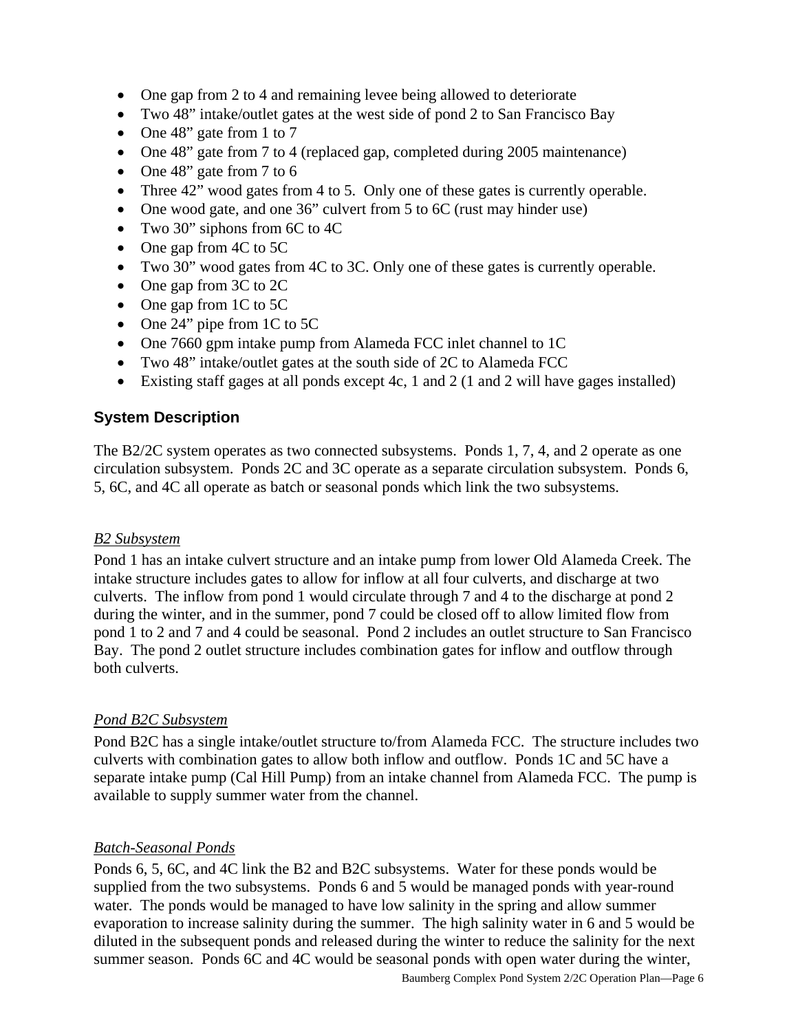- One gap from 2 to 4 and remaining levee being allowed to deteriorate
- Two 48” intake/outlet gates at the west side of pond 2 to San Francisco Bay
- One 48” gate from 1 to 7
- One 48” gate from 7 to 4 (replaced gap, completed during 2005 maintenance)
- One 48” gate from 7 to 6
- Three 42” wood gates from 4 to 5. Only one of these gates is currently operable.
- One wood gate, and one 36” culvert from 5 to 6C (rust may hinder use)
- Two 30” siphons from 6C to 4C
- One gap from 4C to 5C
- Two 30” wood gates from 4C to 3C. Only one of these gates is currently operable.
- One gap from 3C to 2C
- One gap from 1C to 5C
- One 24” pipe from 1C to 5C
- One 7660 gpm intake pump from Alameda FCC inlet channel to 1C
- Two 48” intake/outlet gates at the south side of 2C to Alameda FCC
- Existing staff gages at all ponds except 4c, 1 and 2 (1 and 2 will have gages installed)

### System Description

The B2/2C system operates as two connected subsystems. Ponds 1, 7, 4, and 2 operate as one circulation subsystem. Ponds 2C and 3C operate as a separate circulation subsystem. Ponds 6, 5, 6C, and 4C all operate as batch or seasonal ponds which link the two subsystems.

*B2 Subsystem*

Pond 1 has an intake culvert structure and an intake pump from lower Old Alameda Creek. The intake structure includes gates to allow for inflow at all four culverts, and discharge at two culverts. The inflow from pond 1 would circulate through 7 and 4 to the discharge at pond 2 during the winter, and in the summer, pond 7 could be closed off to allow limited flow from pond 1 to 2 and 7 and 4 could be seasonal. Pond 2 includes an outlet structure to San Francisco Bay. The pond 2 outlet structure includes combination gates for inflow and outflow through both culverts.

*Pond B2C Subsystem*

Pond B2C has a single intake/outlet structure to/from Alameda FCC. The structure includes two culverts with combination gates to allow both inflow and outflow. Ponds 1C and 5C have a separate intake pump (Cal Hill Pump) from an intake channel from Alameda FCC. The pump is available to supply summer water from the channel.

*Batch-Seasonal Ponds*

Ponds 6, 5, 6C, and 4C link the B2 and B2C subsystems. Water for these ponds would be supplied from the two subsystems. Ponds 6 and 5 would be managed ponds with year-round water. The ponds would be managed to have low salinity in the spring and allow summer evaporation to increase salinity during the summer. The high salinity water in 6 and 5 would be diluted in the subsequent ponds and released during the winter to reduce the salinity for the next summer season. Ponds 6C and 4C would be seasonal ponds with open water during the winter,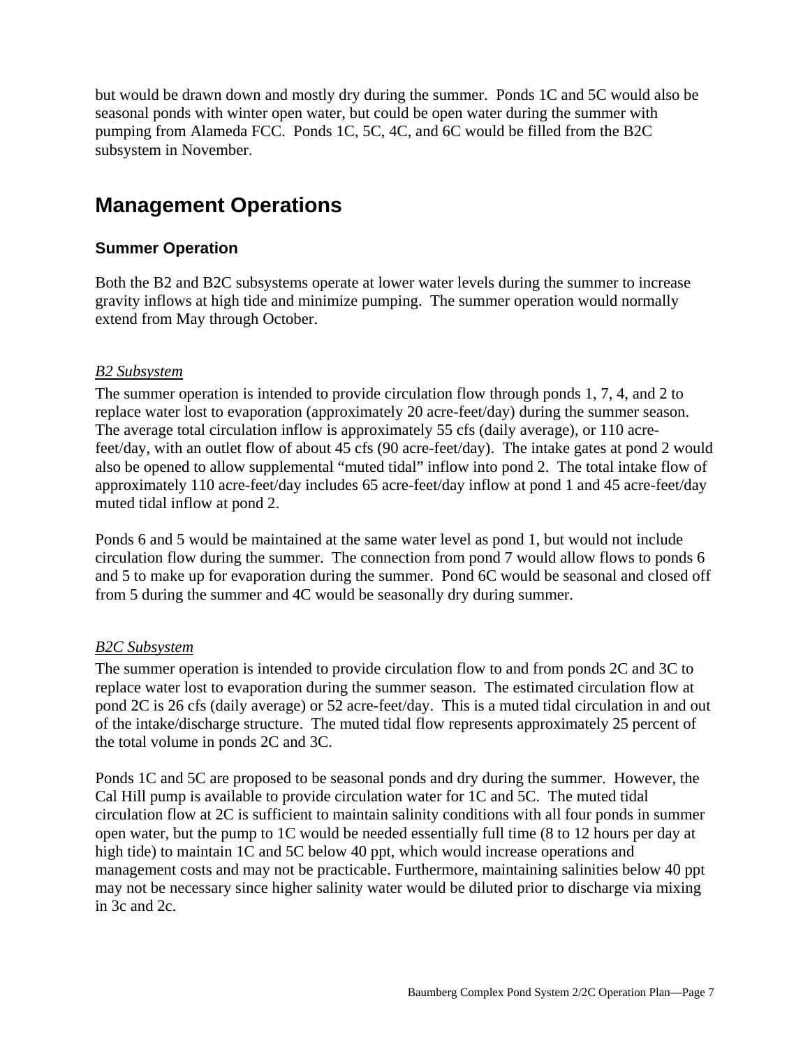but would be drawn down and mostly dry during the summer. Ponds 1C and 5C would also be seasonal ponds with winter open water, but could be open water during the summer with pumping from Alameda FCC. Ponds 1C, 5C, 4C, and 6C would be filled from the B2C subsystem in November.

# Management Operations

## Summer Operation

Both the B2 and B2C subsystems operate at lower water levels during the summer to increase gravity inflows at high tide and minimize pumping. The summer operation would normally extend from May through October.

### *B2 Subsystem*

The summer operation is intended to provide circulation flow through ponds 1, 7, 4, and 2 to replace water lost to evaporation (approximately 20 acre-feet/day) during the summer season. The average total circulation inflow is approximately 55 cfs (daily average), or 110 acre-feet/day, with an outlet flow of about 45 cfs (90 acre-feet/day). The intake gates at pond 2 would also be opened to allow supplemental "muted tidal" inflow into pond 2. The total intake flow of approximately 110 acre-feet/day includes 65 acre-feet/day inflow at pond 1 and 45 acre-feet/day muted tidal inflow at pond 2.

Ponds 6 and 5 would be maintained at the same water level as pond 1, but would not include circulation flow during the summer. The connection from pond 7 would allow flows to ponds 6 and 5 to make up for evaporation during the summer. Pond 6C would be seasonal and closed off from 5 during the summer and 4C would be seasonally dry during summer.

### *B2C Subsystem*

The summer operation is intended to provide circulation flow to and from ponds 2C and 3C to replace water lost to evaporation during the summer season. The estimated circulation flow at pond 2C is 26 cfs (daily average) or 52 acre-feet/day. This is a muted tidal circulation in and out of the intake/discharge structure. The muted tidal flow represents approximately 25 percent of the total volume in ponds 2C and 3C.

Ponds 1C and 5C are proposed to be seasonal ponds and dry during the summer. However, the Cal Hill pump is available to provide circulation water for 1C and 5C. The muted tidal circulation flow at 2C is sufficient to maintain salinity conditions with all four ponds in summer open water, but the pump to 1C would be needed essentially full time (8 to 12 hours per day at high tide) to maintain 1C and 5C below 40 ppt, which would increase operations and management costs and may not be practicable. Furthermore, maintaining salinities below 40 ppt may not be necessary since higher salinity water would be diluted prior to discharge via mixing in 3c and 2c.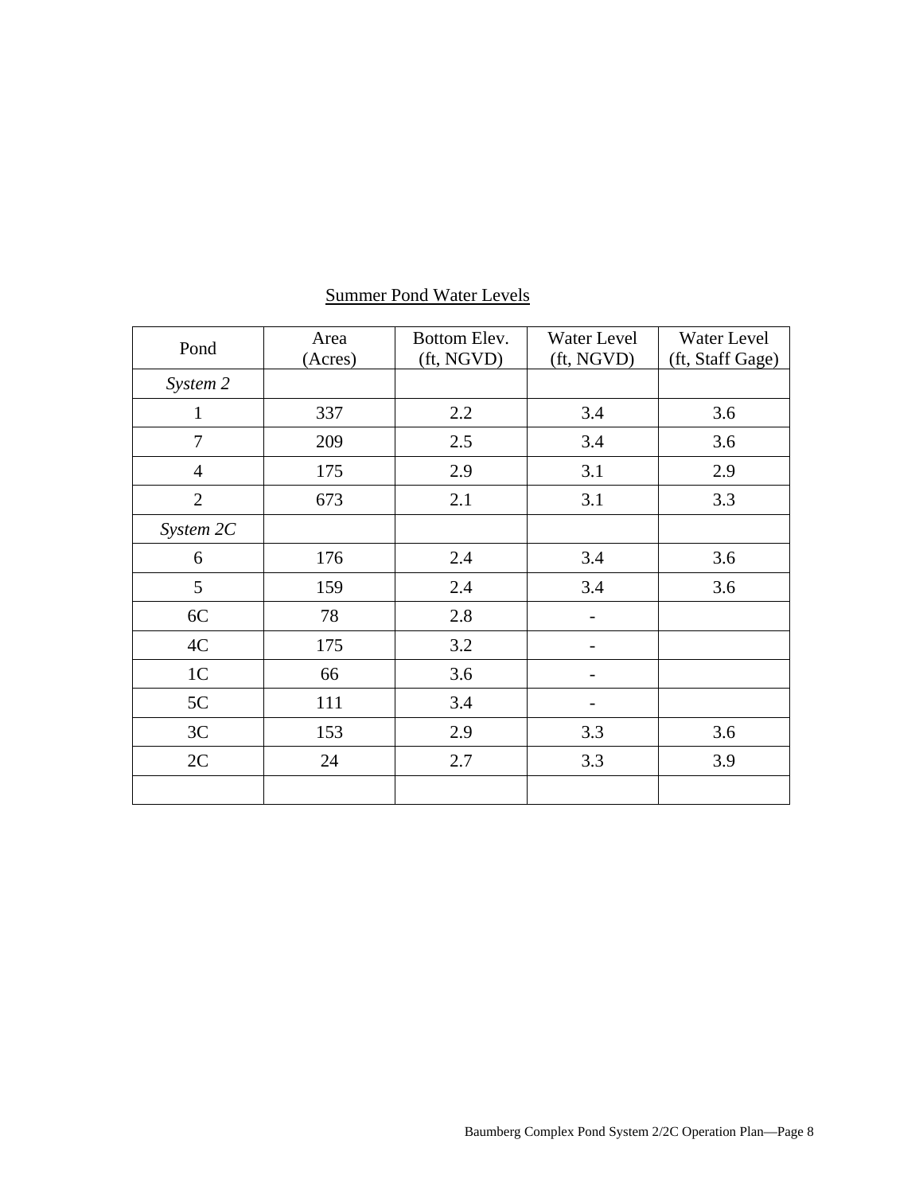Summer Pond Water Levels

| Pond | Area (Acres) | Bottom Elev. (ft, NGVD) | Water Level (ft, NGVD) | Water Level (ft, Staff Gage) |
|---|---|---|---|---|
| *System 2* | | | | |
| 1 | 337 | 2.2 | 3.4 | 3.6 |
| 7 | 209 | 2.5 | 3.4 | 3.6 |
| 4 | 175 | 2.9 | 3.1 | 2.9 |
| 2 | 673 | 2.1 | 3.1 | 3.3 |
| *System 2C* | | | | |
| 6 | 176 | 2.4 | 3.4 | 3.6 |
| 5 | 159 | 2.4 | 3.4 | 3.6 |
| 6C | 78 | 2.8 | - | |
| 4C | 175 | 3.2 | - | |
| 1C | 66 | 3.6 | - | |
| 5C | 111 | 3.4 | - | |
| 3C | 153 | 2.9 | 3.3 | 3.6 |
| 2C | 24 | 2.7 | 3.3 | 3.9 |
| | | | | |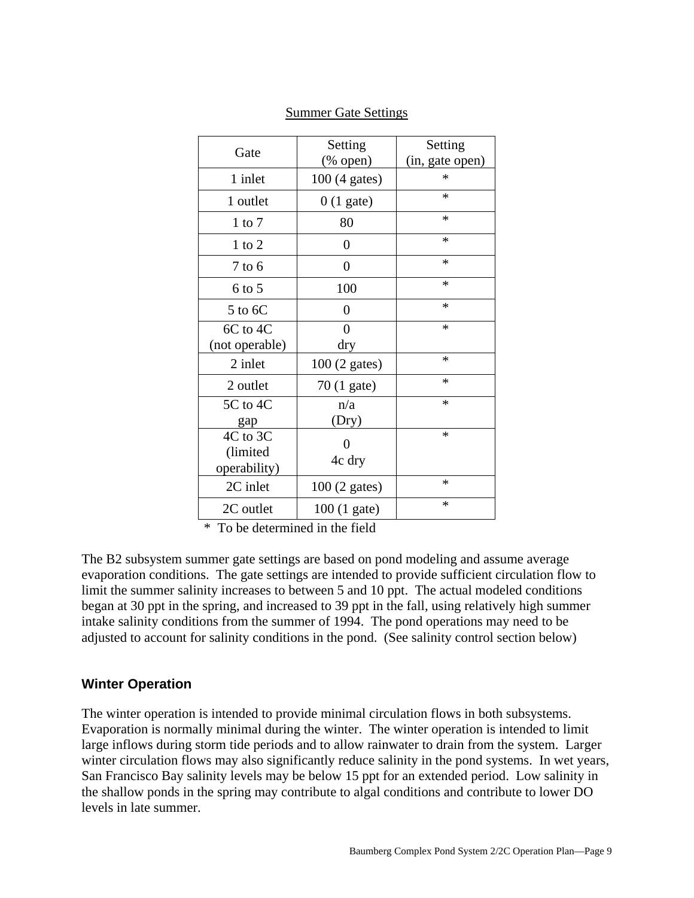Summer Gate Settings

| Gate | Setting (% open) | Setting (in, gate open) |
| --- | --- | --- |
| 1 inlet | 100 (4 gates) | * |
| 1 outlet | 0 (1 gate) | * |
| 1 to 7 | 80 | * |
| 1 to 2 | 0 | * |
| 7 to 6 | 0 | * |
| 6 to 5 | 100 | * |
| 5 to 6C | 0 | * |
| 6C to 4C (not operable) | 0 dry | * |
| 2 inlet | 100 (2 gates) | * |
| 2 outlet | 70 (1 gate) | * |
| 5C to 4C gap | n/a (Dry) | * |
| 4C to 3C (limited operability) | 0 4c dry | * |
| 2C inlet | 100 (2 gates) | * |
| 2C outlet | 100 (1 gate) | * |

* To be determined in the field

The B2 subsystem summer gate settings are based on pond modeling and assume average evaporation conditions. The gate settings are intended to provide sufficient circulation flow to limit the summer salinity increases to between 5 and 10 ppt. The actual modeled conditions began at 30 ppt in the spring, and increased to 39 ppt in the fall, using relatively high summer intake salinity conditions from the summer of 1994. The pond operations may need to be adjusted to account for salinity conditions in the pond. (See salinity control section below)

### Winter Operation

The winter operation is intended to provide minimal circulation flows in both subsystems. Evaporation is normally minimal during the winter. The winter operation is intended to limit large inflows during storm tide periods and to allow rainwater to drain from the system. Larger winter circulation flows may also significantly reduce salinity in the pond systems. In wet years, San Francisco Bay salinity levels may be below 15 ppt for an extended period. Low salinity in the shallow ponds in the spring may contribute to algal conditions and contribute to lower DO levels in late summer.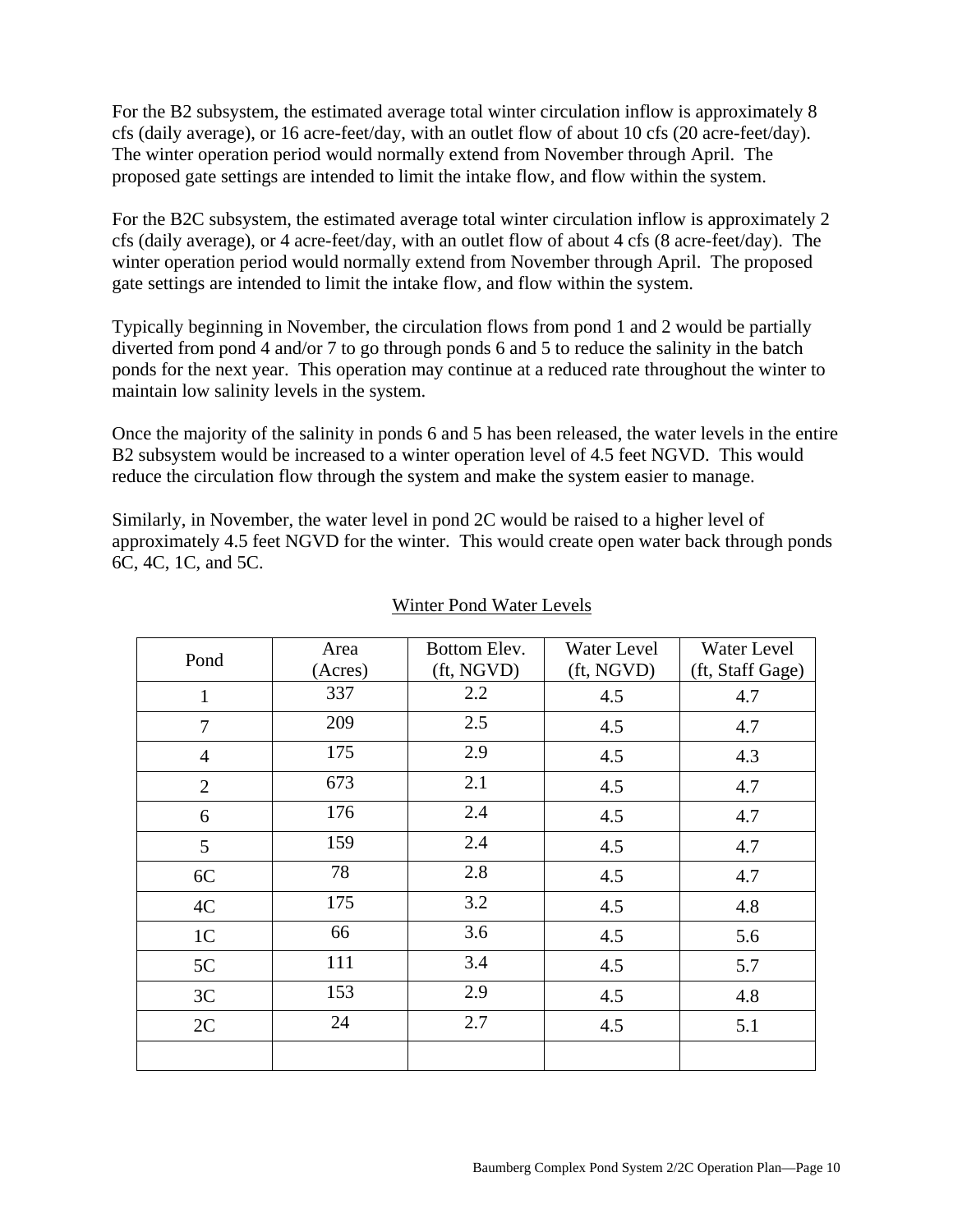For the B2 subsystem, the estimated average total winter circulation inflow is approximately 8 cfs (daily average), or 16 acre-feet/day, with an outlet flow of about 10 cfs (20 acre-feet/day). The winter operation period would normally extend from November through April. The proposed gate settings are intended to limit the intake flow, and flow within the system.

For the B2C subsystem, the estimated average total winter circulation inflow is approximately 2 cfs (daily average), or 4 acre-feet/day, with an outlet flow of about 4 cfs (8 acre-feet/day). The winter operation period would normally extend from November through April. The proposed gate settings are intended to limit the intake flow, and flow within the system.

Typically beginning in November, the circulation flows from pond 1 and 2 would be partially diverted from pond 4 and/or 7 to go through ponds 6 and 5 to reduce the salinity in the batch ponds for the next year. This operation may continue at a reduced rate throughout the winter to maintain low salinity levels in the system.

Once the majority of the salinity in ponds 6 and 5 has been released, the water levels in the entire B2 subsystem would be increased to a winter operation level of 4.5 feet NGVD. This would reduce the circulation flow through the system and make the system easier to manage.

Similarly, in November, the water level in pond 2C would be raised to a higher level of approximately 4.5 feet NGVD for the winter. This would create open water back through ponds 6C, 4C, 1C, and 5C.

Winter Pond Water Levels

| Pond | Area (Acres) | Bottom Elev. (ft, NGVD) | Water Level (ft, NGVD) | Water Level (ft, Staff Gage) |
|---|---|---|---|---|
| 1 | 337 | 2.2 | 4.5 | 4.7 |
| 7 | 209 | 2.5 | 4.5 | 4.7 |
| 4 | 175 | 2.9 | 4.5 | 4.3 |
| 2 | 673 | 2.1 | 4.5 | 4.7 |
| 6 | 176 | 2.4 | 4.5 | 4.7 |
| 5 | 159 | 2.4 | 4.5 | 4.7 |
| 6C | 78 | 2.8 | 4.5 | 4.7 |
| 4C | 175 | 3.2 | 4.5 | 4.8 |
| 1C | 66 | 3.6 | 4.5 | 5.6 |
| 5C | 111 | 3.4 | 4.5 | 5.7 |
| 3C | 153 | 2.9 | 4.5 | 4.8 |
| 2C | 24 | 2.7 | 4.5 | 5.1 |
| | | | | |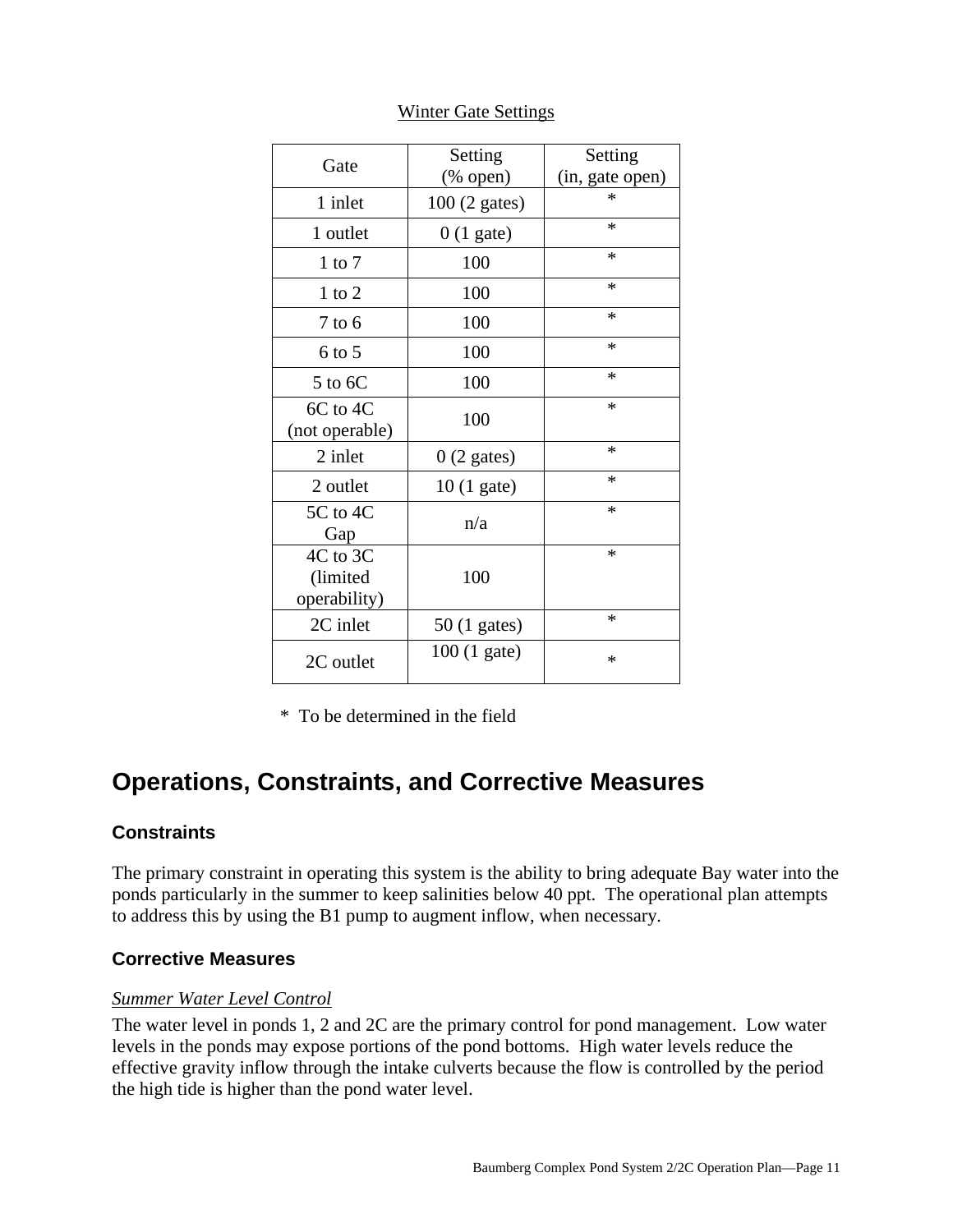Winter Gate Settings

| Gate | Setting (% open) | Setting (in, gate open) |
|---|---|---|
| 1 inlet | 100 (2 gates) | * |
| 1 outlet | 0 (1 gate) | * |
| 1 to 7 | 100 | * |
| 1 to 2 | 100 | * |
| 7 to 6 | 100 | * |
| 6 to 5 | 100 | * |
| 5 to 6C | 100 | * |
| 6C to 4C (not operable) | 100 | * |
| 2 inlet | 0 (2 gates) | * |
| 2 outlet | 10 (1 gate) | * |
| 5C to 4C Gap | n/a | * |
| 4C to 3C (limited operability) | 100 | * |
| 2C inlet | 50 (1 gates) | * |
| 2C outlet | 100 (1 gate) | * |

\* To be determined in the field

# Operations, Constraints, and Corrective Measures

## Constraints

The primary constraint in operating this system is the ability to bring adequate Bay water into the ponds particularly in the summer to keep salinities below 40 ppt. The operational plan attempts to address this by using the B1 pump to augment inflow, when necessary.

## Corrective Measures

*Summer Water Level Control*

The water level in ponds 1, 2 and 2C are the primary control for pond management. Low water levels in the ponds may expose portions of the pond bottoms. High water levels reduce the effective gravity inflow through the intake culverts because the flow is controlled by the period the high tide is higher than the pond water level.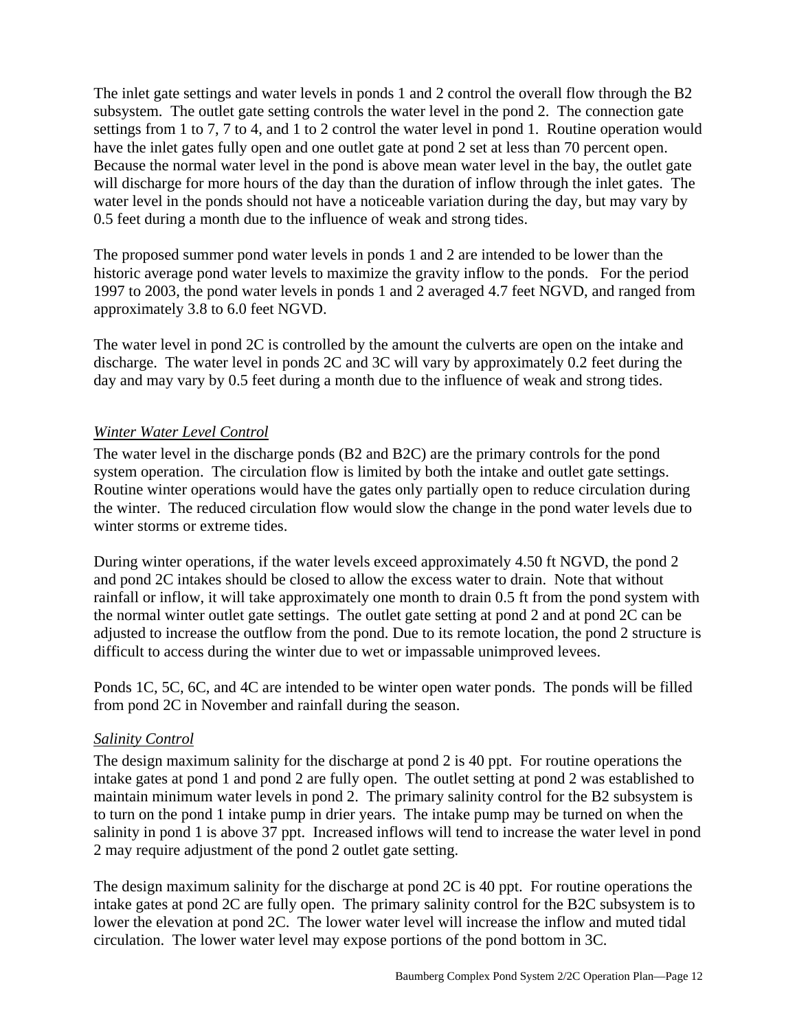The inlet gate settings and water levels in ponds 1 and 2 control the overall flow through the B2 subsystem. The outlet gate setting controls the water level in the pond 2. The connection gate settings from 1 to 7, 7 to 4, and 1 to 2 control the water level in pond 1. Routine operation would have the inlet gates fully open and one outlet gate at pond 2 set at less than 70 percent open. Because the normal water level in the pond is above mean water level in the bay, the outlet gate will discharge for more hours of the day than the duration of inflow through the inlet gates. The water level in the ponds should not have a noticeable variation during the day, but may vary by 0.5 feet during a month due to the influence of weak and strong tides.

The proposed summer pond water levels in ponds 1 and 2 are intended to be lower than the historic average pond water levels to maximize the gravity inflow to the ponds. For the period 1997 to 2003, the pond water levels in ponds 1 and 2 averaged 4.7 feet NGVD, and ranged from approximately 3.8 to 6.0 feet NGVD.

The water level in pond 2C is controlled by the amount the culverts are open on the intake and discharge. The water level in ponds 2C and 3C will vary by approximately 0.2 feet during the day and may vary by 0.5 feet during a month due to the influence of weak and strong tides.

*Winter Water Level Control*

The water level in the discharge ponds (B2 and B2C) are the primary controls for the pond system operation. The circulation flow is limited by both the intake and outlet gate settings. Routine winter operations would have the gates only partially open to reduce circulation during the winter. The reduced circulation flow would slow the change in the pond water levels due to winter storms or extreme tides.

During winter operations, if the water levels exceed approximately 4.50 ft NGVD, the pond 2 and pond 2C intakes should be closed to allow the excess water to drain. Note that without rainfall or inflow, it will take approximately one month to drain 0.5 ft from the pond system with the normal winter outlet gate settings. The outlet gate setting at pond 2 and at pond 2C can be adjusted to increase the outflow from the pond. Due to its remote location, the pond 2 structure is difficult to access during the winter due to wet or impassable unimproved levees.

Ponds 1C, 5C, 6C, and 4C are intended to be winter open water ponds. The ponds will be filled from pond 2C in November and rainfall during the season.

*Salinity Control*

The design maximum salinity for the discharge at pond 2 is 40 ppt. For routine operations the intake gates at pond 1 and pond 2 are fully open. The outlet setting at pond 2 was established to maintain minimum water levels in pond 2. The primary salinity control for the B2 subsystem is to turn on the pond 1 intake pump in drier years. The intake pump may be turned on when the salinity in pond 1 is above 37 ppt. Increased inflows will tend to increase the water level in pond 2 may require adjustment of the pond 2 outlet gate setting.

The design maximum salinity for the discharge at pond 2C is 40 ppt. For routine operations the intake gates at pond 2C are fully open. The primary salinity control for the B2C subsystem is to lower the elevation at pond 2C. The lower water level will increase the inflow and muted tidal circulation. The lower water level may expose portions of the pond bottom in 3C.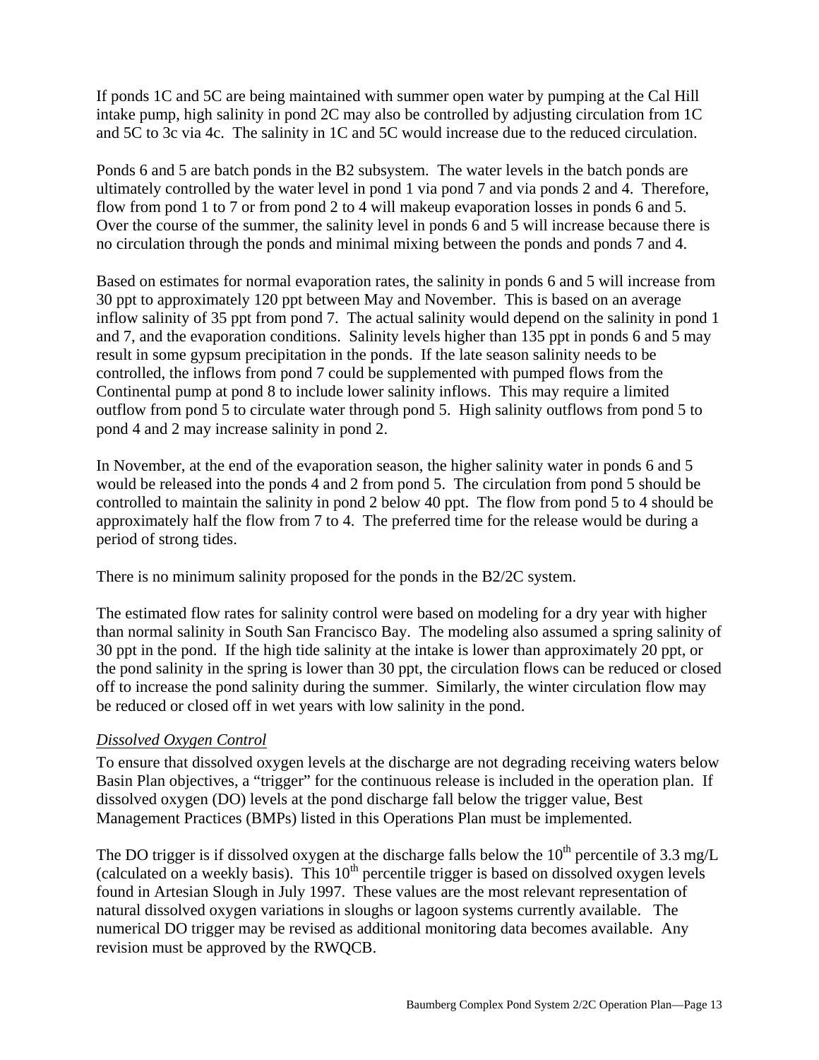If ponds 1C and 5C are being maintained with summer open water by pumping at the Cal Hill intake pump, high salinity in pond 2C may also be controlled by adjusting circulation from 1C and 5C to 3c via 4c. The salinity in 1C and 5C would increase due to the reduced circulation.

Ponds 6 and 5 are batch ponds in the B2 subsystem. The water levels in the batch ponds are ultimately controlled by the water level in pond 1 via pond 7 and via ponds 2 and 4. Therefore, flow from pond 1 to 7 or from pond 2 to 4 will makeup evaporation losses in ponds 6 and 5. Over the course of the summer, the salinity level in ponds 6 and 5 will increase because there is no circulation through the ponds and minimal mixing between the ponds and ponds 7 and 4.

Based on estimates for normal evaporation rates, the salinity in ponds 6 and 5 will increase from 30 ppt to approximately 120 ppt between May and November. This is based on an average inflow salinity of 35 ppt from pond 7. The actual salinity would depend on the salinity in pond 1 and 7, and the evaporation conditions. Salinity levels higher than 135 ppt in ponds 6 and 5 may result in some gypsum precipitation in the ponds. If the late season salinity needs to be controlled, the inflows from pond 7 could be supplemented with pumped flows from the Continental pump at pond 8 to include lower salinity inflows. This may require a limited outflow from pond 5 to circulate water through pond 5. High salinity outflows from pond 5 to pond 4 and 2 may increase salinity in pond 2.

In November, at the end of the evaporation season, the higher salinity water in ponds 6 and 5 would be released into the ponds 4 and 2 from pond 5. The circulation from pond 5 should be controlled to maintain the salinity in pond 2 below 40 ppt. The flow from pond 5 to 4 should be approximately half the flow from 7 to 4. The preferred time for the release would be during a period of strong tides.

There is no minimum salinity proposed for the ponds in the B2/2C system.

The estimated flow rates for salinity control were based on modeling for a dry year with higher than normal salinity in South San Francisco Bay. The modeling also assumed a spring salinity of 30 ppt in the pond. If the high tide salinity at the intake is lower than approximately 20 ppt, or the pond salinity in the spring is lower than 30 ppt, the circulation flows can be reduced or closed off to increase the pond salinity during the summer. Similarly, the winter circulation flow may be reduced or closed off in wet years with low salinity in the pond.

*Dissolved Oxygen Control*

To ensure that dissolved oxygen levels at the discharge are not degrading receiving waters below Basin Plan objectives, a "trigger" for the continuous release is included in the operation plan. If dissolved oxygen (DO) levels at the pond discharge fall below the trigger value, Best Management Practices (BMPs) listed in this Operations Plan must be implemented.

The DO trigger is if dissolved oxygen at the discharge falls below the $10^{th}$ percentile of 3.3 mg/L (calculated on a weekly basis). This $10^{th}$ percentile trigger is based on dissolved oxygen levels found in Artesian Slough in July 1997. These values are the most relevant representation of natural dissolved oxygen variations in sloughs or lagoon systems currently available. The numerical DO trigger may be revised as additional monitoring data becomes available. Any revision must be approved by the RWQCB.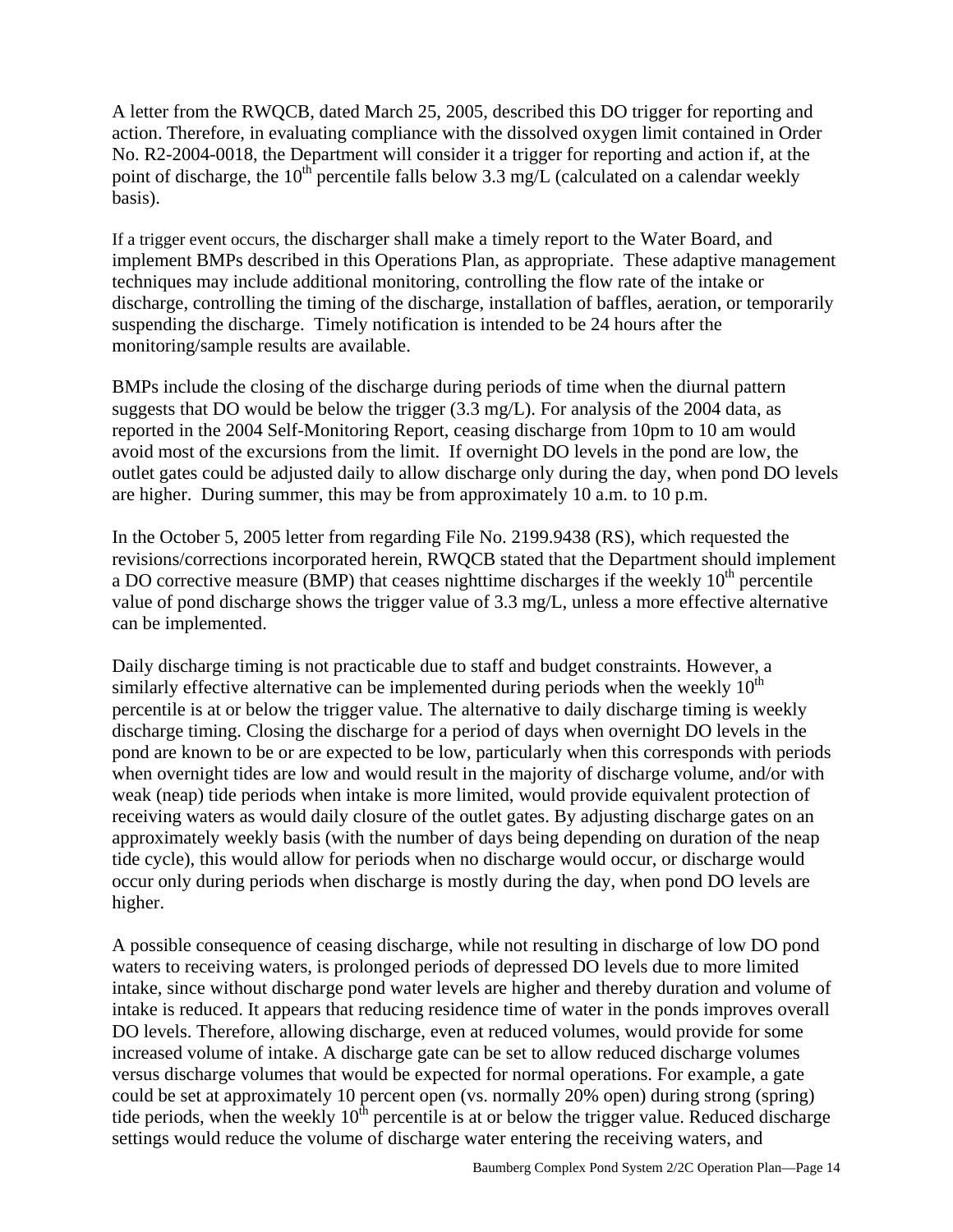A letter from the RWQCB, dated March 25, 2005, described this DO trigger for reporting and action. Therefore, in evaluating compliance with the dissolved oxygen limit contained in Order No. R2-2004-0018, the Department will consider it a trigger for reporting and action if, at the point of discharge, the $10^{th}$ percentile falls below 3.3 mg/L (calculated on a calendar weekly basis).

If a trigger event occurs, the discharger shall make a timely report to the Water Board, and implement BMPs described in this Operations Plan, as appropriate. These adaptive management techniques may include additional monitoring, controlling the flow rate of the intake or discharge, controlling the timing of the discharge, installation of baffles, aeration, or temporarily suspending the discharge. Timely notification is intended to be 24 hours after the monitoring/sample results are available.

BMPs include the closing of the discharge during periods of time when the diurnal pattern suggests that DO would be below the trigger (3.3 mg/L). For analysis of the 2004 data, as reported in the 2004 Self-Monitoring Report, ceasing discharge from 10pm to 10 am would avoid most of the excursions from the limit. If overnight DO levels in the pond are low, the outlet gates could be adjusted daily to allow discharge only during the day, when pond DO levels are higher. During summer, this may be from approximately 10 a.m. to 10 p.m.

In the October 5, 2005 letter from regarding File No. 2199.9438 (RS), which requested the revisions/corrections incorporated herein, RWQCB stated that the Department should implement a DO corrective measure (BMP) that ceases nighttime discharges if the weekly $10^{th}$ percentile value of pond discharge shows the trigger value of 3.3 mg/L, unless a more effective alternative can be implemented.

Daily discharge timing is not practicable due to staff and budget constraints. However, a similarly effective alternative can be implemented during periods when the weekly $10^{th}$ percentile is at or below the trigger value. The alternative to daily discharge timing is weekly discharge timing. Closing the discharge for a period of days when overnight DO levels in the pond are known to be or are expected to be low, particularly when this corresponds with periods when overnight tides are low and would result in the majority of discharge volume, and/or with weak (neap) tide periods when intake is more limited, would provide equivalent protection of receiving waters as would daily closure of the outlet gates. By adjusting discharge gates on an approximately weekly basis (with the number of days being depending on duration of the neap tide cycle), this would allow for periods when no discharge would occur, or discharge would occur only during periods when discharge is mostly during the day, when pond DO levels are higher.

A possible consequence of ceasing discharge, while not resulting in discharge of low DO pond waters to receiving waters, is prolonged periods of depressed DO levels due to more limited intake, since without discharge pond water levels are higher and thereby duration and volume of intake is reduced. It appears that reducing residence time of water in the ponds improves overall DO levels. Therefore, allowing discharge, even at reduced volumes, would provide for some increased volume of intake. A discharge gate can be set to allow reduced discharge volumes versus discharge volumes that would be expected for normal operations. For example, a gate could be set at approximately 10 percent open (vs. normally 20% open) during strong (spring) tide periods, when the weekly $10^{th}$ percentile is at or below the trigger value. Reduced discharge settings would reduce the volume of discharge water entering the receiving waters, and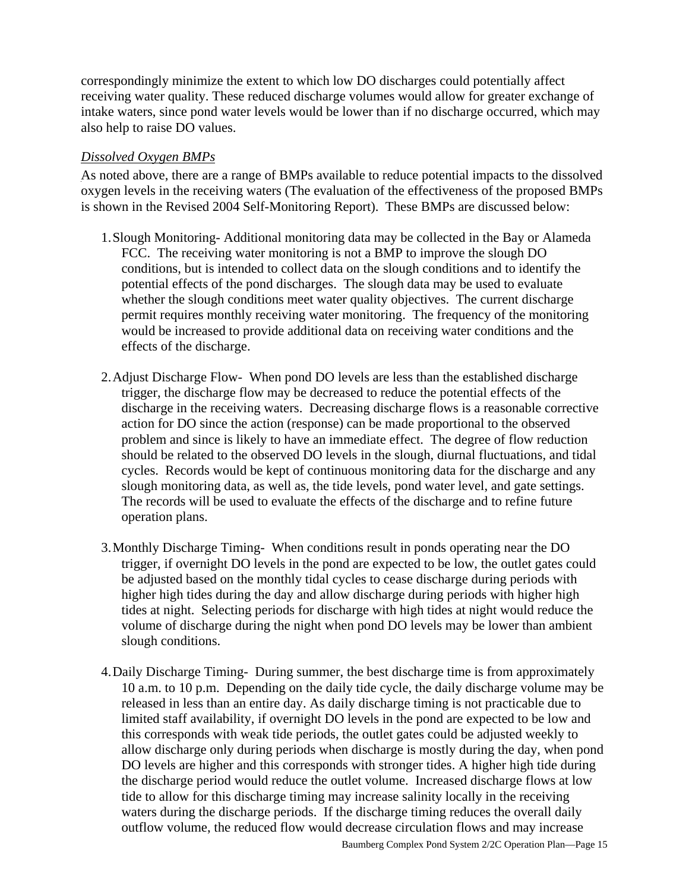correspondingly minimize the extent to which low DO discharges could potentially affect receiving water quality. These reduced discharge volumes would allow for greater exchange of intake waters, since pond water levels would be lower than if no discharge occurred, which may also help to raise DO values.

*Dissolved Oxygen BMPs*

As noted above, there are a range of BMPs available to reduce potential impacts to the dissolved oxygen levels in the receiving waters (The evaluation of the effectiveness of the proposed BMPs is shown in the Revised 2004 Self-Monitoring Report). These BMPs are discussed below:

1. Slough Monitoring- Additional monitoring data may be collected in the Bay or Alameda FCC. The receiving water monitoring is not a BMP to improve the slough DO conditions, but is intended to collect data on the slough conditions and to identify the potential effects of the pond discharges. The slough data may be used to evaluate whether the slough conditions meet water quality objectives. The current discharge permit requires monthly receiving water monitoring. The frequency of the monitoring would be increased to provide additional data on receiving water conditions and the effects of the discharge.

2. Adjust Discharge Flow- When pond DO levels are less than the established discharge trigger, the discharge flow may be decreased to reduce the potential effects of the discharge in the receiving waters. Decreasing discharge flows is a reasonable corrective action for DO since the action (response) can be made proportional to the observed problem and since is likely to have an immediate effect. The degree of flow reduction should be related to the observed DO levels in the slough, diurnal fluctuations, and tidal cycles. Records would be kept of continuous monitoring data for the discharge and any slough monitoring data, as well as, the tide levels, pond water level, and gate settings. The records will be used to evaluate the effects of the discharge and to refine future operation plans.

3. Monthly Discharge Timing- When conditions result in ponds operating near the DO trigger, if overnight DO levels in the pond are expected to be low, the outlet gates could be adjusted based on the monthly tidal cycles to cease discharge during periods with higher high tides during the day and allow discharge during periods with higher high tides at night. Selecting periods for discharge with high tides at night would reduce the volume of discharge during the night when pond DO levels may be lower than ambient slough conditions.

4. Daily Discharge Timing- During summer, the best discharge time is from approximately 10 a.m. to 10 p.m. Depending on the daily tide cycle, the daily discharge volume may be released in less than an entire day. As daily discharge timing is not practicable due to limited staff availability, if overnight DO levels in the pond are expected to be low and this corresponds with weak tide periods, the outlet gates could be adjusted weekly to allow discharge only during periods when discharge is mostly during the day, when pond DO levels are higher and this corresponds with stronger tides. A higher high tide during the discharge period would reduce the outlet volume. Increased discharge flows at low tide to allow for this discharge timing may increase salinity locally in the receiving waters during the discharge periods. If the discharge timing reduces the overall daily outflow volume, the reduced flow would decrease circulation flows and may increase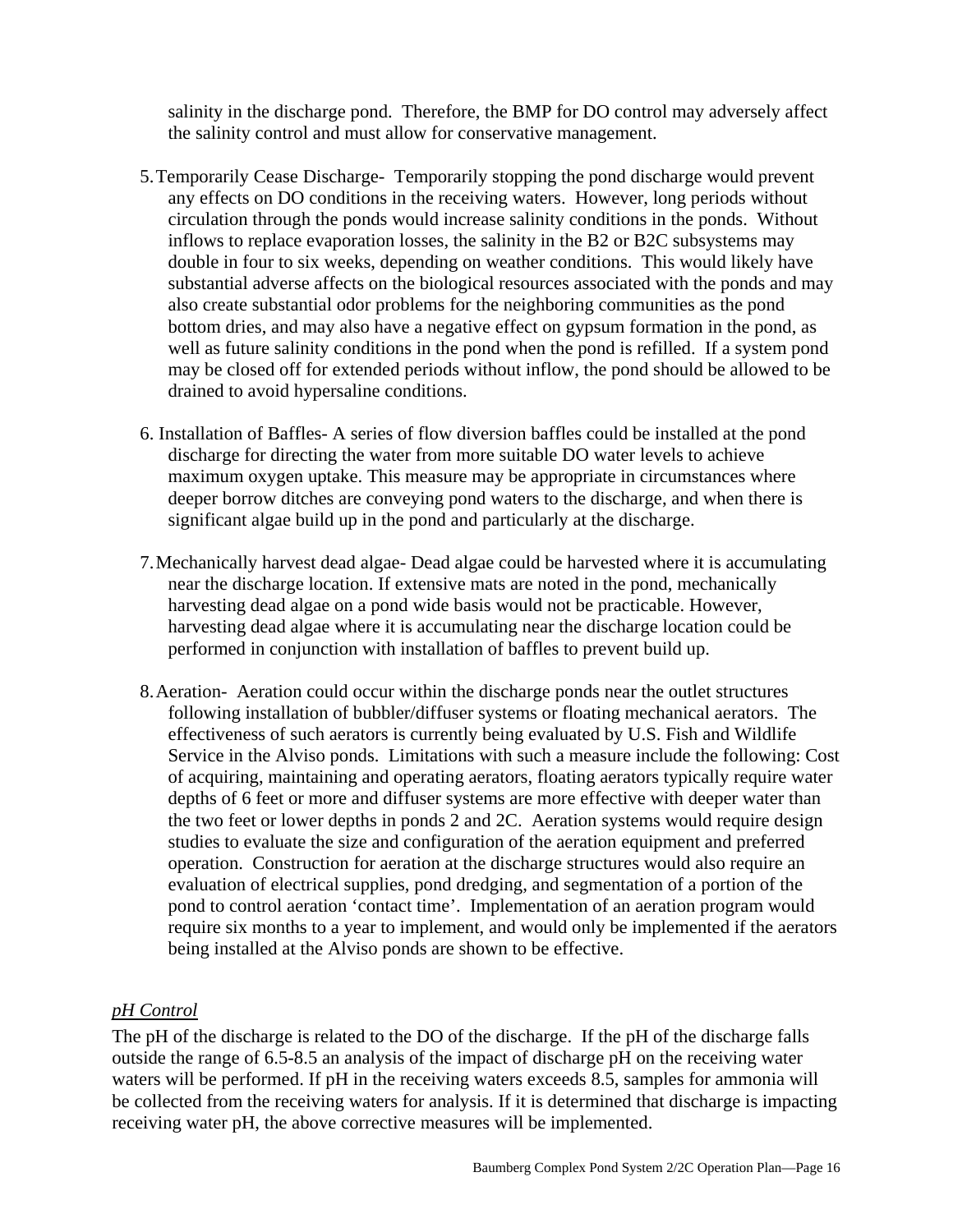salinity in the discharge pond. Therefore, the BMP for DO control may adversely affect the salinity control and must allow for conservative management.

5. Temporarily Cease Discharge- Temporarily stopping the pond discharge would prevent any effects on DO conditions in the receiving waters. However, long periods without circulation through the ponds would increase salinity conditions in the ponds. Without inflows to replace evaporation losses, the salinity in the B2 or B2C subsystems may double in four to six weeks, depending on weather conditions. This would likely have substantial adverse affects on the biological resources associated with the ponds and may also create substantial odor problems for the neighboring communities as the pond bottom dries, and may also have a negative effect on gypsum formation in the pond, as well as future salinity conditions in the pond when the pond is refilled. If a system pond may be closed off for extended periods without inflow, the pond should be allowed to be drained to avoid hypersaline conditions.

6. Installation of Baffles- A series of flow diversion baffles could be installed at the pond discharge for directing the water from more suitable DO water levels to achieve maximum oxygen uptake. This measure may be appropriate in circumstances where deeper borrow ditches are conveying pond waters to the discharge, and when there is significant algae build up in the pond and particularly at the discharge.

7. Mechanically harvest dead algae- Dead algae could be harvested where it is accumulating near the discharge location. If extensive mats are noted in the pond, mechanically harvesting dead algae on a pond wide basis would not be practicable. However, harvesting dead algae where it is accumulating near the discharge location could be performed in conjunction with installation of baffles to prevent build up.

8. Aeration- Aeration could occur within the discharge ponds near the outlet structures following installation of bubbler/diffuser systems or floating mechanical aerators. The effectiveness of such aerators is currently being evaluated by U.S. Fish and Wildlife Service in the Alviso ponds. Limitations with such a measure include the following: Cost of acquiring, maintaining and operating aerators, floating aerators typically require water depths of 6 feet or more and diffuser systems are more effective with deeper water than the two feet or lower depths in ponds 2 and 2C. Aeration systems would require design studies to evaluate the size and configuration of the aeration equipment and preferred operation. Construction for aeration at the discharge structures would also require an evaluation of electrical supplies, pond dredging, and segmentation of a portion of the pond to control aeration 'contact time'. Implementation of an aeration program would require six months to a year to implement, and would only be implemented if the aerators being installed at the Alviso ponds are shown to be effective.

*pH Control*

The pH of the discharge is related to the DO of the discharge. If the pH of the discharge falls outside the range of 6.5-8.5 an analysis of the impact of discharge pH on the receiving water waters will be performed. If pH in the receiving waters exceeds 8.5, samples for ammonia will be collected from the receiving waters for analysis. If it is determined that discharge is impacting receiving water pH, the above corrective measures will be implemented.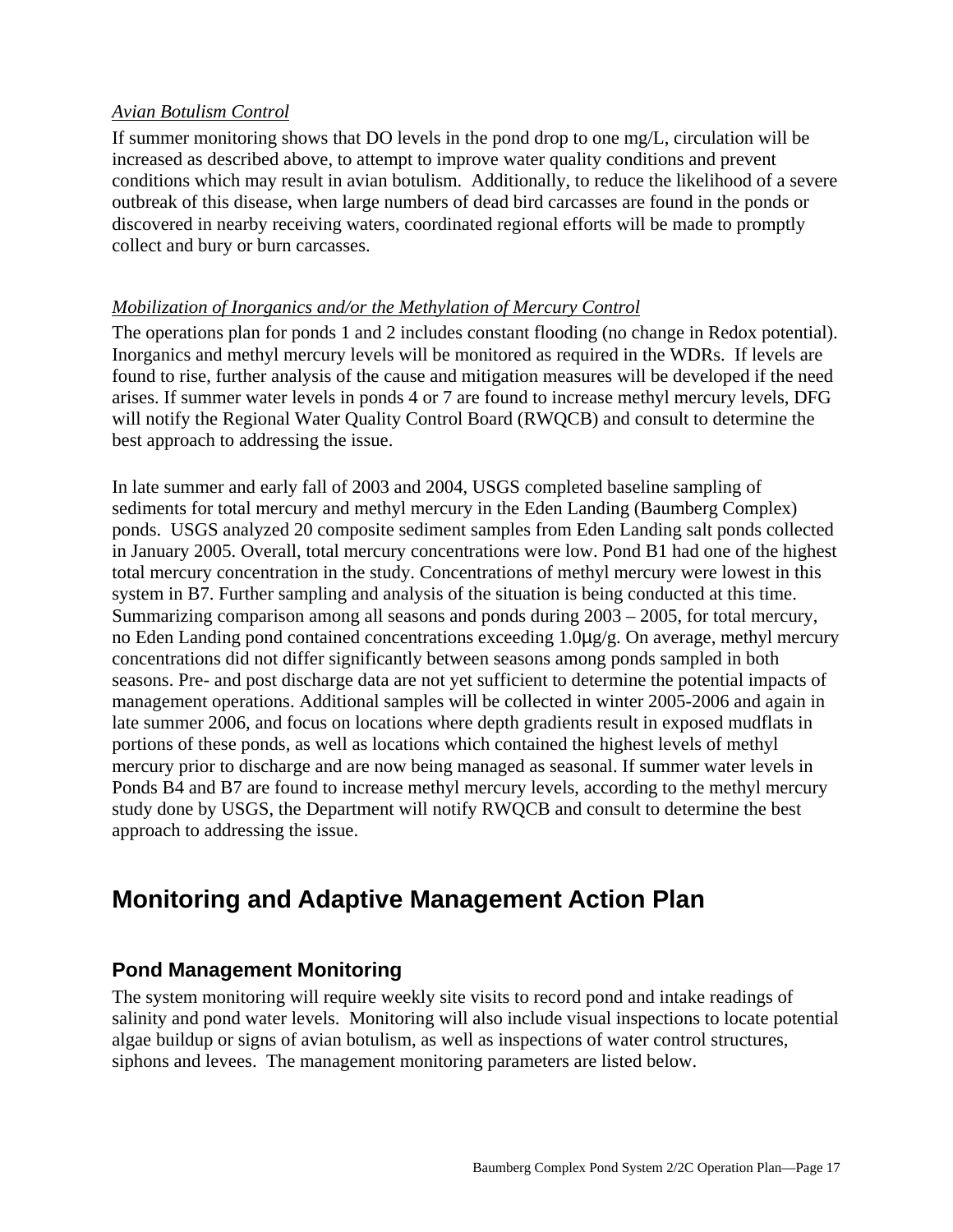*Avian Botulism Control*

If summer monitoring shows that DO levels in the pond drop to one mg/L, circulation will be increased as described above, to attempt to improve water quality conditions and prevent conditions which may result in avian botulism. Additionally, to reduce the likelihood of a severe outbreak of this disease, when large numbers of dead bird carcasses are found in the ponds or discovered in nearby receiving waters, coordinated regional efforts will be made to promptly collect and bury or burn carcasses.

*Mobilization of Inorganics and/or the Methylation of Mercury Control*

The operations plan for ponds 1 and 2 includes constant flooding (no change in Redox potential). Inorganics and methyl mercury levels will be monitored as required in the WDRs. If levels are found to rise, further analysis of the cause and mitigation measures will be developed if the need arises. If summer water levels in ponds 4 or 7 are found to increase methyl mercury levels, DFG will notify the Regional Water Quality Control Board (RWQCB) and consult to determine the best approach to addressing the issue.

In late summer and early fall of 2003 and 2004, USGS completed baseline sampling of sediments for total mercury and methyl mercury in the Eden Landing (Baumberg Complex) ponds. USGS analyzed 20 composite sediment samples from Eden Landing salt ponds collected in January 2005. Overall, total mercury concentrations were low. Pond B1 had one of the highest total mercury concentration in the study. Concentrations of methyl mercury were lowest in this system in B7. Further sampling and analysis of the situation is being conducted at this time. Summarizing comparison among all seasons and ponds during 2003 – 2005, for total mercury, no Eden Landing pond contained concentrations exceeding 1.0μg/g. On average, methyl mercury concentrations did not differ significantly between seasons among ponds sampled in both seasons. Pre- and post discharge data are not yet sufficient to determine the potential impacts of management operations. Additional samples will be collected in winter 2005-2006 and again in late summer 2006, and focus on locations where depth gradients result in exposed mudflats in portions of these ponds, as well as locations which contained the highest levels of methyl mercury prior to discharge and are now being managed as seasonal. If summer water levels in Ponds B4 and B7 are found to increase methyl mercury levels, according to the methyl mercury study done by USGS, the Department will notify RWQCB and consult to determine the best approach to addressing the issue.

# Monitoring and Adaptive Management Action Plan

## Pond Management Monitoring

The system monitoring will require weekly site visits to record pond and intake readings of salinity and pond water levels. Monitoring will also include visual inspections to locate potential algae buildup or signs of avian botulism, as well as inspections of water control structures, siphons and levees. The management monitoring parameters are listed below.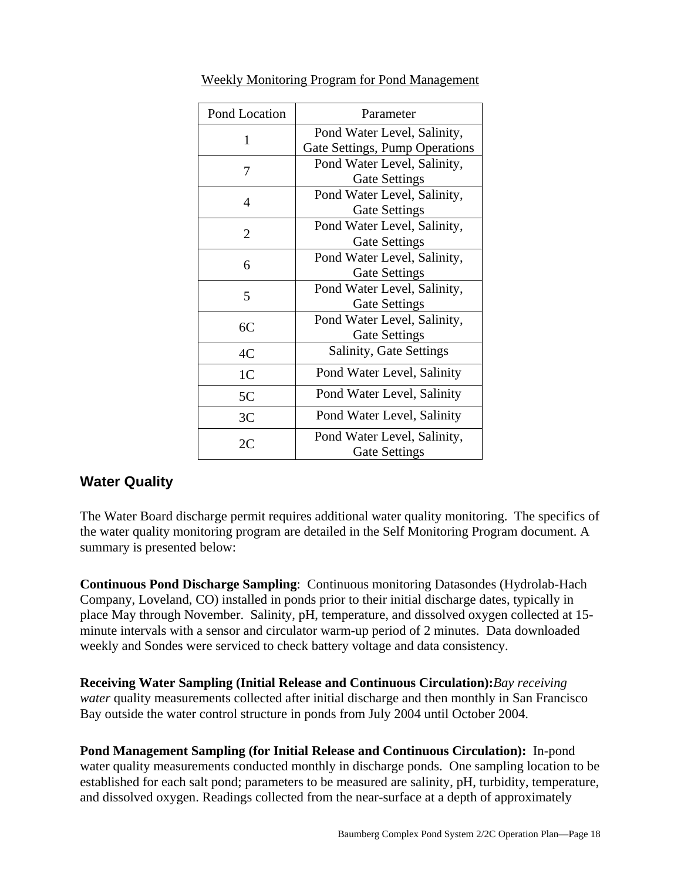Weekly Monitoring Program for Pond Management

| Pond Location | Parameter |
|---|---|
| 1 | Pond Water Level, Salinity, Gate Settings, Pump Operations |
| 7 | Pond Water Level, Salinity, Gate Settings |
| 4 | Pond Water Level, Salinity, Gate Settings |
| 2 | Pond Water Level, Salinity, Gate Settings |
| 6 | Pond Water Level, Salinity, Gate Settings |
| 5 | Pond Water Level, Salinity, Gate Settings |
| 6C | Pond Water Level, Salinity, Gate Settings |
| 4C | Salinity, Gate Settings |
| 1C | Pond Water Level, Salinity |
| 5C | Pond Water Level, Salinity |
| 3C | Pond Water Level, Salinity |
| 2C | Pond Water Level, Salinity, Gate Settings |

## Water Quality

The Water Board discharge permit requires additional water quality monitoring. The specifics of the water quality monitoring program are detailed in the Self Monitoring Program document. A summary is presented below:

**Continuous Pond Discharge Sampling**: Continuous monitoring Datasondes (Hydrolab-Hach Company, Loveland, CO) installed in ponds prior to their initial discharge dates, typically in place May through November. Salinity, pH, temperature, and dissolved oxygen collected at 15-minute intervals with a sensor and circulator warm-up period of 2 minutes. Data downloaded weekly and Sondes were serviced to check battery voltage and data consistency.

**Receiving Water Sampling (Initial Release and Continuous Circulation):***Bay receiving water* quality measurements collected after initial discharge and then monthly in San Francisco Bay outside the water control structure in ponds from July 2004 until October 2004.

**Pond Management Sampling (for Initial Release and Continuous Circulation):** In-pond water quality measurements conducted monthly in discharge ponds. One sampling location to be established for each salt pond; parameters to be measured are salinity, pH, turbidity, temperature, and dissolved oxygen. Readings collected from the near-surface at a depth of approximately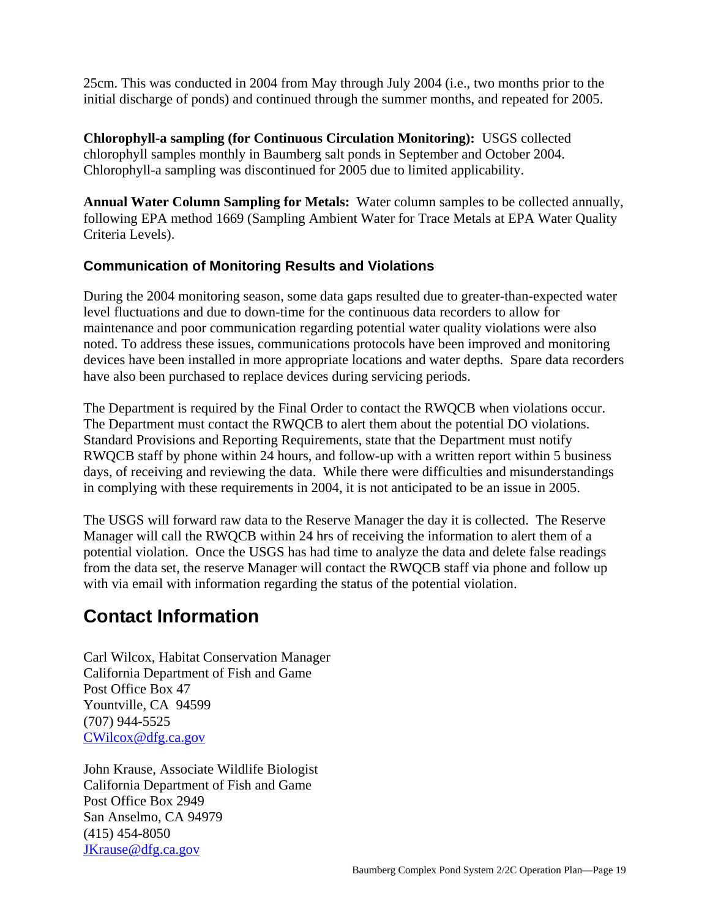25cm. This was conducted in 2004 from May through July 2004 (i.e., two months prior to the initial discharge of ponds) and continued through the summer months, and repeated for 2005.

**Chlorophyll-a sampling (for Continuous Circulation Monitoring):** USGS collected chlorophyll samples monthly in Baumberg salt ponds in September and October 2004. Chlorophyll-a sampling was discontinued for 2005 due to limited applicability.

**Annual Water Column Sampling for Metals:** Water column samples to be collected annually, following EPA method 1669 (Sampling Ambient Water for Trace Metals at EPA Water Quality Criteria Levels).

### Communication of Monitoring Results and Violations

During the 2004 monitoring season, some data gaps resulted due to greater-than-expected water level fluctuations and due to down-time for the continuous data recorders to allow for maintenance and poor communication regarding potential water quality violations were also noted. To address these issues, communications protocols have been improved and monitoring devices have been installed in more appropriate locations and water depths. Spare data recorders have also been purchased to replace devices during servicing periods.

The Department is required by the Final Order to contact the RWQCB when violations occur. The Department must contact the RWQCB to alert them about the potential DO violations. Standard Provisions and Reporting Requirements, state that the Department must notify RWQCB staff by phone within 24 hours, and follow-up with a written report within 5 business days, of receiving and reviewing the data. While there were difficulties and misunderstandings in complying with these requirements in 2004, it is not anticipated to be an issue in 2005.

The USGS will forward raw data to the Reserve Manager the day it is collected. The Reserve Manager will call the RWQCB within 24 hrs of receiving the information to alert them of a potential violation. Once the USGS has had time to analyze the data and delete false readings from the data set, the reserve Manager will contact the RWQCB staff via phone and follow up with via email with information regarding the status of the potential violation.

## Contact Information

Carl Wilcox, Habitat Conservation Manager
California Department of Fish and Game
Post Office Box 47
Yountville, CA 94599
(707) 944-5525
CWilcox@dfg.ca.gov

John Krause, Associate Wildlife Biologist
California Department of Fish and Game
Post Office Box 2949
San Anselmo, CA 94979
(415) 454-8050
JKrause@dfg.ca.gov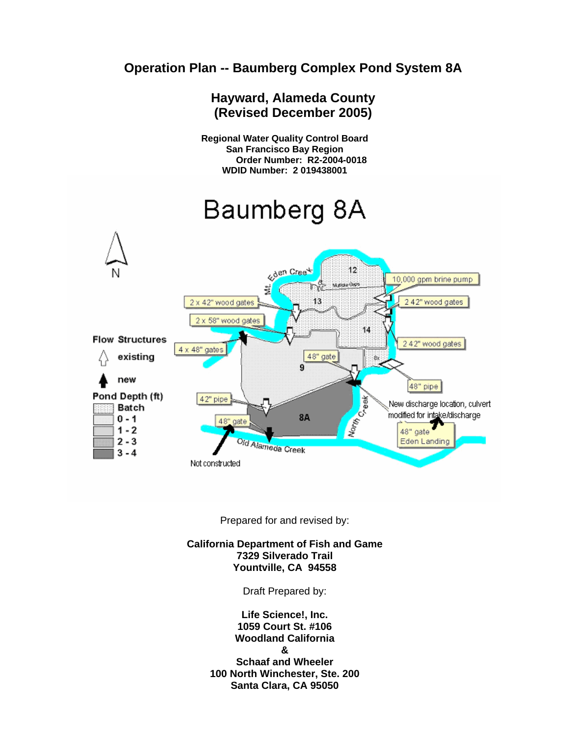# Operation Plan -- Baumberg Complex Pond System 8A

## Hayward, Alameda County
## (Revised December 2005)

**Regional Water Quality Control Board**
**San Francisco Bay Region**
**Order Number: R2-2004-0018**
**WDID Number: 2 019438001**

Baumberg 8A

N

Flow Structures
- existing
- new

Pond Depth (ft)
- Batch
- 0 - 1
- 1 - 2
- 2 - 3
- 3 - 4

Mt. Eden Creek, 12, 13, 14, 9, 8A, 8x, Multiple Gaps

10,000 gpm brine pump

2 x 42" wood gates

2 42" wood gates

2 x 58" wood gates

2 42" wood gates

4 x 48" gates

48" gate

48" pipe

42" pipe

48" gate

New discharge location, culvert modified for intake/discharge

48" gate Eden Landing

North Creek

Old Alameda Creek

Not constructed

Prepared for and revised by:

**California Department of Fish and Game**
**7329 Silverado Trail**
**Yountville, CA 94558**

Draft Prepared by:

**Life Science!, Inc.**
**1059 Court St. #106**
**Woodland California**
**&**
**Schaaf and Wheeler**
**100 North Winchester, Ste. 200**
**Santa Clara, CA 95050**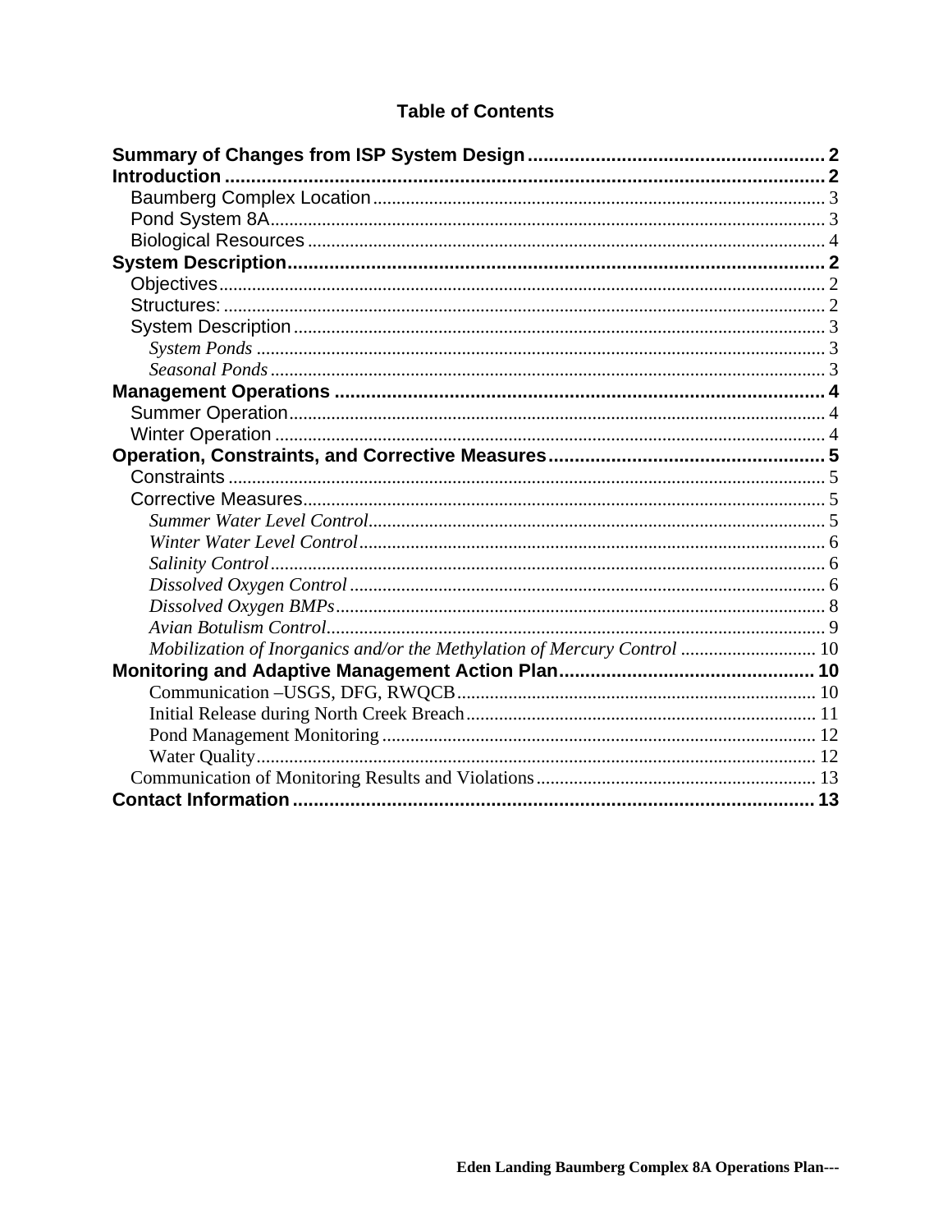## Table of Contents

**Summary of Changes from ISP System Design** ........................................................ 2
**Introduction** .................................................................................................. 2
- Baumberg Complex Location ............................................................................... 3
- Pond System 8A .................................................................................................. 3
- Biological Resources ........................................................................................... 4

**System Description** ...................................................................................... 2
- Objectives .............................................................................................................. 2
- Structures: .............................................................................................................. 2
- System Description ................................................................................................ 3
  - *System Ponds* ................................................................................................... 3
  - *Seasonal Ponds* ................................................................................................. 3

**Management Operations** ............................................................................. 4
- Summer Operation ................................................................................................. 4
- Winter Operation ................................................................................................... 4

**Operation, Constraints, and Corrective Measures** .................................................... 5
- Constraints ............................................................................................................. 5
- Corrective Measures ............................................................................................... 5
  - *Summer Water Level Control* ............................................................................ 5
  - *Winter Water Level Control* .............................................................................. 6
  - *Salinity Control* ................................................................................................. 6
  - *Dissolved Oxygen Control* ................................................................................ 6
  - *Dissolved Oxygen BMPs* .................................................................................. 8
  - *Avian Botulism Control* ..................................................................................... 9
  - *Mobilization of Inorganics and/or the Methylation of Mercury Control* ................. 10

**Monitoring and Adaptive Management Action Plan** ................................................ 10
  - Communication –USGS, DFG, RWQCB ............................................................... 10
  - Initial Release during North Creek Breach ............................................................ 11
  - Pond Management Monitoring .............................................................................. 12
  - Water Quality ....................................................................................................... 12
- Communication of Monitoring Results and Violations ............................................... 13

**Contact Information** ..................................................................................... 13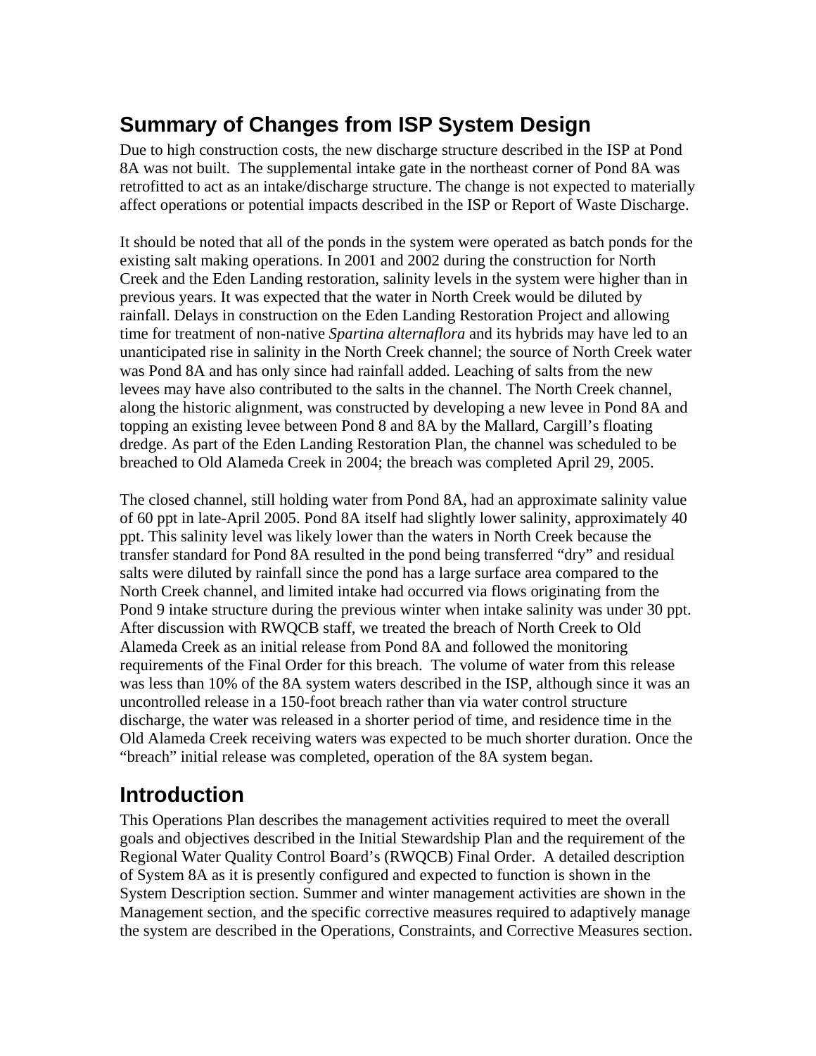## Summary of Changes from ISP System Design

Due to high construction costs, the new discharge structure described in the ISP at Pond 8A was not built. The supplemental intake gate in the northeast corner of Pond 8A was retrofitted to act as an intake/discharge structure. The change is not expected to materially affect operations or potential impacts described in the ISP or Report of Waste Discharge.

It should be noted that all of the ponds in the system were operated as batch ponds for the existing salt making operations. In 2001 and 2002 during the construction for North Creek and the Eden Landing restoration, salinity levels in the system were higher than in previous years. It was expected that the water in North Creek would be diluted by rainfall. Delays in construction on the Eden Landing Restoration Project and allowing time for treatment of non-native *Spartina alternaflora* and its hybrids may have led to an unanticipated rise in salinity in the North Creek channel; the source of North Creek water was Pond 8A and has only since had rainfall added. Leaching of salts from the new levees may have also contributed to the salts in the channel. The North Creek channel, along the historic alignment, was constructed by developing a new levee in Pond 8A and topping an existing levee between Pond 8 and 8A by the Mallard, Cargill's floating dredge. As part of the Eden Landing Restoration Plan, the channel was scheduled to be breached to Old Alameda Creek in 2004; the breach was completed April 29, 2005.

The closed channel, still holding water from Pond 8A, had an approximate salinity value of 60 ppt in late-April 2005. Pond 8A itself had slightly lower salinity, approximately 40 ppt. This salinity level was likely lower than the waters in North Creek because the transfer standard for Pond 8A resulted in the pond being transferred "dry" and residual salts were diluted by rainfall since the pond has a large surface area compared to the North Creek channel, and limited intake had occurred via flows originating from the Pond 9 intake structure during the previous winter when intake salinity was under 30 ppt. After discussion with RWQCB staff, we treated the breach of North Creek to Old Alameda Creek as an initial release from Pond 8A and followed the monitoring requirements of the Final Order for this breach. The volume of water from this release was less than 10% of the 8A system waters described in the ISP, although since it was an uncontrolled release in a 150-foot breach rather than via water control structure discharge, the water was released in a shorter period of time, and residence time in the Old Alameda Creek receiving waters was expected to be much shorter duration. Once the "breach" initial release was completed, operation of the 8A system began.

## Introduction

This Operations Plan describes the management activities required to meet the overall goals and objectives described in the Initial Stewardship Plan and the requirement of the Regional Water Quality Control Board's (RWQCB) Final Order. A detailed description of System 8A as it is presently configured and expected to function is shown in the System Description section. Summer and winter management activities are shown in the Management section, and the specific corrective measures required to adaptively manage the system are described in the Operations, Constraints, and Corrective Measures section.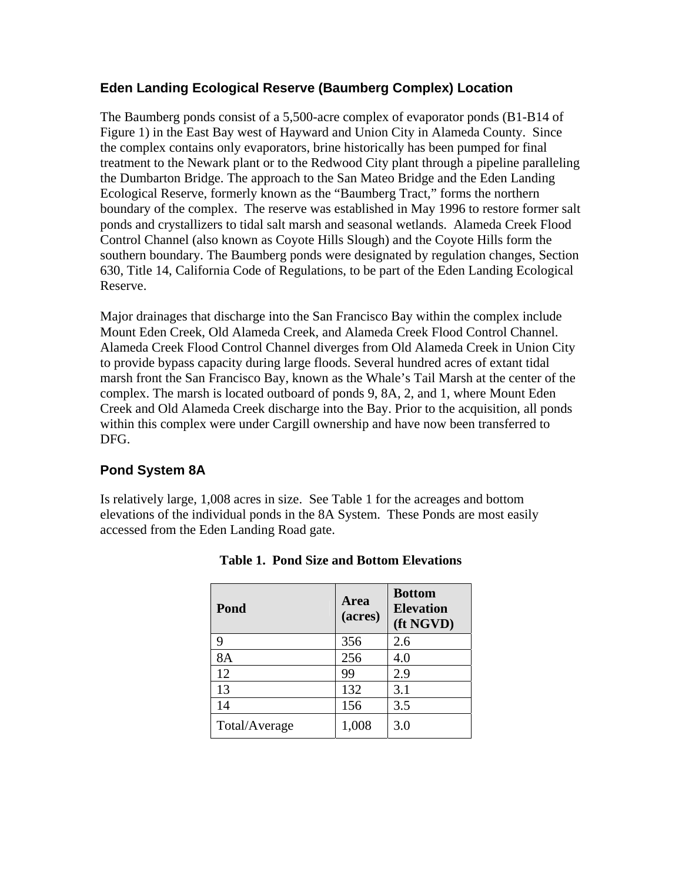## Eden Landing Ecological Reserve (Baumberg Complex) Location

The Baumberg ponds consist of a 5,500-acre complex of evaporator ponds (B1-B14 of Figure 1) in the East Bay west of Hayward and Union City in Alameda County. Since the complex contains only evaporators, brine historically has been pumped for final treatment to the Newark plant or to the Redwood City plant through a pipeline paralleling the Dumbarton Bridge. The approach to the San Mateo Bridge and the Eden Landing Ecological Reserve, formerly known as the "Baumberg Tract," forms the northern boundary of the complex. The reserve was established in May 1996 to restore former salt ponds and crystallizers to tidal salt marsh and seasonal wetlands. Alameda Creek Flood Control Channel (also known as Coyote Hills Slough) and the Coyote Hills form the southern boundary. The Baumberg ponds were designated by regulation changes, Section 630, Title 14, California Code of Regulations, to be part of the Eden Landing Ecological Reserve.

Major drainages that discharge into the San Francisco Bay within the complex include Mount Eden Creek, Old Alameda Creek, and Alameda Creek Flood Control Channel. Alameda Creek Flood Control Channel diverges from Old Alameda Creek in Union City to provide bypass capacity during large floods. Several hundred acres of extant tidal marsh front the San Francisco Bay, known as the Whale's Tail Marsh at the center of the complex. The marsh is located outboard of ponds 9, 8A, 2, and 1, where Mount Eden Creek and Old Alameda Creek discharge into the Bay. Prior to the acquisition, all ponds within this complex were under Cargill ownership and have now been transferred to DFG.

## Pond System 8A

Is relatively large, 1,008 acres in size. See Table 1 for the acreages and bottom elevations of the individual ponds in the 8A System. These Ponds are most easily accessed from the Eden Landing Road gate.

**Table 1. Pond Size and Bottom Elevations**

| Pond | Area (acres) | Bottom Elevation (ft NGVD) |
|---|---|---|
| 9 | 356 | 2.6 |
| 8A | 256 | 4.0 |
| 12 | 99 | 2.9 |
| 13 | 132 | 3.1 |
| 14 | 156 | 3.5 |
| Total/Average | 1,008 | 3.0 |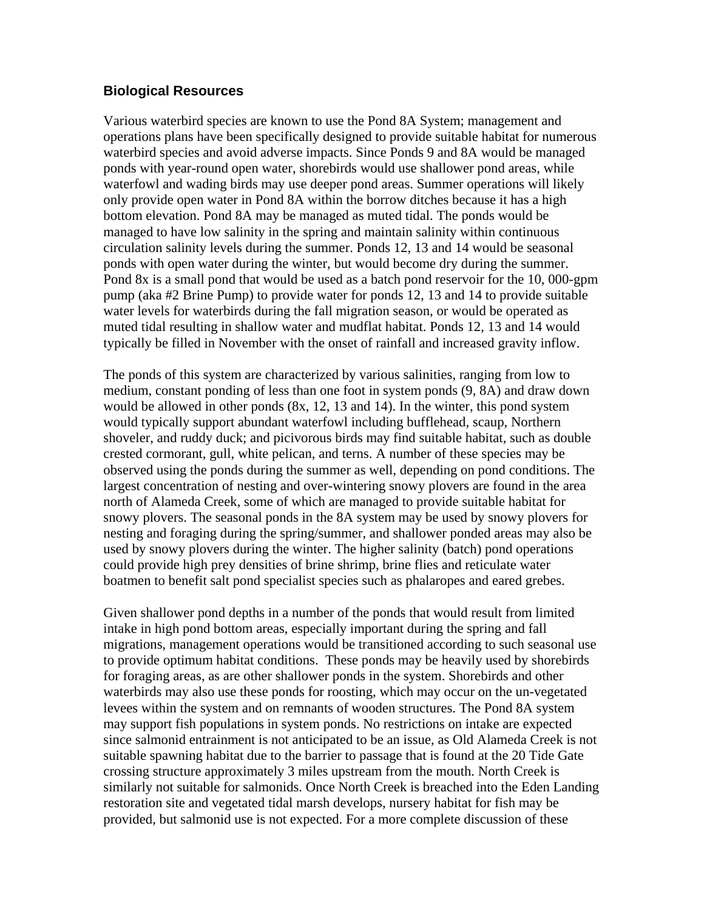### Biological Resources

Various waterbird species are known to use the Pond 8A System; management and operations plans have been specifically designed to provide suitable habitat for numerous waterbird species and avoid adverse impacts. Since Ponds 9 and 8A would be managed ponds with year-round open water, shorebirds would use shallower pond areas, while waterfowl and wading birds may use deeper pond areas. Summer operations will likely only provide open water in Pond 8A within the borrow ditches because it has a high bottom elevation. Pond 8A may be managed as muted tidal. The ponds would be managed to have low salinity in the spring and maintain salinity within continuous circulation salinity levels during the summer. Ponds 12, 13 and 14 would be seasonal ponds with open water during the winter, but would become dry during the summer. Pond 8x is a small pond that would be used as a batch pond reservoir for the 10, 000-gpm pump (aka #2 Brine Pump) to provide water for ponds 12, 13 and 14 to provide suitable water levels for waterbirds during the fall migration season, or would be operated as muted tidal resulting in shallow water and mudflat habitat. Ponds 12, 13 and 14 would typically be filled in November with the onset of rainfall and increased gravity inflow.

The ponds of this system are characterized by various salinities, ranging from low to medium, constant ponding of less than one foot in system ponds (9, 8A) and draw down would be allowed in other ponds (8x, 12, 13 and 14). In the winter, this pond system would typically support abundant waterfowl including bufflehead, scaup, Northern shoveler, and ruddy duck; and picivorous birds may find suitable habitat, such as double crested cormorant, gull, white pelican, and terns. A number of these species may be observed using the ponds during the summer as well, depending on pond conditions. The largest concentration of nesting and over-wintering snowy plovers are found in the area north of Alameda Creek, some of which are managed to provide suitable habitat for snowy plovers. The seasonal ponds in the 8A system may be used by snowy plovers for nesting and foraging during the spring/summer, and shallower ponded areas may also be used by snowy plovers during the winter. The higher salinity (batch) pond operations could provide high prey densities of brine shrimp, brine flies and reticulate water boatmen to benefit salt pond specialist species such as phalaropes and eared grebes.

Given shallower pond depths in a number of the ponds that would result from limited intake in high pond bottom areas, especially important during the spring and fall migrations, management operations would be transitioned according to such seasonal use to provide optimum habitat conditions. These ponds may be heavily used by shorebirds for foraging areas, as are other shallower ponds in the system. Shorebirds and other waterbirds may also use these ponds for roosting, which may occur on the un-vegetated levees within the system and on remnants of wooden structures. The Pond 8A system may support fish populations in system ponds. No restrictions on intake are expected since salmonid entrainment is not anticipated to be an issue, as Old Alameda Creek is not suitable spawning habitat due to the barrier to passage that is found at the 20 Tide Gate crossing structure approximately 3 miles upstream from the mouth. North Creek is similarly not suitable for salmonids. Once North Creek is breached into the Eden Landing restoration site and vegetated tidal marsh develops, nursery habitat for fish may be provided, but salmonid use is not expected. For a more complete discussion of these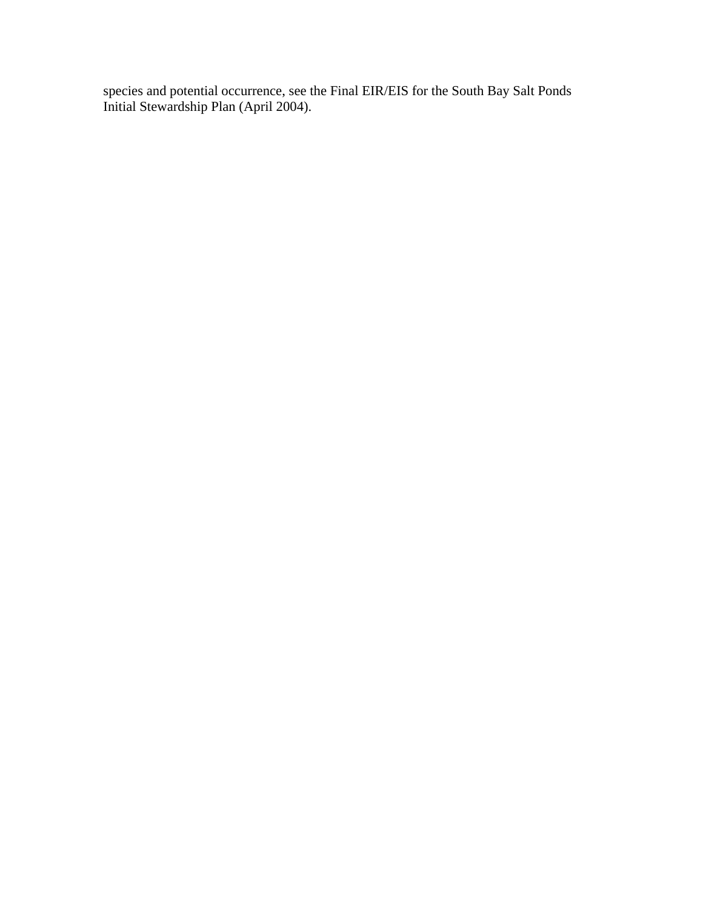species and potential occurrence, see the Final EIR/EIS for the South Bay Salt Ponds Initial Stewardship Plan (April 2004).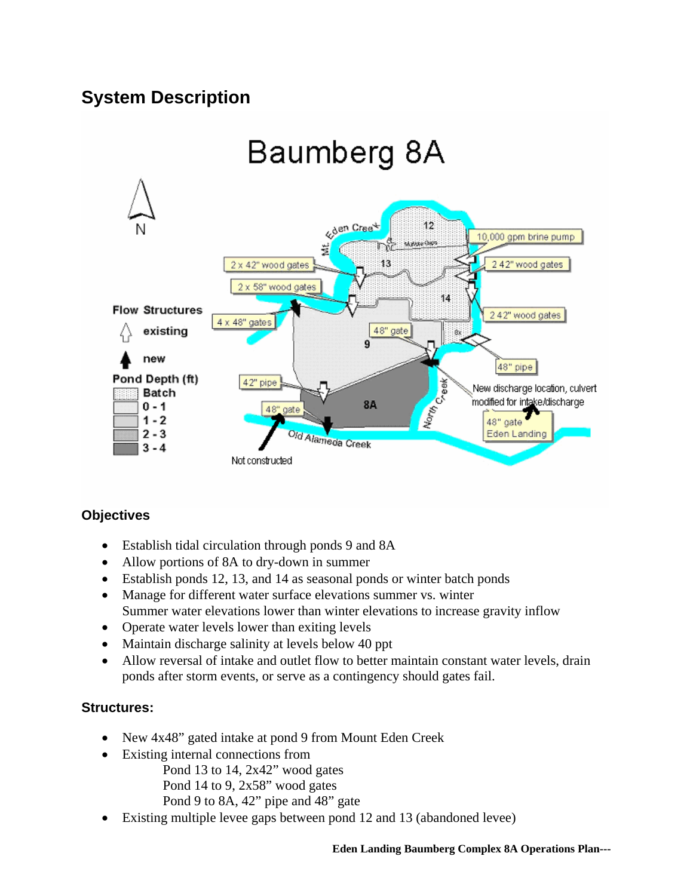## System Description

### Objectives

- Establish tidal circulation through ponds 9 and 8A
- Allow portions of 8A to dry-down in summer
- Establish ponds 12, 13, and 14 as seasonal ponds or winter batch ponds
- Manage for different water surface elevations summer vs. winter
  Summer water elevations lower than winter elevations to increase gravity inflow
- Operate water levels lower than exiting levels
- Maintain discharge salinity at levels below 40 ppt
- Allow reversal of intake and outlet flow to better maintain constant water levels, drain ponds after storm events, or serve as a contingency should gates fail.

### Structures:

- New 4x48" gated intake at pond 9 from Mount Eden Creek
- Existing internal connections from
  - Pond 13 to 14, 2x42" wood gates
  - Pond 14 to 9, 2x58" wood gates
  - Pond 9 to 8A, 42" pipe and 48" gate
- Existing multiple levee gaps between pond 12 and 13 (abandoned levee)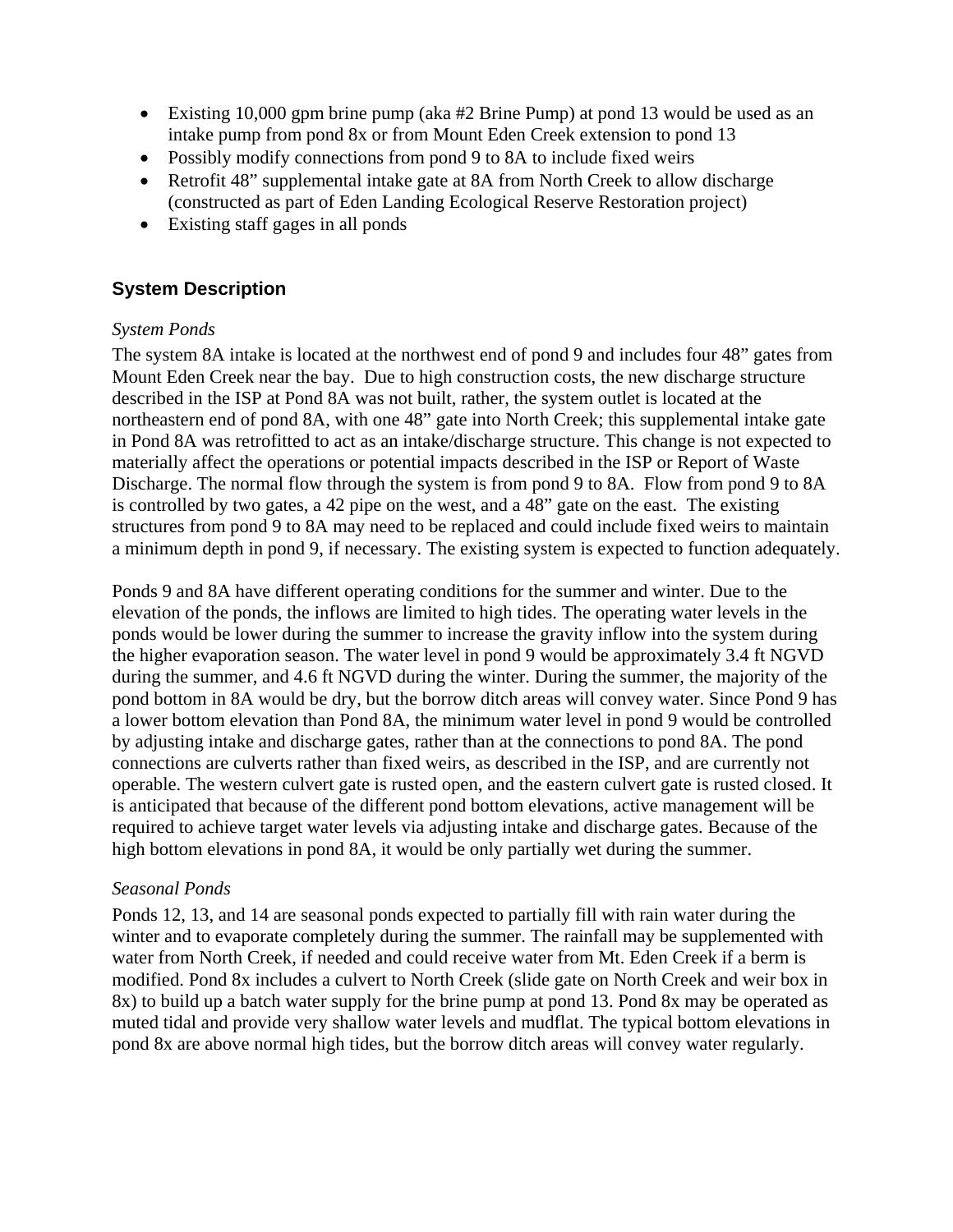- Existing 10,000 gpm brine pump (aka #2 Brine Pump) at pond 13 would be used as an intake pump from pond 8x or from Mount Eden Creek extension to pond 13
- Possibly modify connections from pond 9 to 8A to include fixed weirs
- Retrofit 48” supplemental intake gate at 8A from North Creek to allow discharge (constructed as part of Eden Landing Ecological Reserve Restoration project)
- Existing staff gages in all ponds

## System Description

*System Ponds*

The system 8A intake is located at the northwest end of pond 9 and includes four 48” gates from Mount Eden Creek near the bay. Due to high construction costs, the new discharge structure described in the ISP at Pond 8A was not built, rather, the system outlet is located at the northeastern end of pond 8A, with one 48” gate into North Creek; this supplemental intake gate in Pond 8A was retrofitted to act as an intake/discharge structure. This change is not expected to materially affect the operations or potential impacts described in the ISP or Report of Waste Discharge. The normal flow through the system is from pond 9 to 8A. Flow from pond 9 to 8A is controlled by two gates, a 42 pipe on the west, and a 48” gate on the east. The existing structures from pond 9 to 8A may need to be replaced and could include fixed weirs to maintain a minimum depth in pond 9, if necessary. The existing system is expected to function adequately.

Ponds 9 and 8A have different operating conditions for the summer and winter. Due to the elevation of the ponds, the inflows are limited to high tides. The operating water levels in the ponds would be lower during the summer to increase the gravity inflow into the system during the higher evaporation season. The water level in pond 9 would be approximately 3.4 ft NGVD during the summer, and 4.6 ft NGVD during the winter. During the summer, the majority of the pond bottom in 8A would be dry, but the borrow ditch areas will convey water. Since Pond 9 has a lower bottom elevation than Pond 8A, the minimum water level in pond 9 would be controlled by adjusting intake and discharge gates, rather than at the connections to pond 8A. The pond connections are culverts rather than fixed weirs, as described in the ISP, and are currently not operable. The western culvert gate is rusted open, and the eastern culvert gate is rusted closed. It is anticipated that because of the different pond bottom elevations, active management will be required to achieve target water levels via adjusting intake and discharge gates. Because of the high bottom elevations in pond 8A, it would be only partially wet during the summer.

*Seasonal Ponds*

Ponds 12, 13, and 14 are seasonal ponds expected to partially fill with rain water during the winter and to evaporate completely during the summer. The rainfall may be supplemented with water from North Creek, if needed and could receive water from Mt. Eden Creek if a berm is modified. Pond 8x includes a culvert to North Creek (slide gate on North Creek and weir box in 8x) to build up a batch water supply for the brine pump at pond 13. Pond 8x may be operated as muted tidal and provide very shallow water levels and mudflat. The typical bottom elevations in pond 8x are above normal high tides, but the borrow ditch areas will convey water regularly.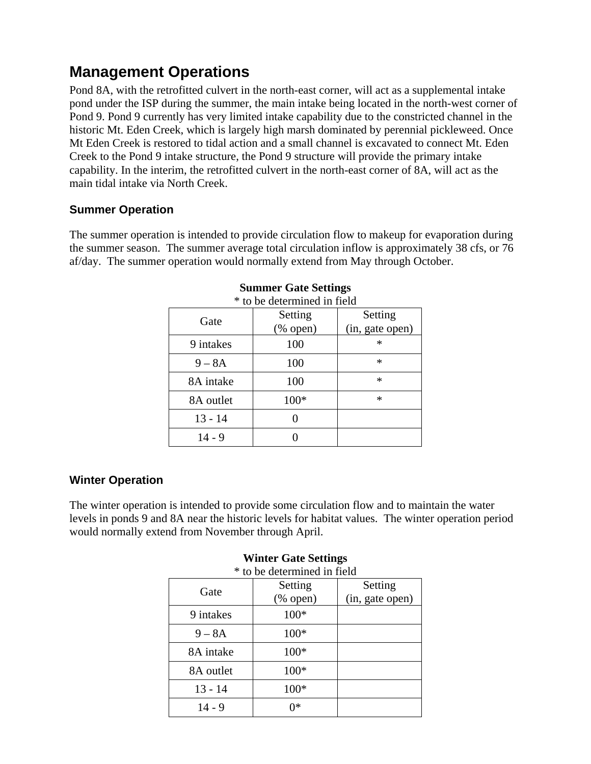## Management Operations

Pond 8A, with the retrofitted culvert in the north-east corner, will act as a supplemental intake pond under the ISP during the summer, the main intake being located in the north-west corner of Pond 9. Pond 9 currently has very limited intake capability due to the constricted channel in the historic Mt. Eden Creek, which is largely high marsh dominated by perennial pickleweed. Once Mt Eden Creek is restored to tidal action and a small channel is excavated to connect Mt. Eden Creek to the Pond 9 intake structure, the Pond 9 structure will provide the primary intake capability. In the interim, the retrofitted culvert in the north-east corner of 8A, will act as the main tidal intake via North Creek.

### Summer Operation

The summer operation is intended to provide circulation flow to makeup for evaporation during the summer season. The summer average total circulation inflow is approximately 38 cfs, or 76 af/day. The summer operation would normally extend from May through October.

**Summer Gate Settings**
* to be determined in field

| Gate | Setting (% open) | Setting (in, gate open) |
| --- | --- | --- |
| 9 intakes | 100 | * |
| 9 – 8A | 100 | * |
| 8A intake | 100 | * |
| 8A outlet | 100* | * |
| 13 - 14 | 0 | |
| 14 - 9 | 0 | |

### Winter Operation

The winter operation is intended to provide some circulation flow and to maintain the water levels in ponds 9 and 8A near the historic levels for habitat values. The winter operation period would normally extend from November through April.

**Winter Gate Settings**
* to be determined in field

| Gate | Setting (% open) | Setting (in, gate open) |
| --- | --- | --- |
| 9 intakes | 100* | |
| 9 – 8A | 100* | |
| 8A intake | 100* | |
| 8A outlet | 100* | |
| 13 - 14 | 100* | |
| 14 - 9 | 0* | |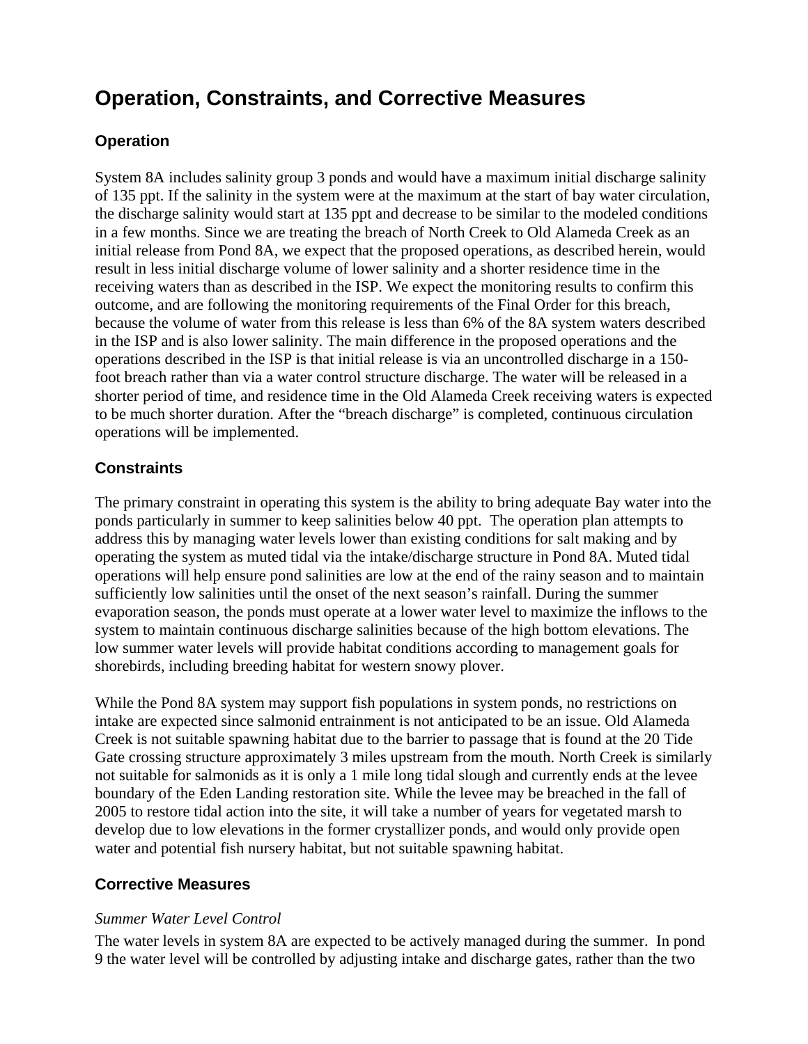# Operation, Constraints, and Corrective Measures

## Operation

System 8A includes salinity group 3 ponds and would have a maximum initial discharge salinity of 135 ppt. If the salinity in the system were at the maximum at the start of bay water circulation, the discharge salinity would start at 135 ppt and decrease to be similar to the modeled conditions in a few months. Since we are treating the breach of North Creek to Old Alameda Creek as an initial release from Pond 8A, we expect that the proposed operations, as described herein, would result in less initial discharge volume of lower salinity and a shorter residence time in the receiving waters than as described in the ISP. We expect the monitoring results to confirm this outcome, and are following the monitoring requirements of the Final Order for this breach, because the volume of water from this release is less than 6% of the 8A system waters described in the ISP and is also lower salinity. The main difference in the proposed operations and the operations described in the ISP is that initial release is via an uncontrolled discharge in a 150-foot breach rather than via a water control structure discharge. The water will be released in a shorter period of time, and residence time in the Old Alameda Creek receiving waters is expected to be much shorter duration. After the "breach discharge" is completed, continuous circulation operations will be implemented.

## Constraints

The primary constraint in operating this system is the ability to bring adequate Bay water into the ponds particularly in summer to keep salinities below 40 ppt. The operation plan attempts to address this by managing water levels lower than existing conditions for salt making and by operating the system as muted tidal via the intake/discharge structure in Pond 8A. Muted tidal operations will help ensure pond salinities are low at the end of the rainy season and to maintain sufficiently low salinities until the onset of the next season's rainfall. During the summer evaporation season, the ponds must operate at a lower water level to maximize the inflows to the system to maintain continuous discharge salinities because of the high bottom elevations. The low summer water levels will provide habitat conditions according to management goals for shorebirds, including breeding habitat for western snowy plover.

While the Pond 8A system may support fish populations in system ponds, no restrictions on intake are expected since salmonid entrainment is not anticipated to be an issue. Old Alameda Creek is not suitable spawning habitat due to the barrier to passage that is found at the 20 Tide Gate crossing structure approximately 3 miles upstream from the mouth. North Creek is similarly not suitable for salmonids as it is only a 1 mile long tidal slough and currently ends at the levee boundary of the Eden Landing restoration site. While the levee may be breached in the fall of 2005 to restore tidal action into the site, it will take a number of years for vegetated marsh to develop due to low elevations in the former crystallizer ponds, and would only provide open water and potential fish nursery habitat, but not suitable spawning habitat.

## Corrective Measures

*Summer Water Level Control*

The water levels in system 8A are expected to be actively managed during the summer. In pond 9 the water level will be controlled by adjusting intake and discharge gates, rather than the two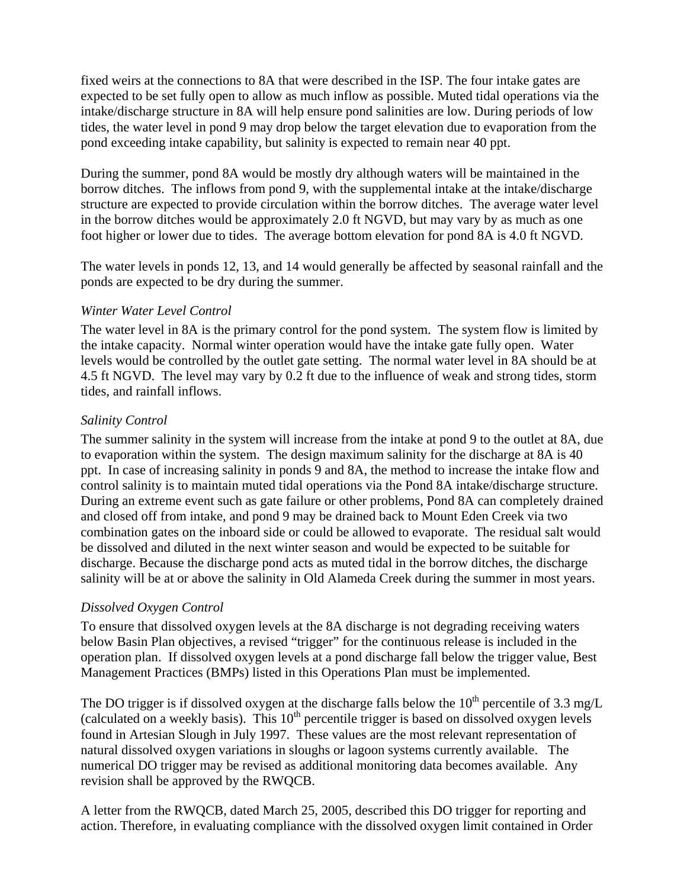fixed weirs at the connections to 8A that were described in the ISP. The four intake gates are expected to be set fully open to allow as much inflow as possible. Muted tidal operations via the intake/discharge structure in 8A will help ensure pond salinities are low. During periods of low tides, the water level in pond 9 may drop below the target elevation due to evaporation from the pond exceeding intake capability, but salinity is expected to remain near 40 ppt.

During the summer, pond 8A would be mostly dry although waters will be maintained in the borrow ditches. The inflows from pond 9, with the supplemental intake at the intake/discharge structure are expected to provide circulation within the borrow ditches. The average water level in the borrow ditches would be approximately 2.0 ft NGVD, but may vary by as much as one foot higher or lower due to tides. The average bottom elevation for pond 8A is 4.0 ft NGVD.

The water levels in ponds 12, 13, and 14 would generally be affected by seasonal rainfall and the ponds are expected to be dry during the summer.

*Winter Water Level Control*

The water level in 8A is the primary control for the pond system. The system flow is limited by the intake capacity. Normal winter operation would have the intake gate fully open. Water levels would be controlled by the outlet gate setting. The normal water level in 8A should be at 4.5 ft NGVD. The level may vary by 0.2 ft due to the influence of weak and strong tides, storm tides, and rainfall inflows.

*Salinity Control*

The summer salinity in the system will increase from the intake at pond 9 to the outlet at 8A, due to evaporation within the system. The design maximum salinity for the discharge at 8A is 40 ppt. In case of increasing salinity in ponds 9 and 8A, the method to increase the intake flow and control salinity is to maintain muted tidal operations via the Pond 8A intake/discharge structure. During an extreme event such as gate failure or other problems, Pond 8A can completely drained and closed off from intake, and pond 9 may be drained back to Mount Eden Creek via two combination gates on the inboard side or could be allowed to evaporate. The residual salt would be dissolved and diluted in the next winter season and would be expected to be suitable for discharge. Because the discharge pond acts as muted tidal in the borrow ditches, the discharge salinity will be at or above the salinity in Old Alameda Creek during the summer in most years.

*Dissolved Oxygen Control*

To ensure that dissolved oxygen levels at the 8A discharge is not degrading receiving waters below Basin Plan objectives, a revised "trigger" for the continuous release is included in the operation plan. If dissolved oxygen levels at a pond discharge fall below the trigger value, Best Management Practices (BMPs) listed in this Operations Plan must be implemented.

The DO trigger is if dissolved oxygen at the discharge falls below the $10^{th}$ percentile of 3.3 mg/L (calculated on a weekly basis). This $10^{th}$ percentile trigger is based on dissolved oxygen levels found in Artesian Slough in July 1997. These values are the most relevant representation of natural dissolved oxygen variations in sloughs or lagoon systems currently available. The numerical DO trigger may be revised as additional monitoring data becomes available. Any revision shall be approved by the RWQCB.

A letter from the RWQCB, dated March 25, 2005, described this DO trigger for reporting and action. Therefore, in evaluating compliance with the dissolved oxygen limit contained in Order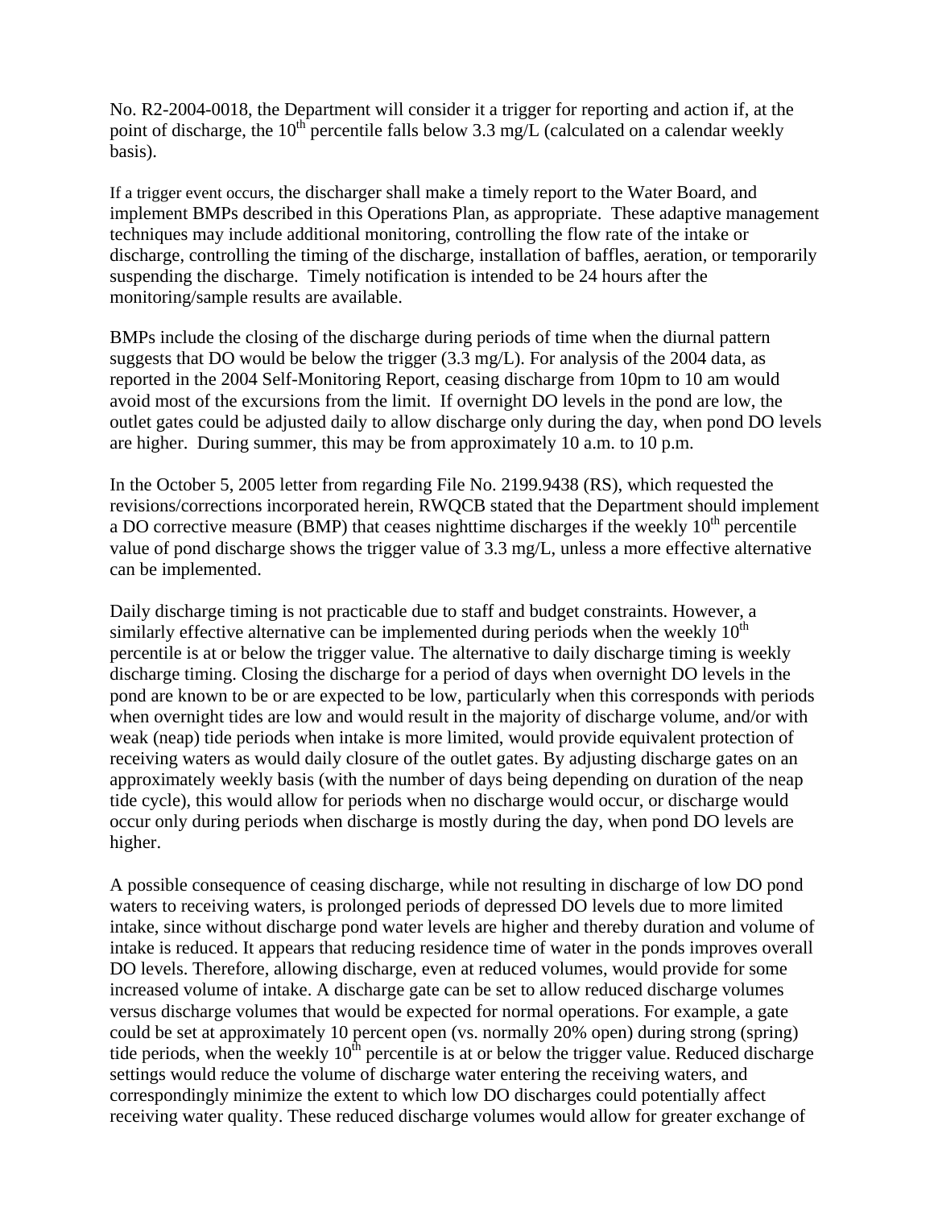No. R2-2004-0018, the Department will consider it a trigger for reporting and action if, at the point of discharge, the 10th percentile falls below 3.3 mg/L (calculated on a calendar weekly basis).

If a trigger event occurs, the discharger shall make a timely report to the Water Board, and implement BMPs described in this Operations Plan, as appropriate. These adaptive management techniques may include additional monitoring, controlling the flow rate of the intake or discharge, controlling the timing of the discharge, installation of baffles, aeration, or temporarily suspending the discharge. Timely notification is intended to be 24 hours after the monitoring/sample results are available.

BMPs include the closing of the discharge during periods of time when the diurnal pattern suggests that DO would be below the trigger (3.3 mg/L). For analysis of the 2004 data, as reported in the 2004 Self-Monitoring Report, ceasing discharge from 10pm to 10 am would avoid most of the excursions from the limit. If overnight DO levels in the pond are low, the outlet gates could be adjusted daily to allow discharge only during the day, when pond DO levels are higher. During summer, this may be from approximately 10 a.m. to 10 p.m.

In the October 5, 2005 letter from regarding File No. 2199.9438 (RS), which requested the revisions/corrections incorporated herein, RWQCB stated that the Department should implement a DO corrective measure (BMP) that ceases nighttime discharges if the weekly 10th percentile value of pond discharge shows the trigger value of 3.3 mg/L, unless a more effective alternative can be implemented.

Daily discharge timing is not practicable due to staff and budget constraints. However, a similarly effective alternative can be implemented during periods when the weekly 10th percentile is at or below the trigger value. The alternative to daily discharge timing is weekly discharge timing. Closing the discharge for a period of days when overnight DO levels in the pond are known to be or are expected to be low, particularly when this corresponds with periods when overnight tides are low and would result in the majority of discharge volume, and/or with weak (neap) tide periods when intake is more limited, would provide equivalent protection of receiving waters as would daily closure of the outlet gates. By adjusting discharge gates on an approximately weekly basis (with the number of days being depending on duration of the neap tide cycle), this would allow for periods when no discharge would occur, or discharge would occur only during periods when discharge is mostly during the day, when pond DO levels are higher.

A possible consequence of ceasing discharge, while not resulting in discharge of low DO pond waters to receiving waters, is prolonged periods of depressed DO levels due to more limited intake, since without discharge pond water levels are higher and thereby duration and volume of intake is reduced. It appears that reducing residence time of water in the ponds improves overall DO levels. Therefore, allowing discharge, even at reduced volumes, would provide for some increased volume of intake. A discharge gate can be set to allow reduced discharge volumes versus discharge volumes that would be expected for normal operations. For example, a gate could be set at approximately 10 percent open (vs. normally 20% open) during strong (spring) tide periods, when the weekly 10th percentile is at or below the trigger value. Reduced discharge settings would reduce the volume of discharge water entering the receiving waters, and correspondingly minimize the extent to which low DO discharges could potentially affect receiving water quality. These reduced discharge volumes would allow for greater exchange of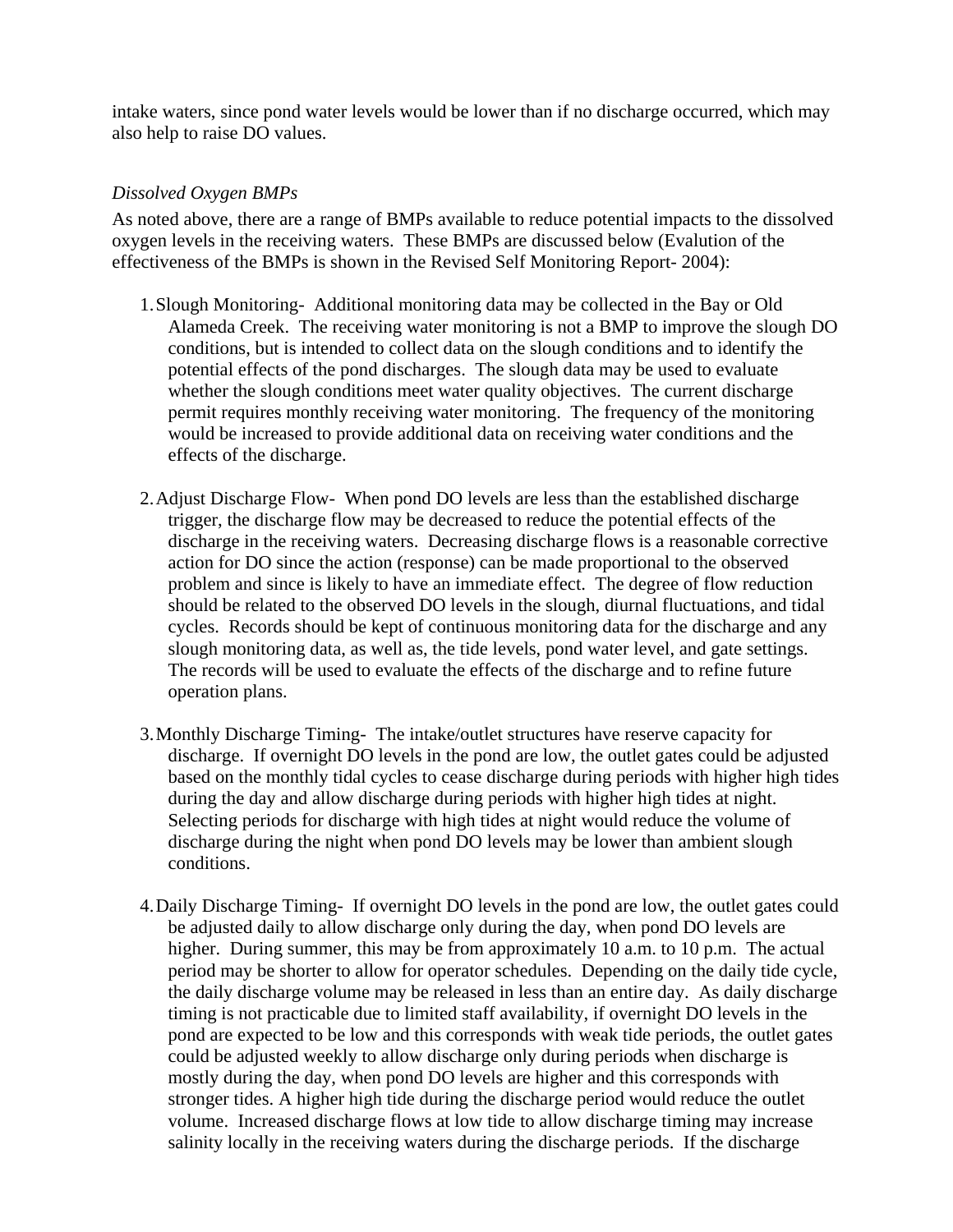intake waters, since pond water levels would be lower than if no discharge occurred, which may also help to raise DO values.

*Dissolved Oxygen BMPs*

As noted above, there are a range of BMPs available to reduce potential impacts to the dissolved oxygen levels in the receiving waters. These BMPs are discussed below (Evalution of the effectiveness of the BMPs is shown in the Revised Self Monitoring Report- 2004):

1. Slough Monitoring- Additional monitoring data may be collected in the Bay or Old Alameda Creek. The receiving water monitoring is not a BMP to improve the slough DO conditions, but is intended to collect data on the slough conditions and to identify the potential effects of the pond discharges. The slough data may be used to evaluate whether the slough conditions meet water quality objectives. The current discharge permit requires monthly receiving water monitoring. The frequency of the monitoring would be increased to provide additional data on receiving water conditions and the effects of the discharge.

2. Adjust Discharge Flow- When pond DO levels are less than the established discharge trigger, the discharge flow may be decreased to reduce the potential effects of the discharge in the receiving waters. Decreasing discharge flows is a reasonable corrective action for DO since the action (response) can be made proportional to the observed problem and since is likely to have an immediate effect. The degree of flow reduction should be related to the observed DO levels in the slough, diurnal fluctuations, and tidal cycles. Records should be kept of continuous monitoring data for the discharge and any slough monitoring data, as well as, the tide levels, pond water level, and gate settings. The records will be used to evaluate the effects of the discharge and to refine future operation plans.

3. Monthly Discharge Timing- The intake/outlet structures have reserve capacity for discharge. If overnight DO levels in the pond are low, the outlet gates could be adjusted based on the monthly tidal cycles to cease discharge during periods with higher high tides during the day and allow discharge during periods with higher high tides at night. Selecting periods for discharge with high tides at night would reduce the volume of discharge during the night when pond DO levels may be lower than ambient slough conditions.

4. Daily Discharge Timing- If overnight DO levels in the pond are low, the outlet gates could be adjusted daily to allow discharge only during the day, when pond DO levels are higher. During summer, this may be from approximately 10 a.m. to 10 p.m. The actual period may be shorter to allow for operator schedules. Depending on the daily tide cycle, the daily discharge volume may be released in less than an entire day. As daily discharge timing is not practicable due to limited staff availability, if overnight DO levels in the pond are expected to be low and this corresponds with weak tide periods, the outlet gates could be adjusted weekly to allow discharge only during periods when discharge is mostly during the day, when pond DO levels are higher and this corresponds with stronger tides. A higher high tide during the discharge period would reduce the outlet volume. Increased discharge flows at low tide to allow discharge timing may increase salinity locally in the receiving waters during the discharge periods. If the discharge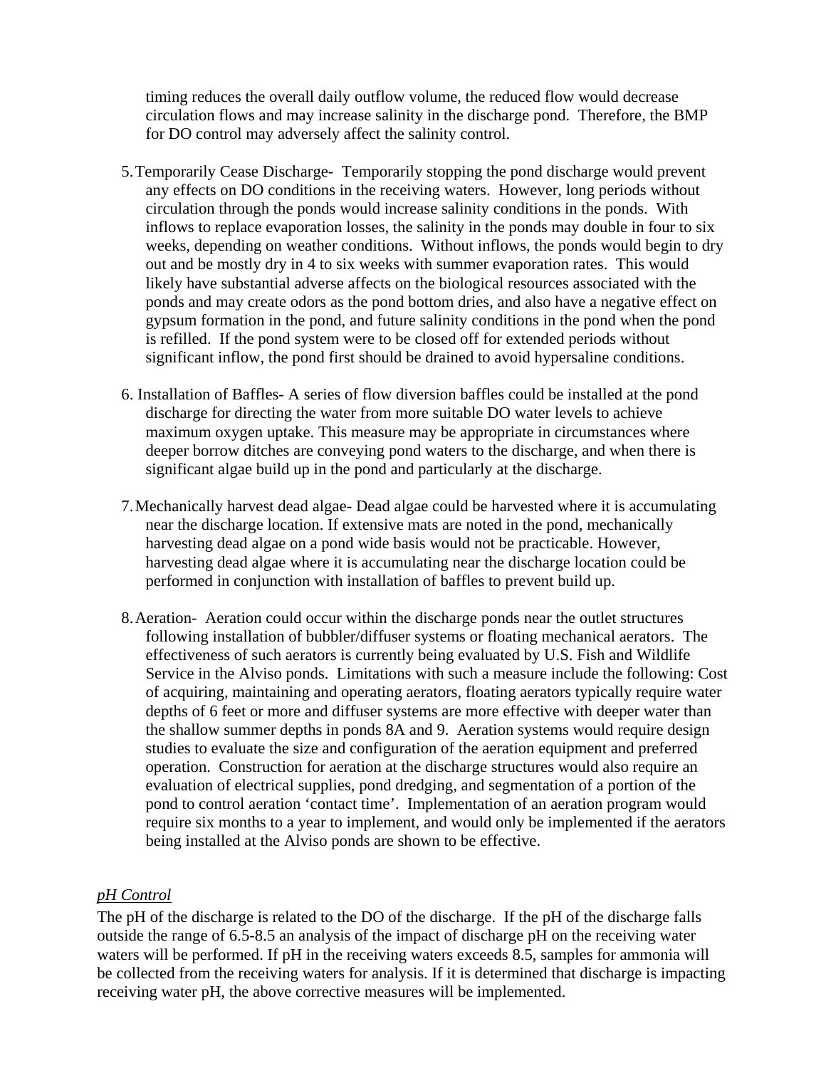timing reduces the overall daily outflow volume, the reduced flow would decrease circulation flows and may increase salinity in the discharge pond. Therefore, the BMP for DO control may adversely affect the salinity control.

5. Temporarily Cease Discharge- Temporarily stopping the pond discharge would prevent any effects on DO conditions in the receiving waters. However, long periods without circulation through the ponds would increase salinity conditions in the ponds. With inflows to replace evaporation losses, the salinity in the ponds may double in four to six weeks, depending on weather conditions. Without inflows, the ponds would begin to dry out and be mostly dry in 4 to six weeks with summer evaporation rates. This would likely have substantial adverse affects on the biological resources associated with the ponds and may create odors as the pond bottom dries, and also have a negative effect on gypsum formation in the pond, and future salinity conditions in the pond when the pond is refilled. If the pond system were to be closed off for extended periods without significant inflow, the pond first should be drained to avoid hypersaline conditions.

6. Installation of Baffles- A series of flow diversion baffles could be installed at the pond discharge for directing the water from more suitable DO water levels to achieve maximum oxygen uptake. This measure may be appropriate in circumstances where deeper borrow ditches are conveying pond waters to the discharge, and when there is significant algae build up in the pond and particularly at the discharge.

7. Mechanically harvest dead algae- Dead algae could be harvested where it is accumulating near the discharge location. If extensive mats are noted in the pond, mechanically harvesting dead algae on a pond wide basis would not be practicable. However, harvesting dead algae where it is accumulating near the discharge location could be performed in conjunction with installation of baffles to prevent build up.

8. Aeration- Aeration could occur within the discharge ponds near the outlet structures following installation of bubbler/diffuser systems or floating mechanical aerators. The effectiveness of such aerators is currently being evaluated by U.S. Fish and Wildlife Service in the Alviso ponds. Limitations with such a measure include the following: Cost of acquiring, maintaining and operating aerators, floating aerators typically require water depths of 6 feet or more and diffuser systems are more effective with deeper water than the shallow summer depths in ponds 8A and 9. Aeration systems would require design studies to evaluate the size and configuration of the aeration equipment and preferred operation. Construction for aeration at the discharge structures would also require an evaluation of electrical supplies, pond dredging, and segmentation of a portion of the pond to control aeration 'contact time'. Implementation of an aeration program would require six months to a year to implement, and would only be implemented if the aerators being installed at the Alviso ponds are shown to be effective.

*pH Control*

The pH of the discharge is related to the DO of the discharge. If the pH of the discharge falls outside the range of 6.5-8.5 an analysis of the impact of discharge pH on the receiving water waters will be performed. If pH in the receiving waters exceeds 8.5, samples for ammonia will be collected from the receiving waters for analysis. If it is determined that discharge is impacting receiving water pH, the above corrective measures will be implemented.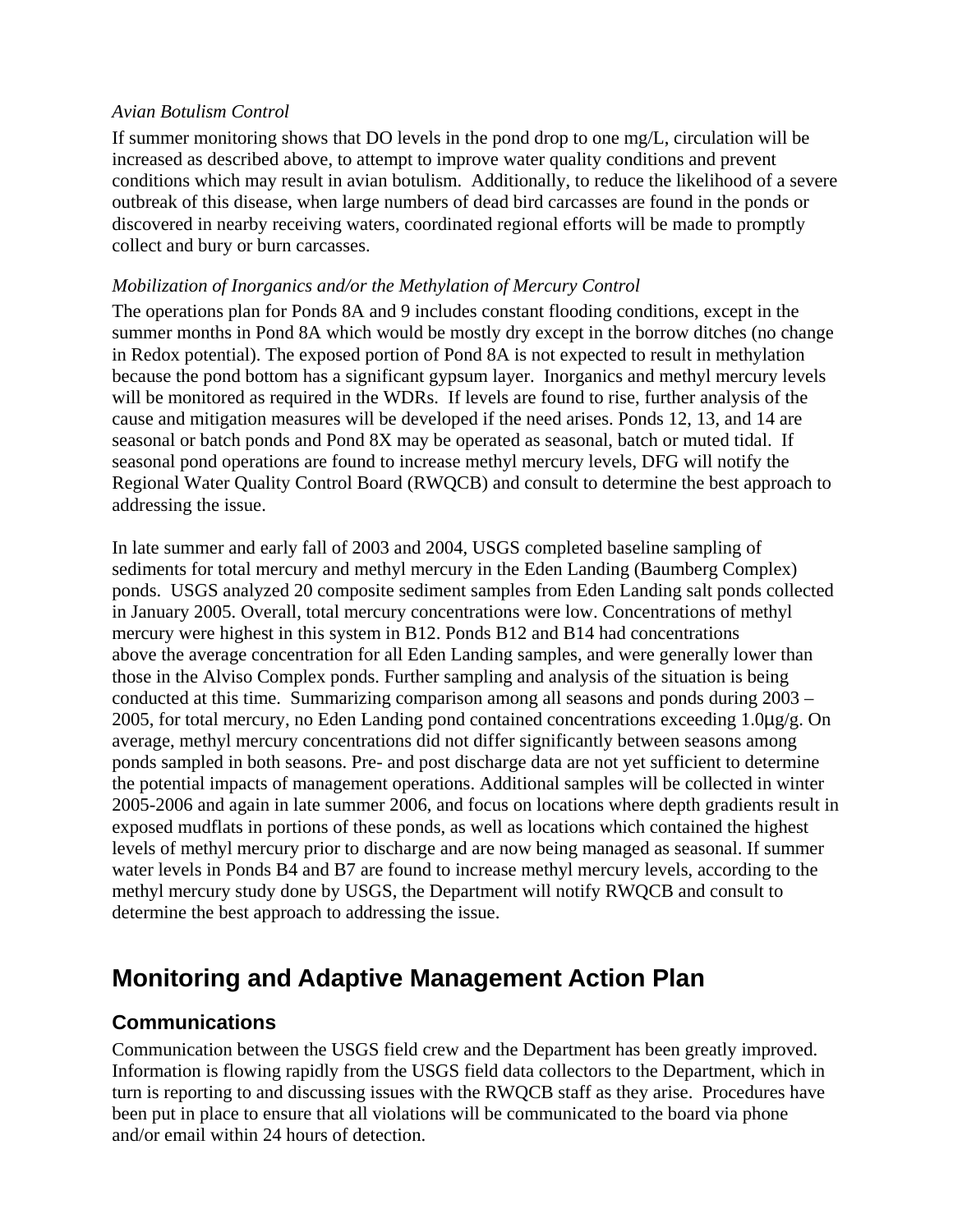*Avian Botulism Control*

If summer monitoring shows that DO levels in the pond drop to one mg/L, circulation will be increased as described above, to attempt to improve water quality conditions and prevent conditions which may result in avian botulism. Additionally, to reduce the likelihood of a severe outbreak of this disease, when large numbers of dead bird carcasses are found in the ponds or discovered in nearby receiving waters, coordinated regional efforts will be made to promptly collect and bury or burn carcasses.

*Mobilization of Inorganics and/or the Methylation of Mercury Control*

The operations plan for Ponds 8A and 9 includes constant flooding conditions, except in the summer months in Pond 8A which would be mostly dry except in the borrow ditches (no change in Redox potential). The exposed portion of Pond 8A is not expected to result in methylation because the pond bottom has a significant gypsum layer. Inorganics and methyl mercury levels will be monitored as required in the WDRs. If levels are found to rise, further analysis of the cause and mitigation measures will be developed if the need arises. Ponds 12, 13, and 14 are seasonal or batch ponds and Pond 8X may be operated as seasonal, batch or muted tidal. If seasonal pond operations are found to increase methyl mercury levels, DFG will notify the Regional Water Quality Control Board (RWQCB) and consult to determine the best approach to addressing the issue.

In late summer and early fall of 2003 and 2004, USGS completed baseline sampling of sediments for total mercury and methyl mercury in the Eden Landing (Baumberg Complex) ponds. USGS analyzed 20 composite sediment samples from Eden Landing salt ponds collected in January 2005. Overall, total mercury concentrations were low. Concentrations of methyl mercury were highest in this system in B12. Ponds B12 and B14 had concentrations above the average concentration for all Eden Landing samples, and were generally lower than those in the Alviso Complex ponds. Further sampling and analysis of the situation is being conducted at this time. Summarizing comparison among all seasons and ponds during 2003 – 2005, for total mercury, no Eden Landing pond contained concentrations exceeding 1.0μg/g. On average, methyl mercury concentrations did not differ significantly between seasons among ponds sampled in both seasons. Pre- and post discharge data are not yet sufficient to determine the potential impacts of management operations. Additional samples will be collected in winter 2005-2006 and again in late summer 2006, and focus on locations where depth gradients result in exposed mudflats in portions of these ponds, as well as locations which contained the highest levels of methyl mercury prior to discharge and are now being managed as seasonal. If summer water levels in Ponds B4 and B7 are found to increase methyl mercury levels, according to the methyl mercury study done by USGS, the Department will notify RWQCB and consult to determine the best approach to addressing the issue.

# Monitoring and Adaptive Management Action Plan

## Communications

Communication between the USGS field crew and the Department has been greatly improved. Information is flowing rapidly from the USGS field data collectors to the Department, which in turn is reporting to and discussing issues with the RWQCB staff as they arise. Procedures have been put in place to ensure that all violations will be communicated to the board via phone and/or email within 24 hours of detection.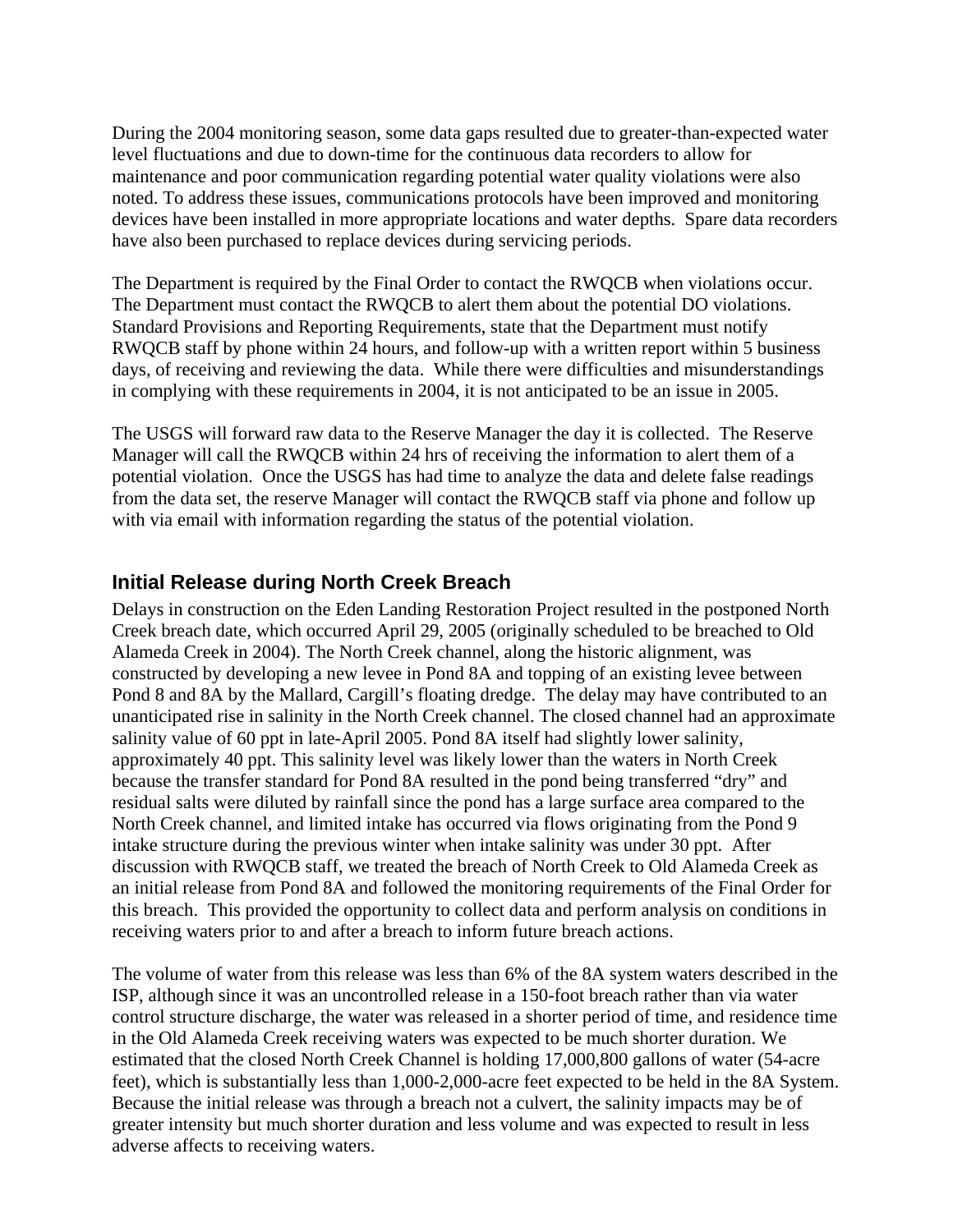During the 2004 monitoring season, some data gaps resulted due to greater-than-expected water level fluctuations and due to down-time for the continuous data recorders to allow for maintenance and poor communication regarding potential water quality violations were also noted. To address these issues, communications protocols have been improved and monitoring devices have been installed in more appropriate locations and water depths. Spare data recorders have also been purchased to replace devices during servicing periods.

The Department is required by the Final Order to contact the RWQCB when violations occur. The Department must contact the RWQCB to alert them about the potential DO violations. Standard Provisions and Reporting Requirements, state that the Department must notify RWQCB staff by phone within 24 hours, and follow-up with a written report within 5 business days, of receiving and reviewing the data. While there were difficulties and misunderstandings in complying with these requirements in 2004, it is not anticipated to be an issue in 2005.

The USGS will forward raw data to the Reserve Manager the day it is collected. The Reserve Manager will call the RWQCB within 24 hrs of receiving the information to alert them of a potential violation. Once the USGS has had time to analyze the data and delete false readings from the data set, the reserve Manager will contact the RWQCB staff via phone and follow up with via email with information regarding the status of the potential violation.

## Initial Release during North Creek Breach

Delays in construction on the Eden Landing Restoration Project resulted in the postponed North Creek breach date, which occurred April 29, 2005 (originally scheduled to be breached to Old Alameda Creek in 2004). The North Creek channel, along the historic alignment, was constructed by developing a new levee in Pond 8A and topping of an existing levee between Pond 8 and 8A by the Mallard, Cargill's floating dredge. The delay may have contributed to an unanticipated rise in salinity in the North Creek channel. The closed channel had an approximate salinity value of 60 ppt in late-April 2005. Pond 8A itself had slightly lower salinity, approximately 40 ppt. This salinity level was likely lower than the waters in North Creek because the transfer standard for Pond 8A resulted in the pond being transferred "dry" and residual salts were diluted by rainfall since the pond has a large surface area compared to the North Creek channel, and limited intake has occurred via flows originating from the Pond 9 intake structure during the previous winter when intake salinity was under 30 ppt. After discussion with RWQCB staff, we treated the breach of North Creek to Old Alameda Creek as an initial release from Pond 8A and followed the monitoring requirements of the Final Order for this breach. This provided the opportunity to collect data and perform analysis on conditions in receiving waters prior to and after a breach to inform future breach actions.

The volume of water from this release was less than 6% of the 8A system waters described in the ISP, although since it was an uncontrolled release in a 150-foot breach rather than via water control structure discharge, the water was released in a shorter period of time, and residence time in the Old Alameda Creek receiving waters was expected to be much shorter duration. We estimated that the closed North Creek Channel is holding 17,000,800 gallons of water (54-acre feet), which is substantially less than 1,000-2,000-acre feet expected to be held in the 8A System. Because the initial release was through a breach not a culvert, the salinity impacts may be of greater intensity but much shorter duration and less volume and was expected to result in less adverse affects to receiving waters.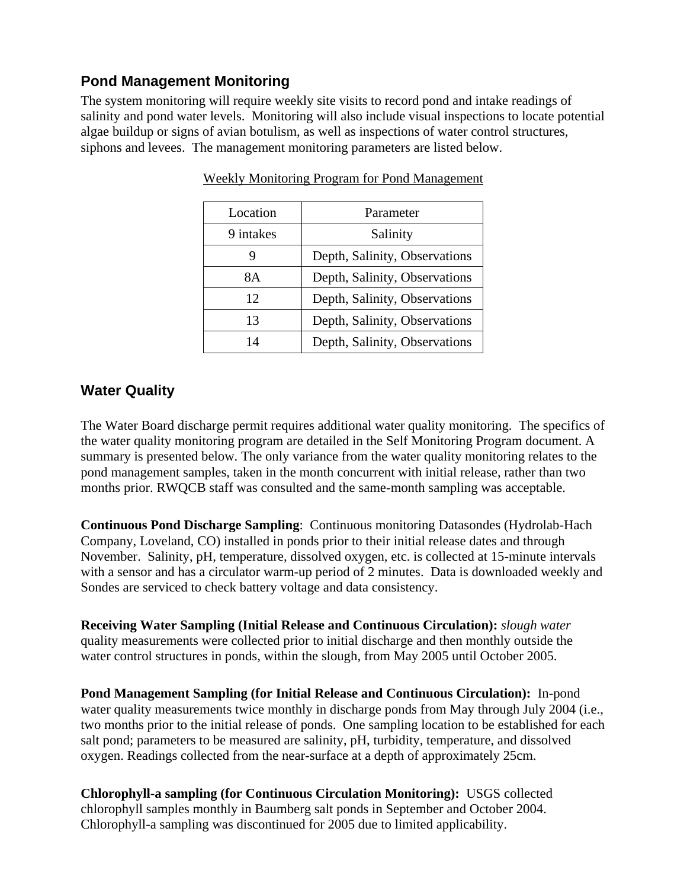## Pond Management Monitoring

The system monitoring will require weekly site visits to record pond and intake readings of salinity and pond water levels. Monitoring will also include visual inspections to locate potential algae buildup or signs of avian botulism, as well as inspections of water control structures, siphons and levees. The management monitoring parameters are listed below.

Weekly Monitoring Program for Pond Management

| Location | Parameter |
|---|---|
| 9 intakes | Salinity |
| 9 | Depth, Salinity, Observations |
| 8A | Depth, Salinity, Observations |
| 12 | Depth, Salinity, Observations |
| 13 | Depth, Salinity, Observations |
| 14 | Depth, Salinity, Observations |

## Water Quality

The Water Board discharge permit requires additional water quality monitoring. The specifics of the water quality monitoring program are detailed in the Self Monitoring Program document. A summary is presented below. The only variance from the water quality monitoring relates to the pond management samples, taken in the month concurrent with initial release, rather than two months prior. RWQCB staff was consulted and the same-month sampling was acceptable.

**Continuous Pond Discharge Sampling**: Continuous monitoring Datasondes (Hydrolab-Hach Company, Loveland, CO) installed in ponds prior to their initial release dates and through November. Salinity, pH, temperature, dissolved oxygen, etc. is collected at 15-minute intervals with a sensor and has a circulator warm-up period of 2 minutes. Data is downloaded weekly and Sondes are serviced to check battery voltage and data consistency.

**Receiving Water Sampling (Initial Release and Continuous Circulation):** *slough water* quality measurements were collected prior to initial discharge and then monthly outside the water control structures in ponds, within the slough, from May 2005 until October 2005.

**Pond Management Sampling (for Initial Release and Continuous Circulation):** In-pond water quality measurements twice monthly in discharge ponds from May through July 2004 (i.e., two months prior to the initial release of ponds. One sampling location to be established for each salt pond; parameters to be measured are salinity, pH, turbidity, temperature, and dissolved oxygen. Readings collected from the near-surface at a depth of approximately 25cm.

**Chlorophyll-a sampling (for Continuous Circulation Monitoring):** USGS collected chlorophyll samples monthly in Baumberg salt ponds in September and October 2004. Chlorophyll-a sampling was discontinued for 2005 due to limited applicability.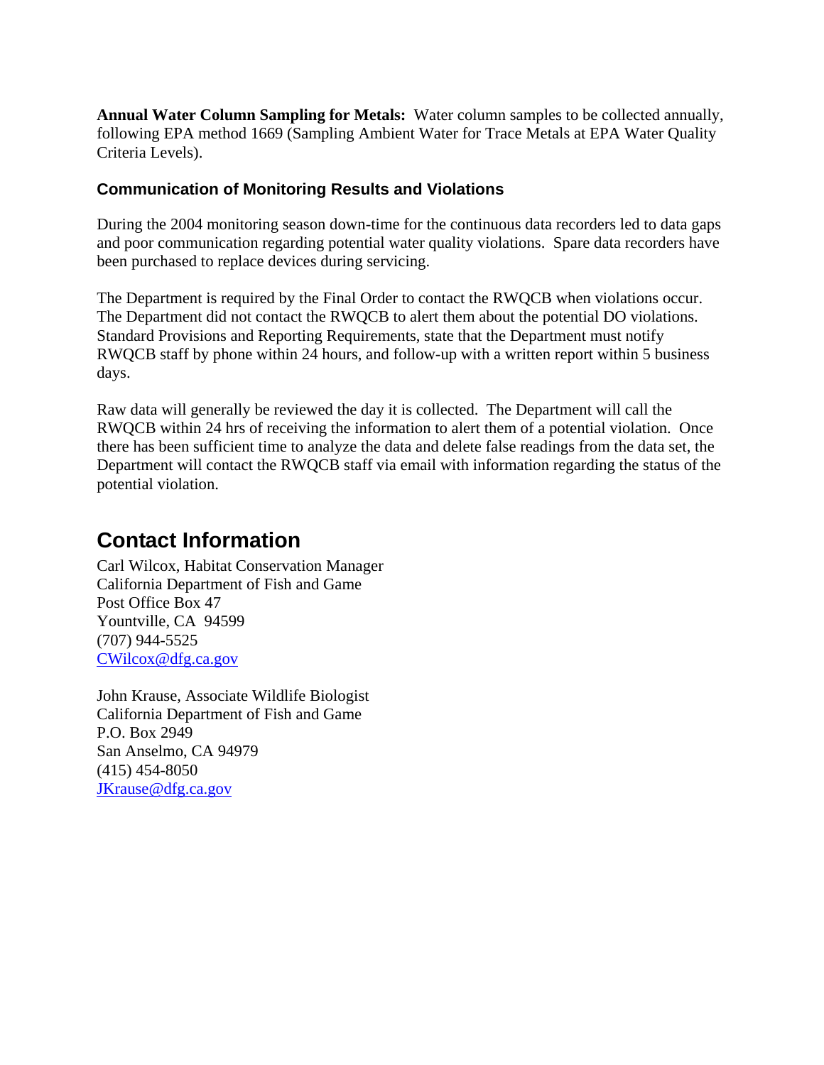**Annual Water Column Sampling for Metals:** Water column samples to be collected annually, following EPA method 1669 (Sampling Ambient Water for Trace Metals at EPA Water Quality Criteria Levels).

### Communication of Monitoring Results and Violations

During the 2004 monitoring season down-time for the continuous data recorders led to data gaps and poor communication regarding potential water quality violations. Spare data recorders have been purchased to replace devices during servicing.

The Department is required by the Final Order to contact the RWQCB when violations occur. The Department did not contact the RWQCB to alert them about the potential DO violations. Standard Provisions and Reporting Requirements, state that the Department must notify RWQCB staff by phone within 24 hours, and follow-up with a written report within 5 business days.

Raw data will generally be reviewed the day it is collected. The Department will call the RWQCB within 24 hrs of receiving the information to alert them of a potential violation. Once there has been sufficient time to analyze the data and delete false readings from the data set, the Department will contact the RWQCB staff via email with information regarding the status of the potential violation.

## Contact Information

Carl Wilcox, Habitat Conservation Manager
California Department of Fish and Game
Post Office Box 47
Yountville, CA 94599
(707) 944-5525
CWilcox@dfg.ca.gov

John Krause, Associate Wildlife Biologist
California Department of Fish and Game
P.O. Box 2949
San Anselmo, CA 94979
(415) 454-8050
JKrause@dfg.ca.gov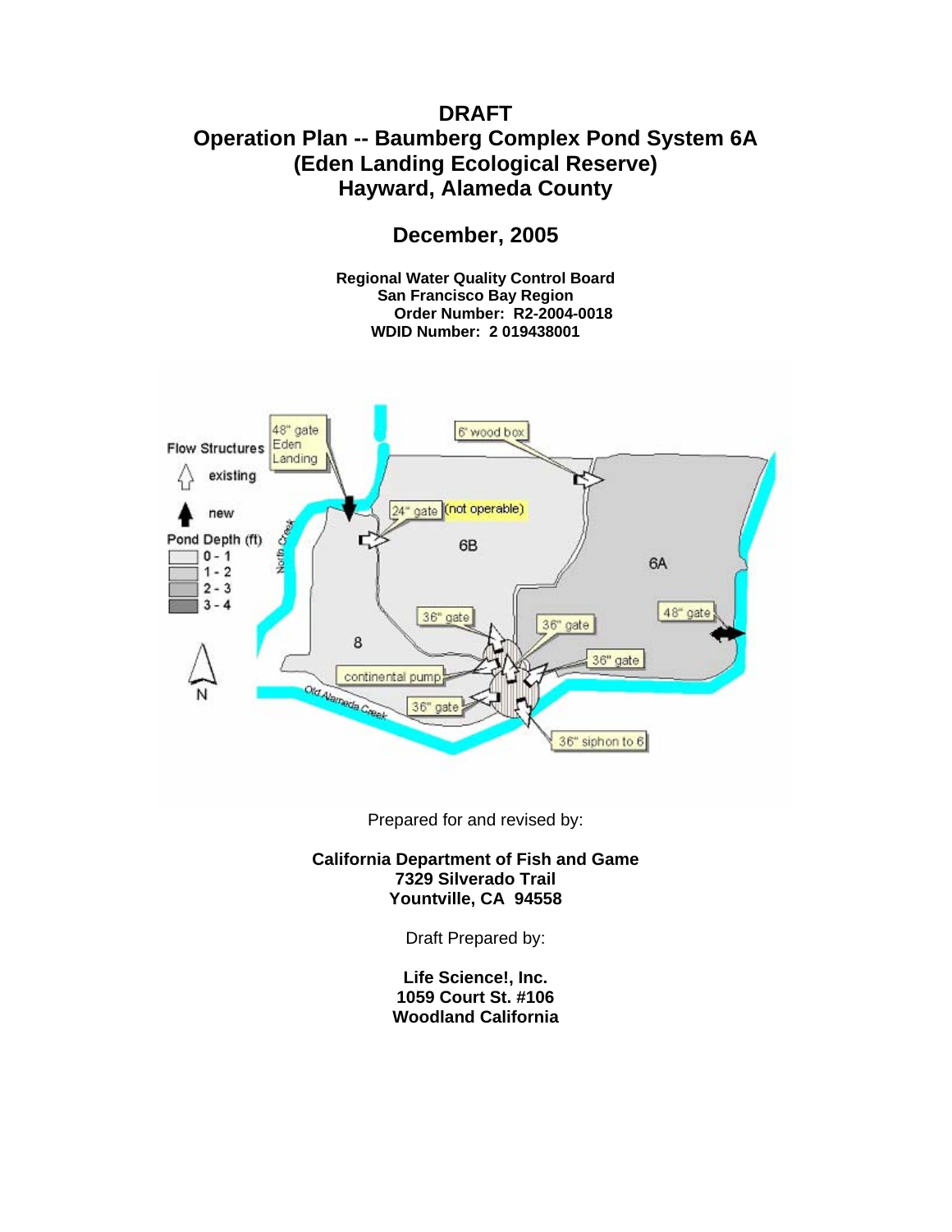# DRAFT

# Operation Plan -- Baumberg Complex Pond System 6A (Eden Landing Ecological Reserve) Hayward, Alameda County

## December, 2005

**Regional Water Quality Control Board**
**San Francisco Bay Region**
**Order Number: R2-2004-0018**
**WDID Number: 2 019438001**

Prepared for and revised by:

**California Department of Fish and Game**
**7329 Silverado Trail**
**Yountville, CA 94558**

Draft Prepared by:

**Life Science!, Inc.**
**1059 Court St. #106**
**Woodland California**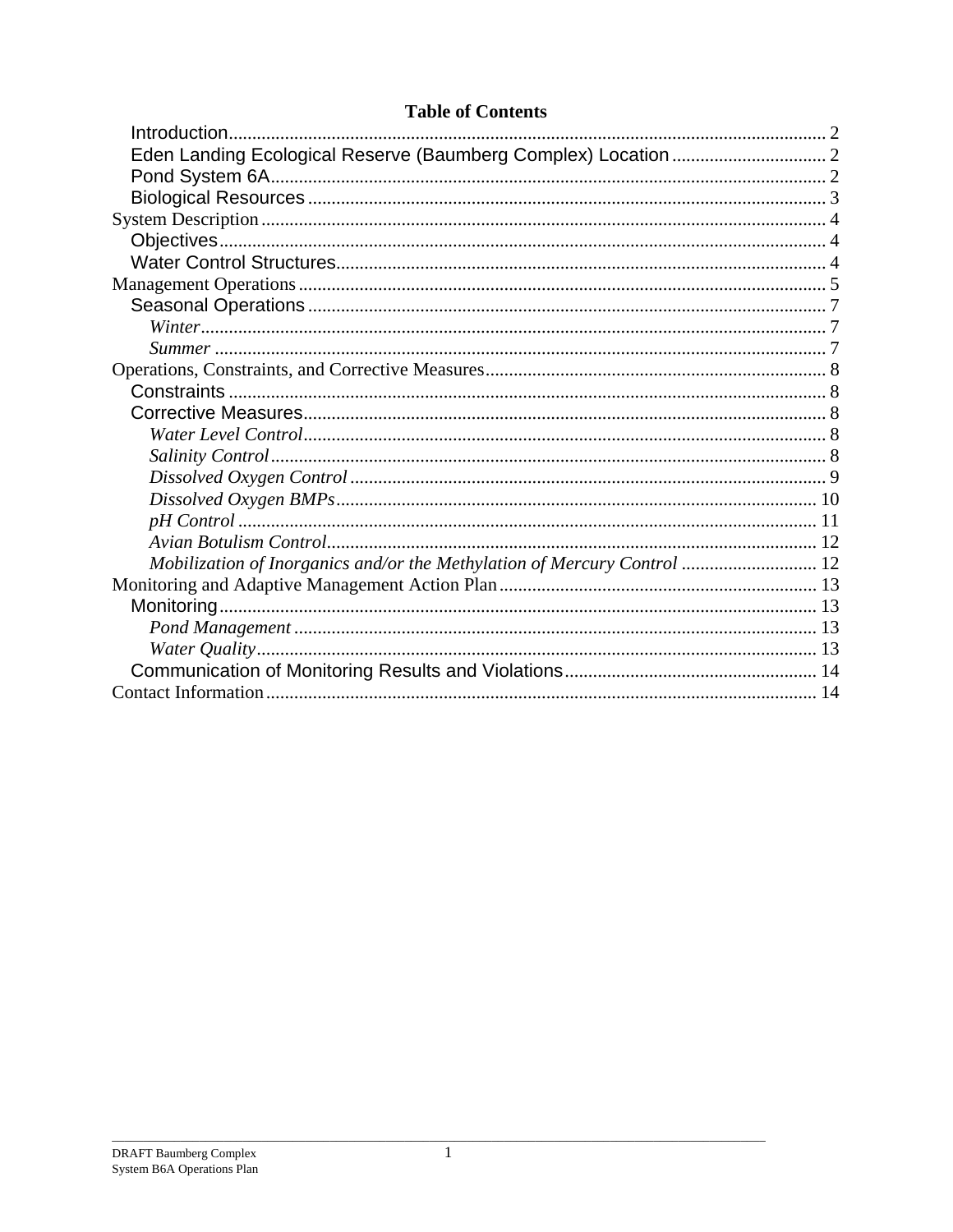**Table of Contents**

- Introduction ..... 2
- Eden Landing Ecological Reserve (Baumberg Complex) Location ..... 2
- Pond System 6A ..... 2
- Biological Resources ..... 3

System Description ..... 4

- Objectives ..... 4
- Water Control Structures ..... 4

Management Operations ..... 5

- Seasonal Operations ..... 7
  - *Winter* ..... 7
  - *Summer* ..... 7

Operations, Constraints, and Corrective Measures ..... 8

- Constraints ..... 8
- Corrective Measures ..... 8
  - *Water Level Control* ..... 8
  - *Salinity Control* ..... 8
  - *Dissolved Oxygen Control* ..... 9
  - *Dissolved Oxygen BMPs* ..... 10
  - *pH Control* ..... 11
  - *Avian Botulism Control* ..... 12
  - *Mobilization of Inorganics and/or the Methylation of Mercury Control* ..... 12

Monitoring and Adaptive Management Action Plan ..... 13

- Monitoring ..... 13
  - *Pond Management* ..... 13
  - *Water Quality* ..... 13
- Communication of Monitoring Results and Violations ..... 14

Contact Information ..... 14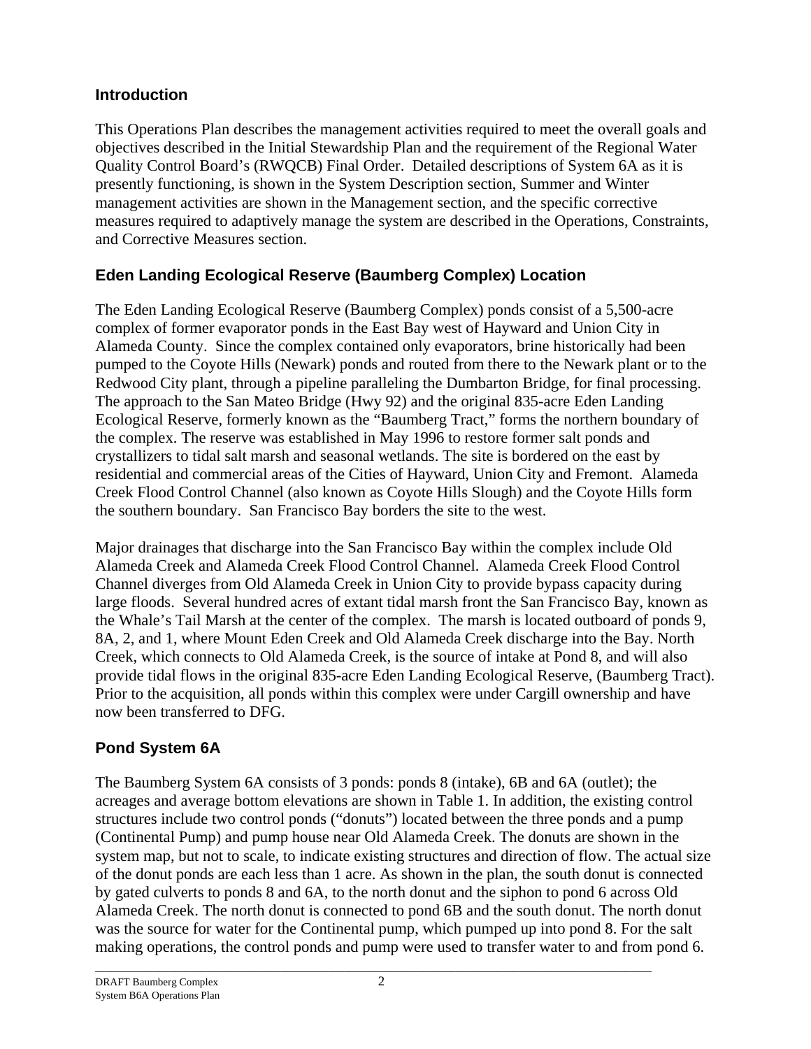## Introduction

This Operations Plan describes the management activities required to meet the overall goals and objectives described in the Initial Stewardship Plan and the requirement of the Regional Water Quality Control Board's (RWQCB) Final Order. Detailed descriptions of System 6A as it is presently functioning, is shown in the System Description section, Summer and Winter management activities are shown in the Management section, and the specific corrective measures required to adaptively manage the system are described in the Operations, Constraints, and Corrective Measures section.

## Eden Landing Ecological Reserve (Baumberg Complex) Location

The Eden Landing Ecological Reserve (Baumberg Complex) ponds consist of a 5,500-acre complex of former evaporator ponds in the East Bay west of Hayward and Union City in Alameda County. Since the complex contained only evaporators, brine historically had been pumped to the Coyote Hills (Newark) ponds and routed from there to the Newark plant or to the Redwood City plant, through a pipeline paralleling the Dumbarton Bridge, for final processing. The approach to the San Mateo Bridge (Hwy 92) and the original 835-acre Eden Landing Ecological Reserve, formerly known as the "Baumberg Tract," forms the northern boundary of the complex. The reserve was established in May 1996 to restore former salt ponds and crystallizers to tidal salt marsh and seasonal wetlands. The site is bordered on the east by residential and commercial areas of the Cities of Hayward, Union City and Fremont. Alameda Creek Flood Control Channel (also known as Coyote Hills Slough) and the Coyote Hills form the southern boundary. San Francisco Bay borders the site to the west.

Major drainages that discharge into the San Francisco Bay within the complex include Old Alameda Creek and Alameda Creek Flood Control Channel. Alameda Creek Flood Control Channel diverges from Old Alameda Creek in Union City to provide bypass capacity during large floods. Several hundred acres of extant tidal marsh front the San Francisco Bay, known as the Whale's Tail Marsh at the center of the complex. The marsh is located outboard of ponds 9, 8A, 2, and 1, where Mount Eden Creek and Old Alameda Creek discharge into the Bay. North Creek, which connects to Old Alameda Creek, is the source of intake at Pond 8, and will also provide tidal flows in the original 835-acre Eden Landing Ecological Reserve, (Baumberg Tract). Prior to the acquisition, all ponds within this complex were under Cargill ownership and have now been transferred to DFG.

## Pond System 6A

The Baumberg System 6A consists of 3 ponds: ponds 8 (intake), 6B and 6A (outlet); the acreages and average bottom elevations are shown in Table 1. In addition, the existing control structures include two control ponds ("donuts") located between the three ponds and a pump (Continental Pump) and pump house near Old Alameda Creek. The donuts are shown in the system map, but not to scale, to indicate existing structures and direction of flow. The actual size of the donut ponds are each less than 1 acre. As shown in the plan, the south donut is connected by gated culverts to ponds 8 and 6A, to the north donut and the siphon to pond 6 across Old Alameda Creek. The north donut is connected to pond 6B and the south donut. The north donut was the source for water for the Continental pump, which pumped up into pond 8. For the salt making operations, the control ponds and pump were used to transfer water to and from pond 6.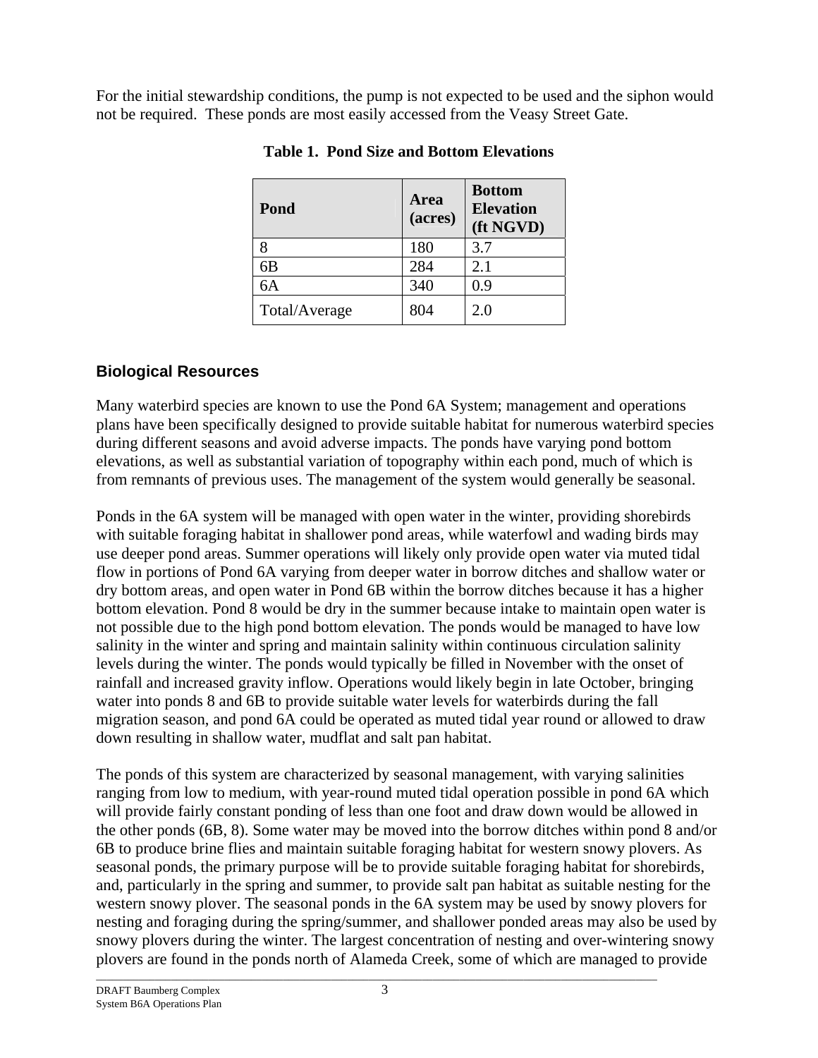For the initial stewardship conditions, the pump is not expected to be used and the siphon would not be required. These ponds are most easily accessed from the Veasy Street Gate.

**Table 1. Pond Size and Bottom Elevations**

| Pond | Area (acres) | Bottom Elevation (ft NGVD) |
|---|---|---|
| 8 | 180 | 3.7 |
| 6B | 284 | 2.1 |
| 6A | 340 | 0.9 |
| Total/Average | 804 | 2.0 |

## Biological Resources

Many waterbird species are known to use the Pond 6A System; management and operations plans have been specifically designed to provide suitable habitat for numerous waterbird species during different seasons and avoid adverse impacts. The ponds have varying pond bottom elevations, as well as substantial variation of topography within each pond, much of which is from remnants of previous uses. The management of the system would generally be seasonal.

Ponds in the 6A system will be managed with open water in the winter, providing shorebirds with suitable foraging habitat in shallower pond areas, while waterfowl and wading birds may use deeper pond areas. Summer operations will likely only provide open water via muted tidal flow in portions of Pond 6A varying from deeper water in borrow ditches and shallow water or dry bottom areas, and open water in Pond 6B within the borrow ditches because it has a higher bottom elevation. Pond 8 would be dry in the summer because intake to maintain open water is not possible due to the high pond bottom elevation. The ponds would be managed to have low salinity in the winter and spring and maintain salinity within continuous circulation salinity levels during the winter. The ponds would typically be filled in November with the onset of rainfall and increased gravity inflow. Operations would likely begin in late October, bringing water into ponds 8 and 6B to provide suitable water levels for waterbirds during the fall migration season, and pond 6A could be operated as muted tidal year round or allowed to draw down resulting in shallow water, mudflat and salt pan habitat.

The ponds of this system are characterized by seasonal management, with varying salinities ranging from low to medium, with year-round muted tidal operation possible in pond 6A which will provide fairly constant ponding of less than one foot and draw down would be allowed in the other ponds (6B, 8). Some water may be moved into the borrow ditches within pond 8 and/or 6B to produce brine flies and maintain suitable foraging habitat for western snowy plovers. As seasonal ponds, the primary purpose will be to provide suitable foraging habitat for shorebirds, and, particularly in the spring and summer, to provide salt pan habitat as suitable nesting for the western snowy plover. The seasonal ponds in the 6A system may be used by snowy plovers for nesting and foraging during the spring/summer, and shallower ponded areas may also be used by snowy plovers during the winter. The largest concentration of nesting and over-wintering snowy plovers are found in the ponds north of Alameda Creek, some of which are managed to provide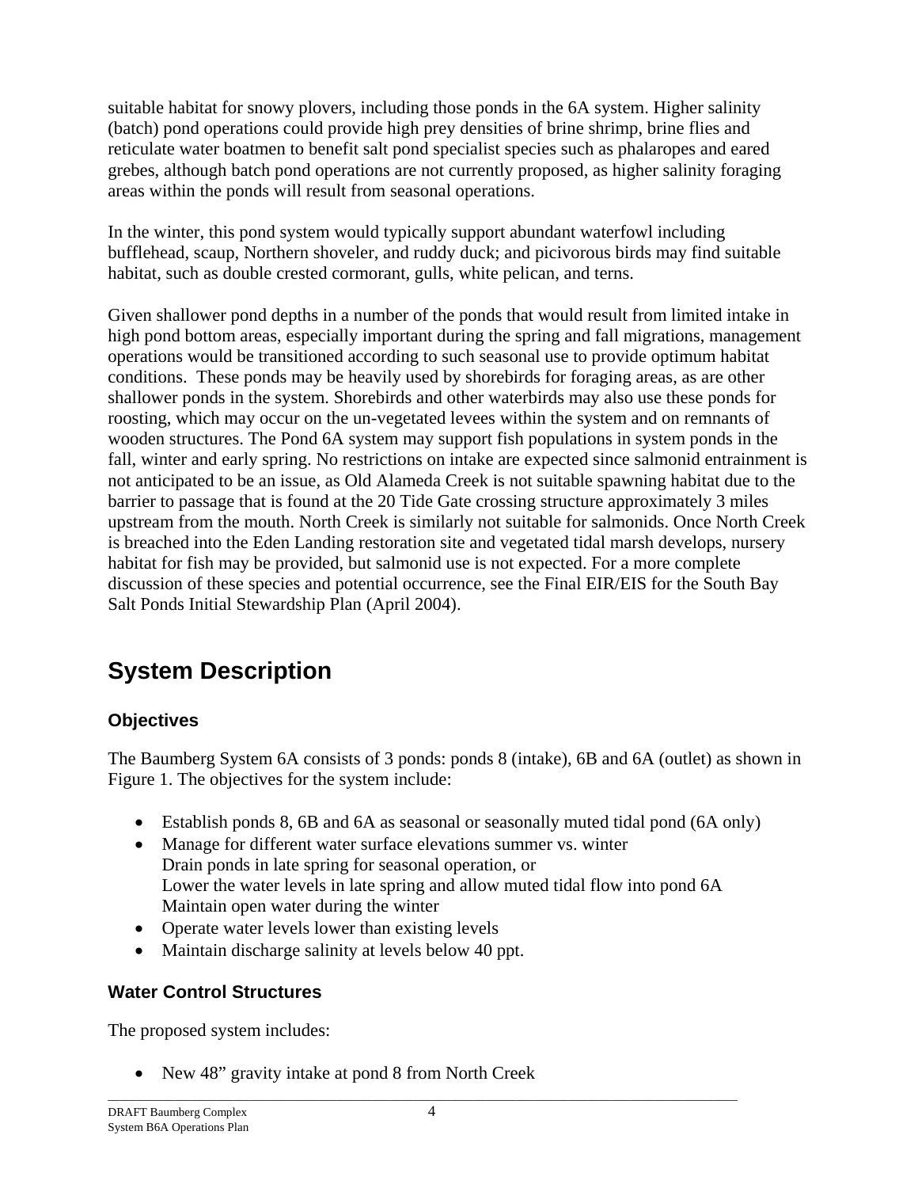suitable habitat for snowy plovers, including those ponds in the 6A system. Higher salinity (batch) pond operations could provide high prey densities of brine shrimp, brine flies and reticulate water boatmen to benefit salt pond specialist species such as phalaropes and eared grebes, although batch pond operations are not currently proposed, as higher salinity foraging areas within the ponds will result from seasonal operations.

In the winter, this pond system would typically support abundant waterfowl including bufflehead, scaup, Northern shoveler, and ruddy duck; and picivorous birds may find suitable habitat, such as double crested cormorant, gulls, white pelican, and terns.

Given shallower pond depths in a number of the ponds that would result from limited intake in high pond bottom areas, especially important during the spring and fall migrations, management operations would be transitioned according to such seasonal use to provide optimum habitat conditions. These ponds may be heavily used by shorebirds for foraging areas, as are other shallower ponds in the system. Shorebirds and other waterbirds may also use these ponds for roosting, which may occur on the un-vegetated levees within the system and on remnants of wooden structures. The Pond 6A system may support fish populations in system ponds in the fall, winter and early spring. No restrictions on intake are expected since salmonid entrainment is not anticipated to be an issue, as Old Alameda Creek is not suitable spawning habitat due to the barrier to passage that is found at the 20 Tide Gate crossing structure approximately 3 miles upstream from the mouth. North Creek is similarly not suitable for salmonids. Once North Creek is breached into the Eden Landing restoration site and vegetated tidal marsh develops, nursery habitat for fish may be provided, but salmonid use is not expected. For a more complete discussion of these species and potential occurrence, see the Final EIR/EIS for the South Bay Salt Ponds Initial Stewardship Plan (April 2004).

# System Description

## Objectives

The Baumberg System 6A consists of 3 ponds: ponds 8 (intake), 6B and 6A (outlet) as shown in Figure 1. The objectives for the system include:

- Establish ponds 8, 6B and 6A as seasonal or seasonally muted tidal pond (6A only)
- Manage for different water surface elevations summer vs. winter
  Drain ponds in late spring for seasonal operation, or
  Lower the water levels in late spring and allow muted tidal flow into pond 6A
  Maintain open water during the winter
- Operate water levels lower than existing levels
- Maintain discharge salinity at levels below 40 ppt.

## Water Control Structures

The proposed system includes:

- New 48" gravity intake at pond 8 from North Creek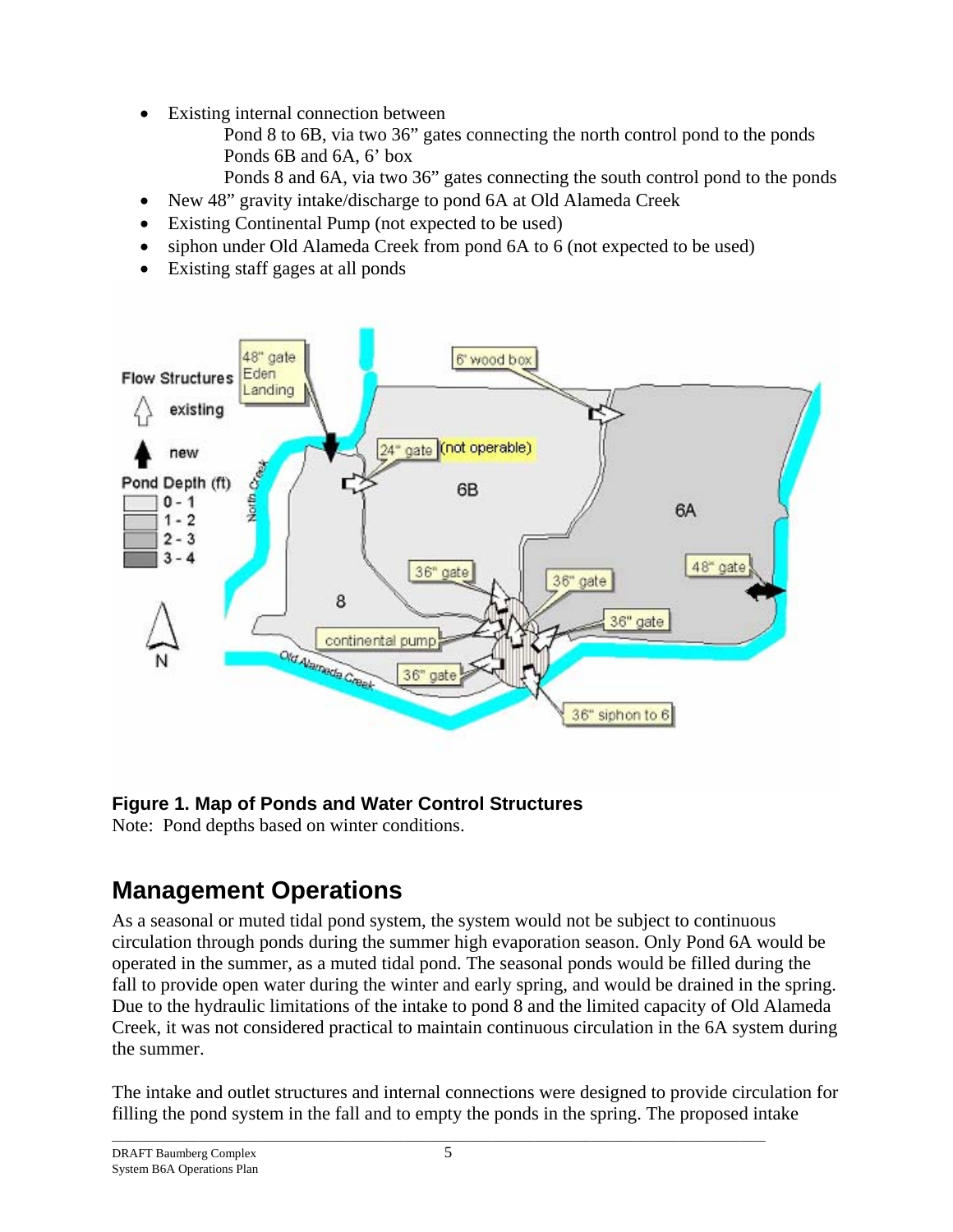- Existing internal connection between
  - Pond 8 to 6B, via two 36" gates connecting the north control pond to the ponds
  - Ponds 6B and 6A, 6' box
  - Ponds 8 and 6A, via two 36" gates connecting the south control pond to the ponds
- New 48" gravity intake/discharge to pond 6A at Old Alameda Creek
- Existing Continental Pump (not expected to be used)
- siphon under Old Alameda Creek from pond 6A to 6 (not expected to be used)
- Existing staff gages at all ponds

**Figure 1. Map of Ponds and Water Control Structures**
Note: Pond depths based on winter conditions.

# Management Operations

As a seasonal or muted tidal pond system, the system would not be subject to continuous circulation through ponds during the summer high evaporation season. Only Pond 6A would be operated in the summer, as a muted tidal pond. The seasonal ponds would be filled during the fall to provide open water during the winter and early spring, and would be drained in the spring. Due to the hydraulic limitations of the intake to pond 8 and the limited capacity of Old Alameda Creek, it was not considered practical to maintain continuous circulation in the 6A system during the summer.

The intake and outlet structures and internal connections were designed to provide circulation for filling the pond system in the fall and to empty the ponds in the spring. The proposed intake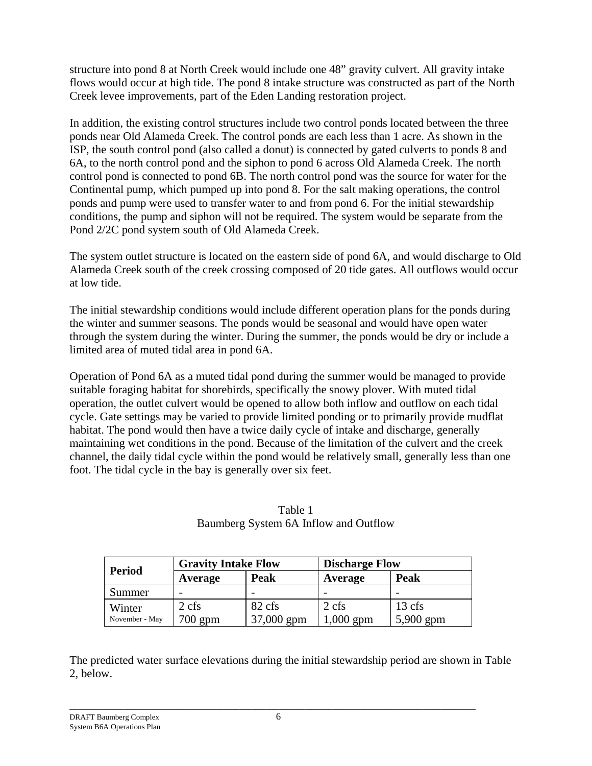structure into pond 8 at North Creek would include one 48” gravity culvert. All gravity intake flows would occur at high tide. The pond 8 intake structure was constructed as part of the North Creek levee improvements, part of the Eden Landing restoration project.

In addition, the existing control structures include two control ponds located between the three ponds near Old Alameda Creek. The control ponds are each less than 1 acre. As shown in the ISP, the south control pond (also called a donut) is connected by gated culverts to ponds 8 and 6A, to the north control pond and the siphon to pond 6 across Old Alameda Creek. The north control pond is connected to pond 6B. The north control pond was the source for water for the Continental pump, which pumped up into pond 8. For the salt making operations, the control ponds and pump were used to transfer water to and from pond 6. For the initial stewardship conditions, the pump and siphon will not be required. The system would be separate from the Pond 2/2C pond system south of Old Alameda Creek.

The system outlet structure is located on the eastern side of pond 6A, and would discharge to Old Alameda Creek south of the creek crossing composed of 20 tide gates. All outflows would occur at low tide.

The initial stewardship conditions would include different operation plans for the ponds during the winter and summer seasons. The ponds would be seasonal and would have open water through the system during the winter. During the summer, the ponds would be dry or include a limited area of muted tidal area in pond 6A.

Operation of Pond 6A as a muted tidal pond during the summer would be managed to provide suitable foraging habitat for shorebirds, specifically the snowy plover. With muted tidal operation, the outlet culvert would be opened to allow both inflow and outflow on each tidal cycle. Gate settings may be varied to provide limited ponding or to primarily provide mudflat habitat. The pond would then have a twice daily cycle of intake and discharge, generally maintaining wet conditions in the pond. Because of the limitation of the culvert and the creek channel, the daily tidal cycle within the pond would be relatively small, generally less than one foot. The tidal cycle in the bay is generally over six feet.

Table 1
Baumberg System 6A Inflow and Outflow

| Period | Gravity Intake Flow | | Discharge Flow | |
|---|---|---|---|---|
| | Average | Peak | Average | Peak |
| Summer | - | - | - | - |
| Winter November - May | 2 cfs 700 gpm | 82 cfs 37,000 gpm | 2 cfs 1,000 gpm | 13 cfs 5,900 gpm |

The predicted water surface elevations during the initial stewardship period are shown in Table 2, below.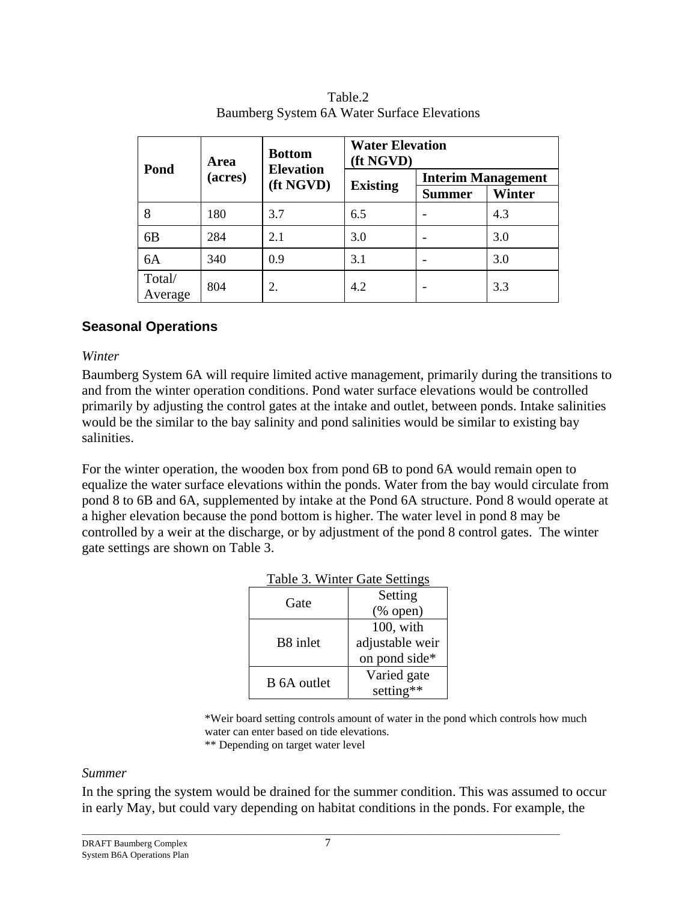Table.2
Baumberg System 6A Water Surface Elevations

| Pond | Area (acres) | Bottom Elevation (ft NGVD) | Water Elevation (ft NGVD) | | |
|---|---|---|---|---|---|
| | | | Existing | Interim Management | |
| | | | | Summer | Winter |
| 8 | 180 | 3.7 | 6.5 | - | 4.3 |
| 6B | 284 | 2.1 | 3.0 | - | 3.0 |
| 6A | 340 | 0.9 | 3.1 | - | 3.0 |
| Total/ Average | 804 | 2. | 4.2 | - | 3.3 |

## Seasonal Operations

*Winter*

Baumberg System 6A will require limited active management, primarily during the transitions to and from the winter operation conditions. Pond water surface elevations would be controlled primarily by adjusting the control gates at the intake and outlet, between ponds. Intake salinities would be the similar to the bay salinity and pond salinities would be similar to existing bay salinities.

For the winter operation, the wooden box from pond 6B to pond 6A would remain open to equalize the water surface elevations within the ponds. Water from the bay would circulate from pond 8 to 6B and 6A, supplemented by intake at the Pond 6A structure. Pond 8 would operate at a higher elevation because the pond bottom is higher. The water level in pond 8 may be controlled by a weir at the discharge, or by adjustment of the pond 8 control gates. The winter gate settings are shown on Table 3.

Table 3. Winter Gate Settings

| Gate | Setting (% open) |
|---|---|
| B8 inlet | 100, with adjustable weir on pond side* |
| B 6A outlet | Varied gate setting** |

*Weir board setting controls amount of water in the pond which controls how much water can enter based on tide elevations.
** Depending on target water level

*Summer*

In the spring the system would be drained for the summer condition. This was assumed to occur in early May, but could vary depending on habitat conditions in the ponds. For example, the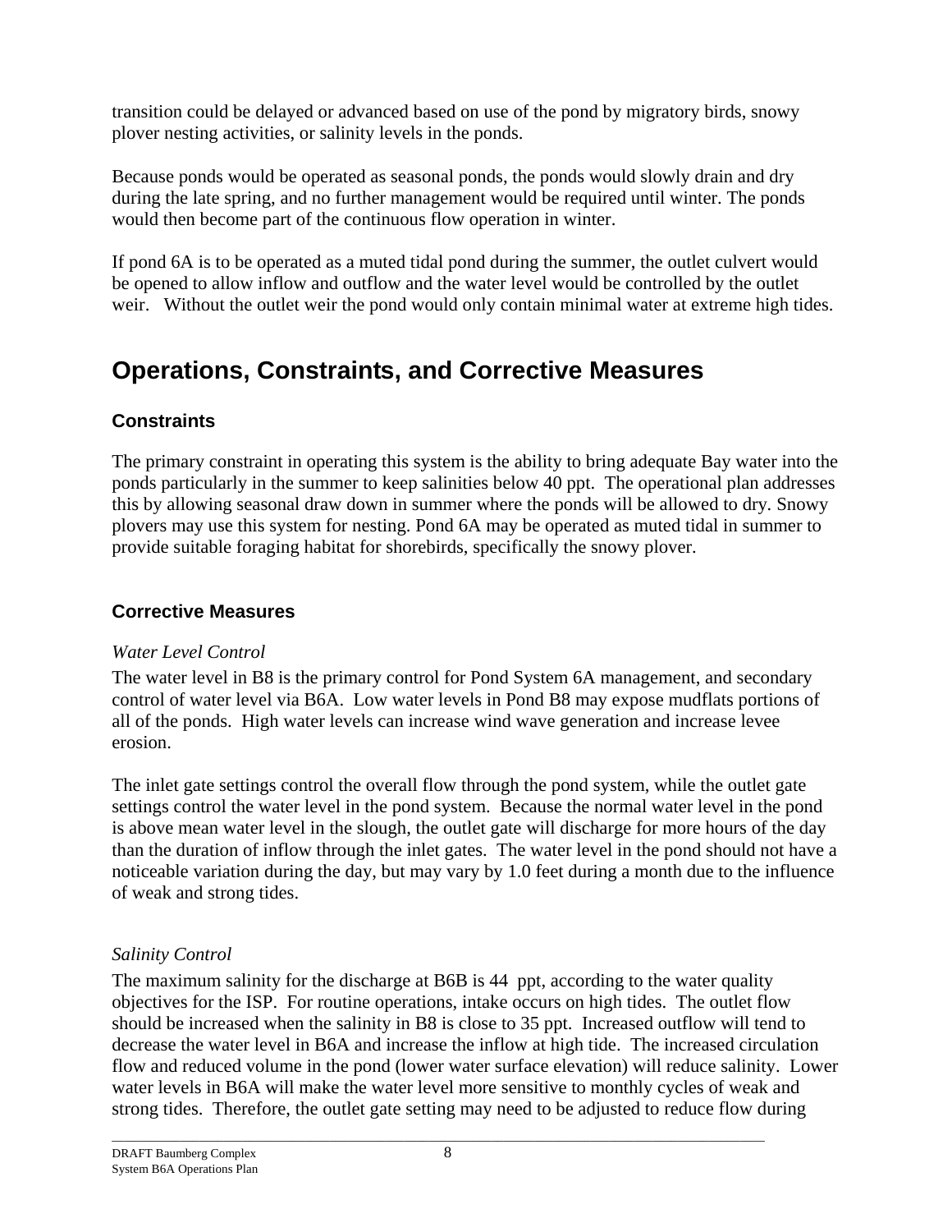transition could be delayed or advanced based on use of the pond by migratory birds, snowy plover nesting activities, or salinity levels in the ponds.

Because ponds would be operated as seasonal ponds, the ponds would slowly drain and dry during the late spring, and no further management would be required until winter. The ponds would then become part of the continuous flow operation in winter.

If pond 6A is to be operated as a muted tidal pond during the summer, the outlet culvert would be opened to allow inflow and outflow and the water level would be controlled by the outlet weir. Without the outlet weir the pond would only contain minimal water at extreme high tides.

# Operations, Constraints, and Corrective Measures

## Constraints

The primary constraint in operating this system is the ability to bring adequate Bay water into the ponds particularly in the summer to keep salinities below 40 ppt. The operational plan addresses this by allowing seasonal draw down in summer where the ponds will be allowed to dry. Snowy plovers may use this system for nesting. Pond 6A may be operated as muted tidal in summer to provide suitable foraging habitat for shorebirds, specifically the snowy plover.

## Corrective Measures

*Water Level Control*

The water level in B8 is the primary control for Pond System 6A management, and secondary control of water level via B6A. Low water levels in Pond B8 may expose mudflats portions of all of the ponds. High water levels can increase wind wave generation and increase levee erosion.

The inlet gate settings control the overall flow through the pond system, while the outlet gate settings control the water level in the pond system. Because the normal water level in the pond is above mean water level in the slough, the outlet gate will discharge for more hours of the day than the duration of inflow through the inlet gates. The water level in the pond should not have a noticeable variation during the day, but may vary by 1.0 feet during a month due to the influence of weak and strong tides.

*Salinity Control*

The maximum salinity for the discharge at B6B is 44 ppt, according to the water quality objectives for the ISP. For routine operations, intake occurs on high tides. The outlet flow should be increased when the salinity in B8 is close to 35 ppt. Increased outflow will tend to decrease the water level in B6A and increase the inflow at high tide. The increased circulation flow and reduced volume in the pond (lower water surface elevation) will reduce salinity. Lower water levels in B6A will make the water level more sensitive to monthly cycles of weak and strong tides. Therefore, the outlet gate setting may need to be adjusted to reduce flow during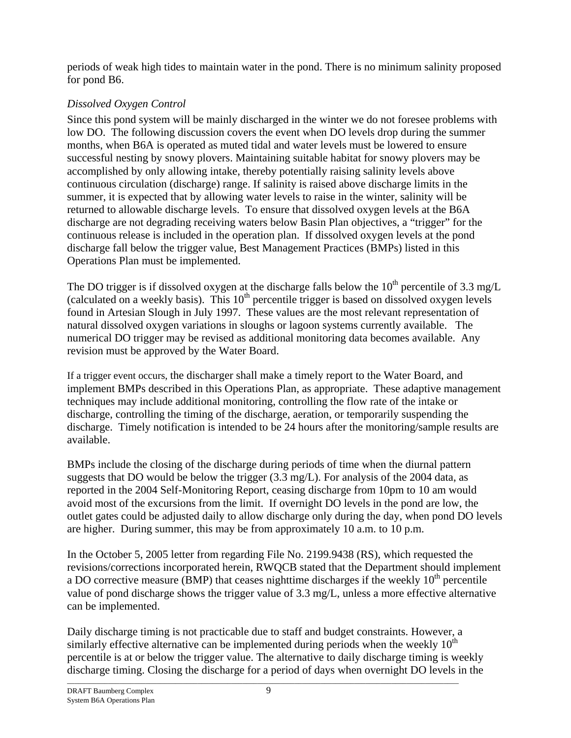periods of weak high tides to maintain water in the pond. There is no minimum salinity proposed for pond B6.

*Dissolved Oxygen Control*

Since this pond system will be mainly discharged in the winter we do not foresee problems with low DO. The following discussion covers the event when DO levels drop during the summer months, when B6A is operated as muted tidal and water levels must be lowered to ensure successful nesting by snowy plovers. Maintaining suitable habitat for snowy plovers may be accomplished by only allowing intake, thereby potentially raising salinity levels above continuous circulation (discharge) range. If salinity is raised above discharge limits in the summer, it is expected that by allowing water levels to raise in the winter, salinity will be returned to allowable discharge levels. To ensure that dissolved oxygen levels at the B6A discharge are not degrading receiving waters below Basin Plan objectives, a "trigger" for the continuous release is included in the operation plan. If dissolved oxygen levels at the pond discharge fall below the trigger value, Best Management Practices (BMPs) listed in this Operations Plan must be implemented.

The DO trigger is if dissolved oxygen at the discharge falls below the 10$^{th}$ percentile of 3.3 mg/L (calculated on a weekly basis). This 10$^{th}$ percentile trigger is based on dissolved oxygen levels found in Artesian Slough in July 1997. These values are the most relevant representation of natural dissolved oxygen variations in sloughs or lagoon systems currently available. The numerical DO trigger may be revised as additional monitoring data becomes available. Any revision must be approved by the Water Board.

If a trigger event occurs, the discharger shall make a timely report to the Water Board, and implement BMPs described in this Operations Plan, as appropriate. These adaptive management techniques may include additional monitoring, controlling the flow rate of the intake or discharge, controlling the timing of the discharge, aeration, or temporarily suspending the discharge. Timely notification is intended to be 24 hours after the monitoring/sample results are available.

BMPs include the closing of the discharge during periods of time when the diurnal pattern suggests that DO would be below the trigger (3.3 mg/L). For analysis of the 2004 data, as reported in the 2004 Self-Monitoring Report, ceasing discharge from 10pm to 10 am would avoid most of the excursions from the limit. If overnight DO levels in the pond are low, the outlet gates could be adjusted daily to allow discharge only during the day, when pond DO levels are higher. During summer, this may be from approximately 10 a.m. to 10 p.m.

In the October 5, 2005 letter from regarding File No. 2199.9438 (RS), which requested the revisions/corrections incorporated herein, RWQCB stated that the Department should implement a DO corrective measure (BMP) that ceases nighttime discharges if the weekly 10$^{th}$ percentile value of pond discharge shows the trigger value of 3.3 mg/L, unless a more effective alternative can be implemented.

Daily discharge timing is not practicable due to staff and budget constraints. However, a similarly effective alternative can be implemented during periods when the weekly 10$^{th}$ percentile is at or below the trigger value. The alternative to daily discharge timing is weekly discharge timing. Closing the discharge for a period of days when overnight DO levels in the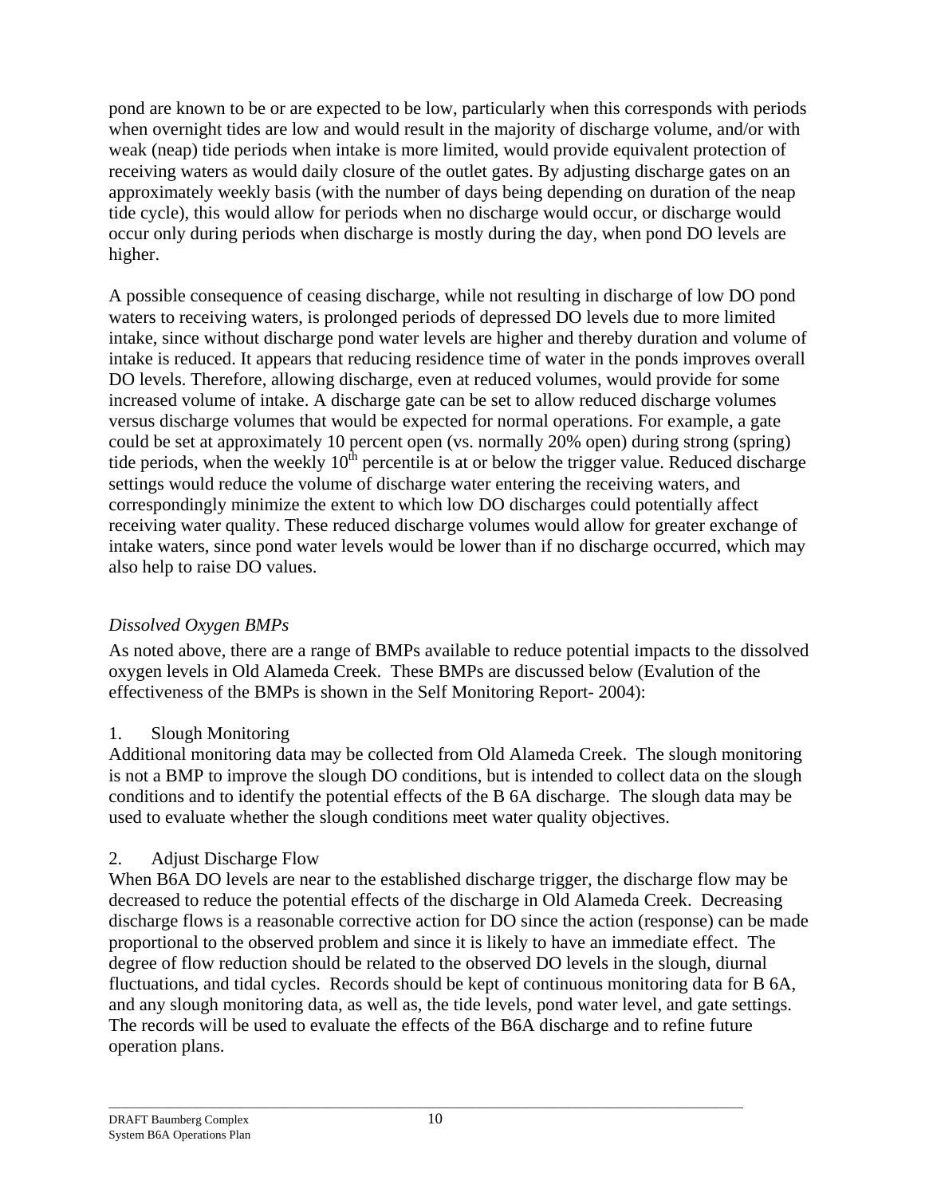pond are known to be or are expected to be low, particularly when this corresponds with periods when overnight tides are low and would result in the majority of discharge volume, and/or with weak (neap) tide periods when intake is more limited, would provide equivalent protection of receiving waters as would daily closure of the outlet gates. By adjusting discharge gates on an approximately weekly basis (with the number of days being depending on duration of the neap tide cycle), this would allow for periods when no discharge would occur, or discharge would occur only during periods when discharge is mostly during the day, when pond DO levels are higher.

A possible consequence of ceasing discharge, while not resulting in discharge of low DO pond waters to receiving waters, is prolonged periods of depressed DO levels due to more limited intake, since without discharge pond water levels are higher and thereby duration and volume of intake is reduced. It appears that reducing residence time of water in the ponds improves overall DO levels. Therefore, allowing discharge, even at reduced volumes, would provide for some increased volume of intake. A discharge gate can be set to allow reduced discharge volumes versus discharge volumes that would be expected for normal operations. For example, a gate could be set at approximately 10 percent open (vs. normally 20% open) during strong (spring) tide periods, when the weekly 10th percentile is at or below the trigger value. Reduced discharge settings would reduce the volume of discharge water entering the receiving waters, and correspondingly minimize the extent to which low DO discharges could potentially affect receiving water quality. These reduced discharge volumes would allow for greater exchange of intake waters, since pond water levels would be lower than if no discharge occurred, which may also help to raise DO values.

### *Dissolved Oxygen BMPs*

As noted above, there are a range of BMPs available to reduce potential impacts to the dissolved oxygen levels in Old Alameda Creek. These BMPs are discussed below (Evalution of the effectiveness of the BMPs is shown in the Self Monitoring Report- 2004):

1. Slough Monitoring

Additional monitoring data may be collected from Old Alameda Creek. The slough monitoring is not a BMP to improve the slough DO conditions, but is intended to collect data on the slough conditions and to identify the potential effects of the B 6A discharge. The slough data may be used to evaluate whether the slough conditions meet water quality objectives.

2. Adjust Discharge Flow

When B6A DO levels are near to the established discharge trigger, the discharge flow may be decreased to reduce the potential effects of the discharge in Old Alameda Creek. Decreasing discharge flows is a reasonable corrective action for DO since the action (response) can be made proportional to the observed problem and since it is likely to have an immediate effect. The degree of flow reduction should be related to the observed DO levels in the slough, diurnal fluctuations, and tidal cycles. Records should be kept of continuous monitoring data for B 6A, and any slough monitoring data, as well as, the tide levels, pond water level, and gate settings. The records will be used to evaluate the effects of the B6A discharge and to refine future operation plans.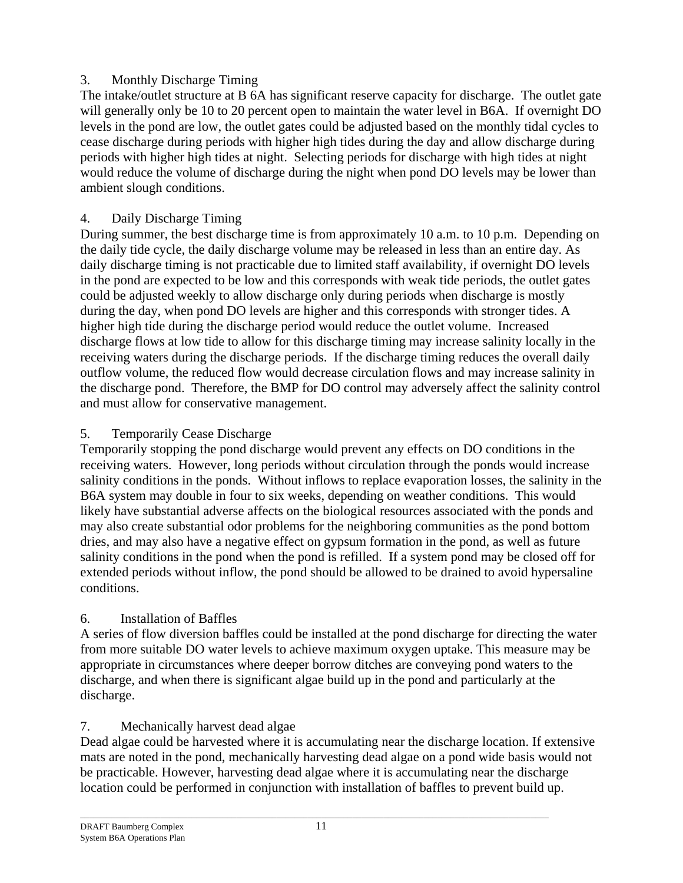3. Monthly Discharge Timing

The intake/outlet structure at B 6A has significant reserve capacity for discharge. The outlet gate will generally only be 10 to 20 percent open to maintain the water level in B6A. If overnight DO levels in the pond are low, the outlet gates could be adjusted based on the monthly tidal cycles to cease discharge during periods with higher high tides during the day and allow discharge during periods with higher high tides at night. Selecting periods for discharge with high tides at night would reduce the volume of discharge during the night when pond DO levels may be lower than ambient slough conditions.

4. Daily Discharge Timing

During summer, the best discharge time is from approximately 10 a.m. to 10 p.m. Depending on the daily tide cycle, the daily discharge volume may be released in less than an entire day. As daily discharge timing is not practicable due to limited staff availability, if overnight DO levels in the pond are expected to be low and this corresponds with weak tide periods, the outlet gates could be adjusted weekly to allow discharge only during periods when discharge is mostly during the day, when pond DO levels are higher and this corresponds with stronger tides. A higher high tide during the discharge period would reduce the outlet volume. Increased discharge flows at low tide to allow for this discharge timing may increase salinity locally in the receiving waters during the discharge periods. If the discharge timing reduces the overall daily outflow volume, the reduced flow would decrease circulation flows and may increase salinity in the discharge pond. Therefore, the BMP for DO control may adversely affect the salinity control and must allow for conservative management.

5. Temporarily Cease Discharge

Temporarily stopping the pond discharge would prevent any effects on DO conditions in the receiving waters. However, long periods without circulation through the ponds would increase salinity conditions in the ponds. Without inflows to replace evaporation losses, the salinity in the B6A system may double in four to six weeks, depending on weather conditions. This would likely have substantial adverse affects on the biological resources associated with the ponds and may also create substantial odor problems for the neighboring communities as the pond bottom dries, and may also have a negative effect on gypsum formation in the pond, as well as future salinity conditions in the pond when the pond is refilled. If a system pond may be closed off for extended periods without inflow, the pond should be allowed to be drained to avoid hypersaline conditions.

6. Installation of Baffles

A series of flow diversion baffles could be installed at the pond discharge for directing the water from more suitable DO water levels to achieve maximum oxygen uptake. This measure may be appropriate in circumstances where deeper borrow ditches are conveying pond waters to the discharge, and when there is significant algae build up in the pond and particularly at the discharge.

7. Mechanically harvest dead algae

Dead algae could be harvested where it is accumulating near the discharge location. If extensive mats are noted in the pond, mechanically harvesting dead algae on a pond wide basis would not be practicable. However, harvesting dead algae where it is accumulating near the discharge location could be performed in conjunction with installation of baffles to prevent build up.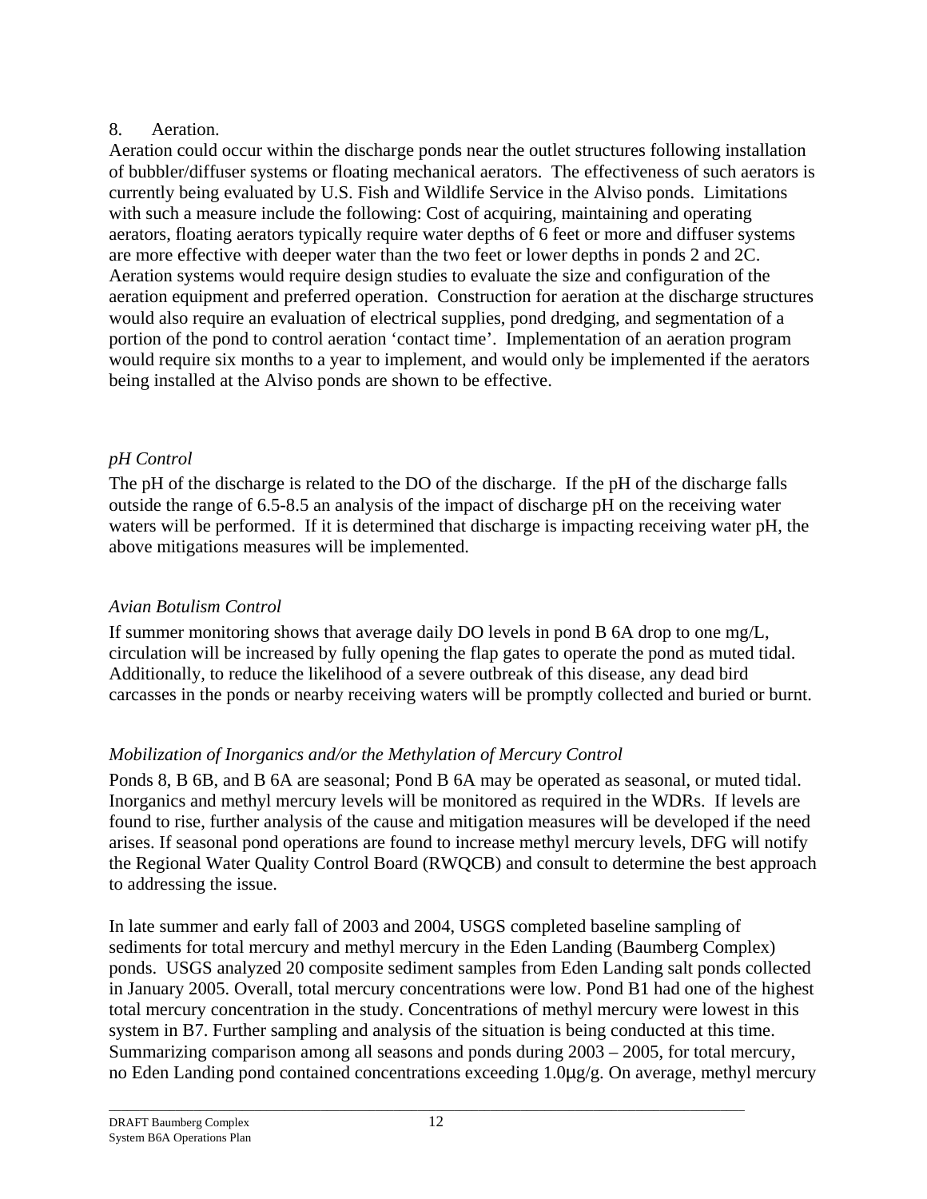8. Aeration.

Aeration could occur within the discharge ponds near the outlet structures following installation of bubbler/diffuser systems or floating mechanical aerators. The effectiveness of such aerators is currently being evaluated by U.S. Fish and Wildlife Service in the Alviso ponds. Limitations with such a measure include the following: Cost of acquiring, maintaining and operating aerators, floating aerators typically require water depths of 6 feet or more and diffuser systems are more effective with deeper water than the two feet or lower depths in ponds 2 and 2C. Aeration systems would require design studies to evaluate the size and configuration of the aeration equipment and preferred operation. Construction for aeration at the discharge structures would also require an evaluation of electrical supplies, pond dredging, and segmentation of a portion of the pond to control aeration 'contact time'. Implementation of an aeration program would require six months to a year to implement, and would only be implemented if the aerators being installed at the Alviso ponds are shown to be effective.

*pH Control*

The pH of the discharge is related to the DO of the discharge. If the pH of the discharge falls outside the range of 6.5-8.5 an analysis of the impact of discharge pH on the receiving water waters will be performed. If it is determined that discharge is impacting receiving water pH, the above mitigations measures will be implemented.

*Avian Botulism Control*

If summer monitoring shows that average daily DO levels in pond B 6A drop to one mg/L, circulation will be increased by fully opening the flap gates to operate the pond as muted tidal. Additionally, to reduce the likelihood of a severe outbreak of this disease, any dead bird carcasses in the ponds or nearby receiving waters will be promptly collected and buried or burnt.

*Mobilization of Inorganics and/or the Methylation of Mercury Control*

Ponds 8, B 6B, and B 6A are seasonal; Pond B 6A may be operated as seasonal, or muted tidal. Inorganics and methyl mercury levels will be monitored as required in the WDRs. If levels are found to rise, further analysis of the cause and mitigation measures will be developed if the need arises. If seasonal pond operations are found to increase methyl mercury levels, DFG will notify the Regional Water Quality Control Board (RWQCB) and consult to determine the best approach to addressing the issue.

In late summer and early fall of 2003 and 2004, USGS completed baseline sampling of sediments for total mercury and methyl mercury in the Eden Landing (Baumberg Complex) ponds. USGS analyzed 20 composite sediment samples from Eden Landing salt ponds collected in January 2005. Overall, total mercury concentrations were low. Pond B1 had one of the highest total mercury concentration in the study. Concentrations of methyl mercury were lowest in this system in B7. Further sampling and analysis of the situation is being conducted at this time. Summarizing comparison among all seasons and ponds during 2003 – 2005, for total mercury, no Eden Landing pond contained concentrations exceeding 1.0μg/g. On average, methyl mercury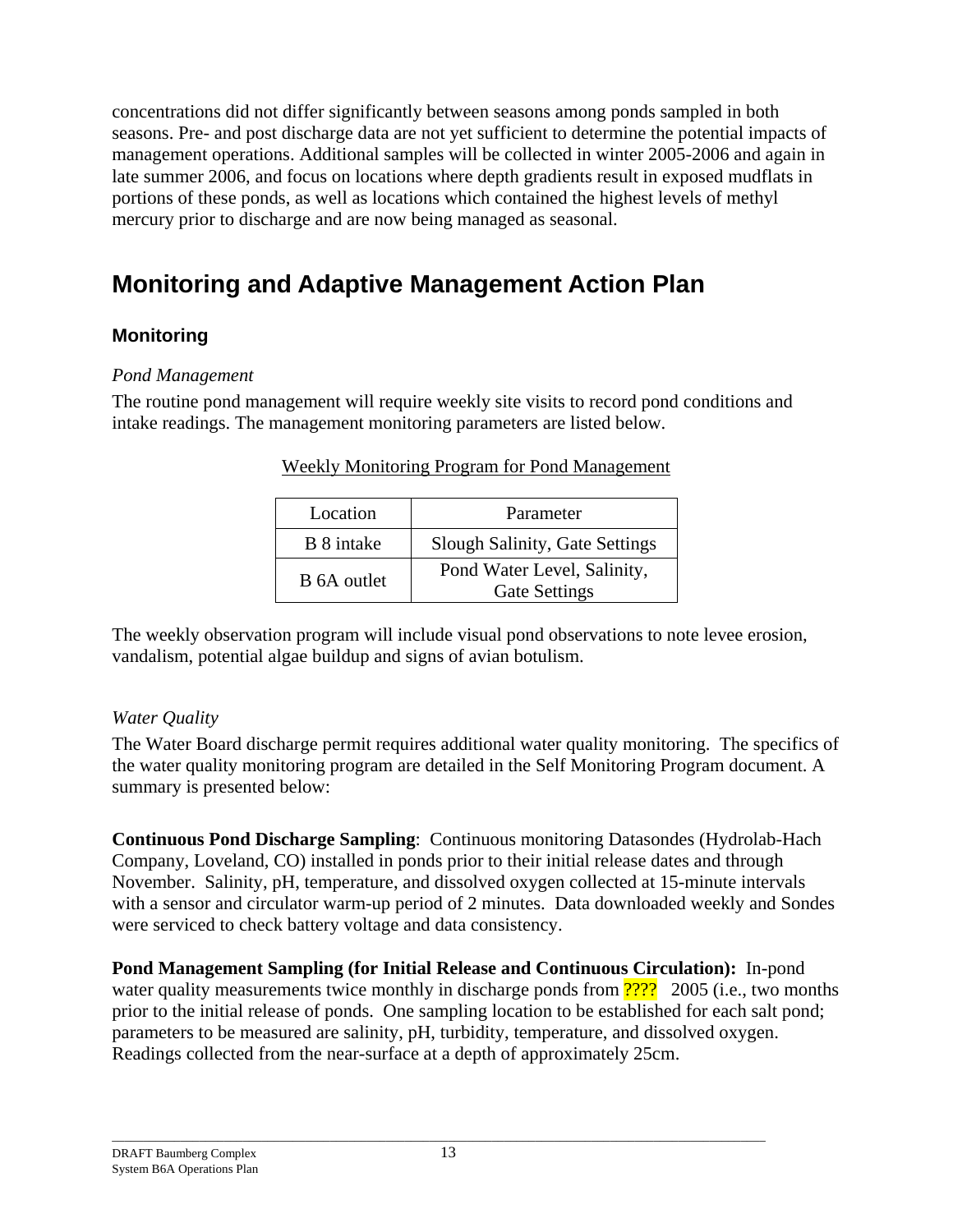concentrations did not differ significantly between seasons among ponds sampled in both seasons. Pre- and post discharge data are not yet sufficient to determine the potential impacts of management operations. Additional samples will be collected in winter 2005-2006 and again in late summer 2006, and focus on locations where depth gradients result in exposed mudflats in portions of these ponds, as well as locations which contained the highest levels of methyl mercury prior to discharge and are now being managed as seasonal.

# Monitoring and Adaptive Management Action Plan

## Monitoring

*Pond Management*

The routine pond management will require weekly site visits to record pond conditions and intake readings. The management monitoring parameters are listed below.

Weekly Monitoring Program for Pond Management

| Location | Parameter |
|---|---|
| B 8 intake | Slough Salinity, Gate Settings |
| B 6A outlet | Pond Water Level, Salinity, Gate Settings |

The weekly observation program will include visual pond observations to note levee erosion, vandalism, potential algae buildup and signs of avian botulism.

*Water Quality*

The Water Board discharge permit requires additional water quality monitoring. The specifics of the water quality monitoring program are detailed in the Self Monitoring Program document. A summary is presented below:

**Continuous Pond Discharge Sampling**: Continuous monitoring Datasondes (Hydrolab-Hach Company, Loveland, CO) installed in ponds prior to their initial release dates and through November. Salinity, pH, temperature, and dissolved oxygen collected at 15-minute intervals with a sensor and circulator warm-up period of 2 minutes. Data downloaded weekly and Sondes were serviced to check battery voltage and data consistency.

**Pond Management Sampling (for Initial Release and Continuous Circulation):** In-pond water quality measurements twice monthly in discharge ponds from ???? 2005 (i.e., two months prior to the initial release of ponds. One sampling location to be established for each salt pond; parameters to be measured are salinity, pH, turbidity, temperature, and dissolved oxygen. Readings collected from the near-surface at a depth of approximately 25cm.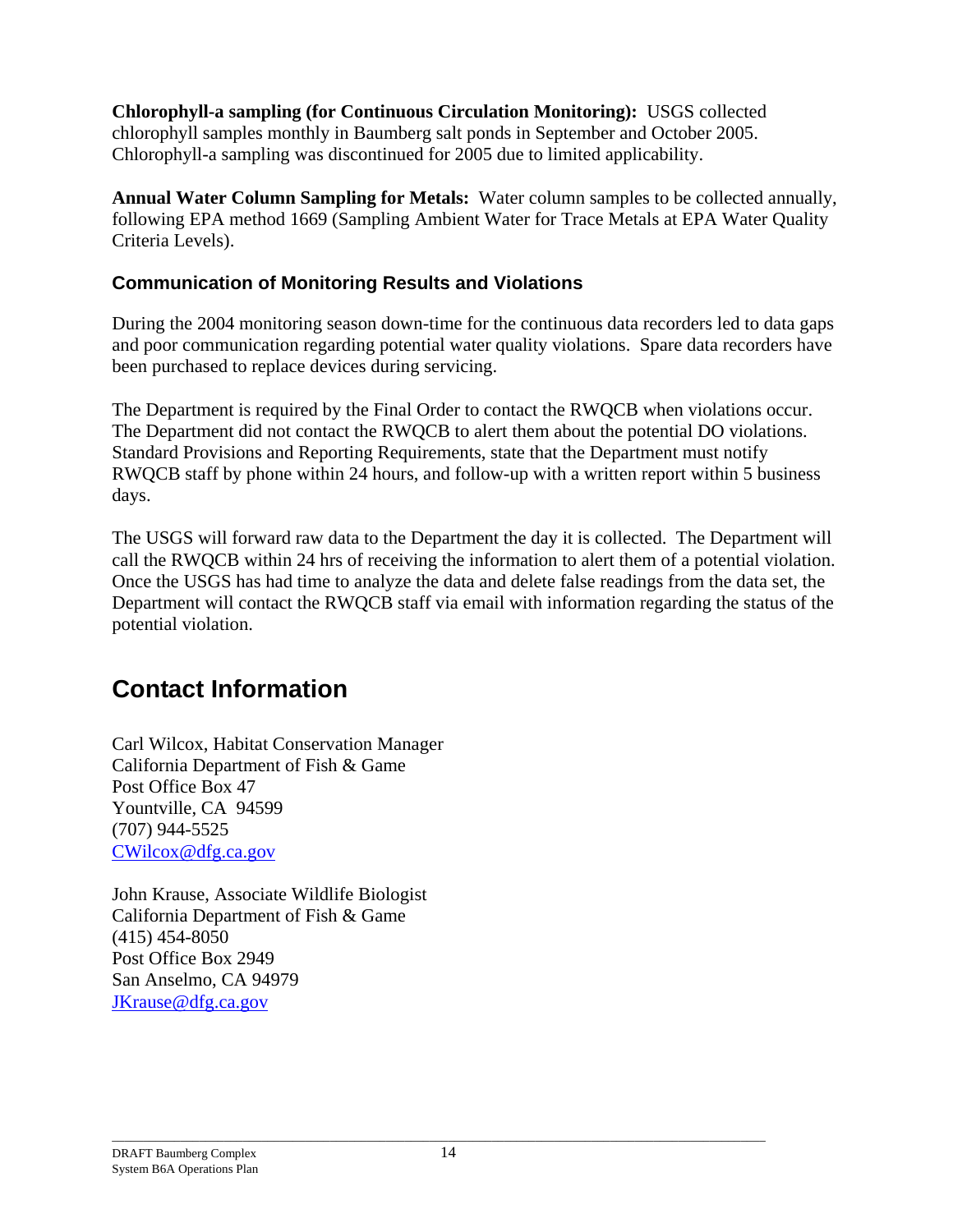**Chlorophyll-a sampling (for Continuous Circulation Monitoring):** USGS collected chlorophyll samples monthly in Baumberg salt ponds in September and October 2005. Chlorophyll-a sampling was discontinued for 2005 due to limited applicability.

**Annual Water Column Sampling for Metals:** Water column samples to be collected annually, following EPA method 1669 (Sampling Ambient Water for Trace Metals at EPA Water Quality Criteria Levels).

### Communication of Monitoring Results and Violations

During the 2004 monitoring season down-time for the continuous data recorders led to data gaps and poor communication regarding potential water quality violations. Spare data recorders have been purchased to replace devices during servicing.

The Department is required by the Final Order to contact the RWQCB when violations occur. The Department did not contact the RWQCB to alert them about the potential DO violations. Standard Provisions and Reporting Requirements, state that the Department must notify RWQCB staff by phone within 24 hours, and follow-up with a written report within 5 business days.

The USGS will forward raw data to the Department the day it is collected. The Department will call the RWQCB within 24 hrs of receiving the information to alert them of a potential violation. Once the USGS has had time to analyze the data and delete false readings from the data set, the Department will contact the RWQCB staff via email with information regarding the status of the potential violation.

## Contact Information

Carl Wilcox, Habitat Conservation Manager
California Department of Fish & Game
Post Office Box 47
Yountville, CA 94599
(707) 944-5525
CWilcox@dfg.ca.gov

John Krause, Associate Wildlife Biologist
California Department of Fish & Game
(415) 454-8050
Post Office Box 2949
San Anselmo, CA 94979
JKrause@dfg.ca.gov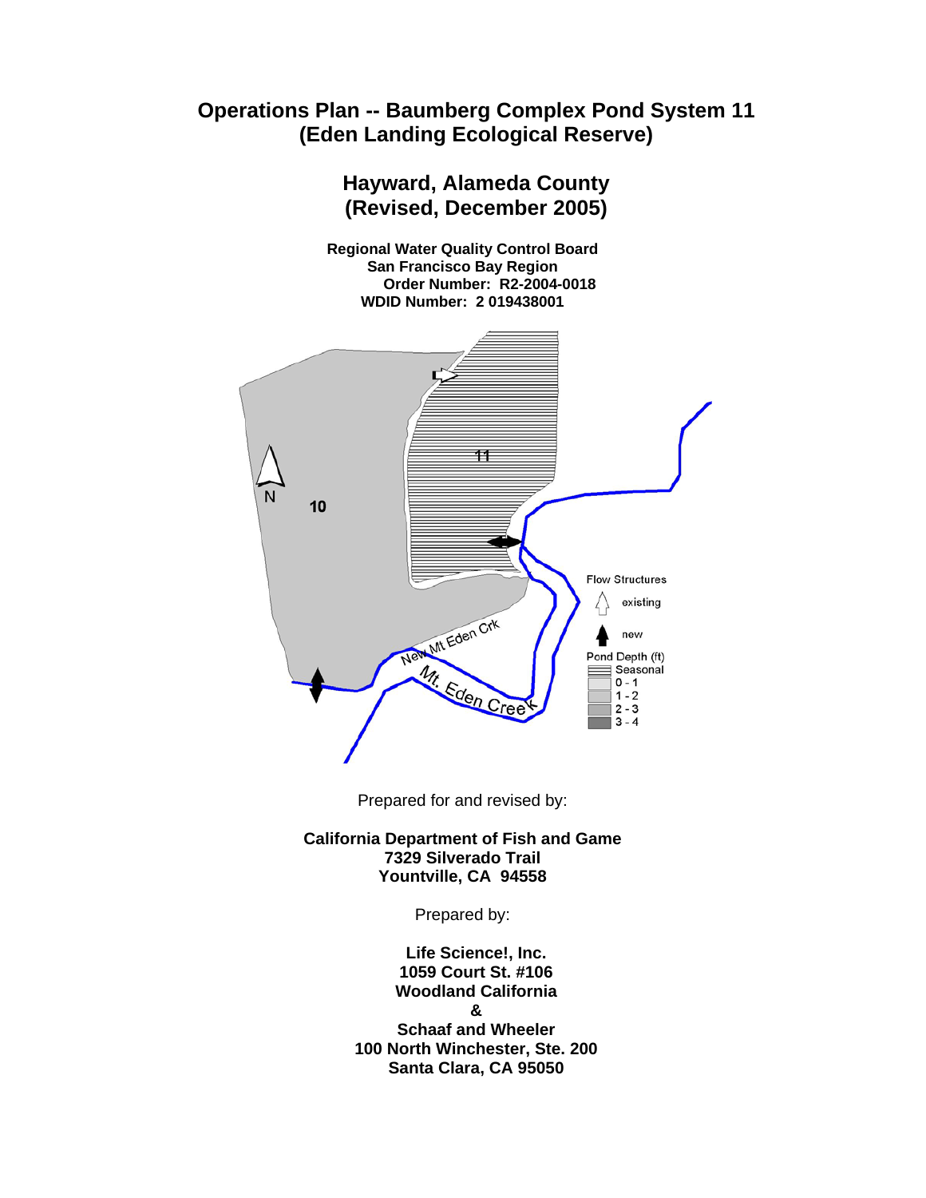# Operations Plan -- Baumberg Complex Pond System 11 (Eden Landing Ecological Reserve)

## Hayward, Alameda County (Revised, December 2005)

**Regional Water Quality Control Board**
**San Francisco Bay Region**
**Order Number: R2-2004-0018**
**WDID Number: 2 019438001**

Prepared for and revised by:

**California Department of Fish and Game**
**7329 Silverado Trail**
**Yountville, CA 94558**

Prepared by:

**Life Science!, Inc.**
**1059 Court St. #106**
**Woodland California**
**&**
**Schaaf and Wheeler**
**100 North Winchester, Ste. 200**
**Santa Clara, CA 95050**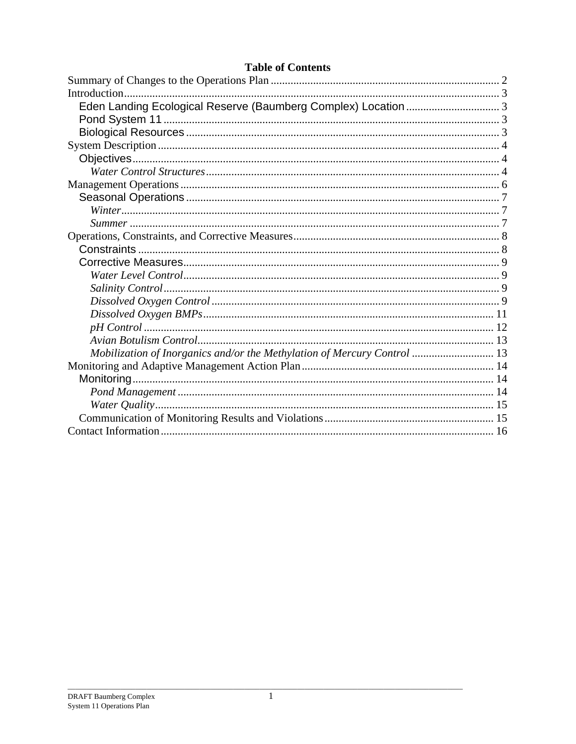## Table of Contents

Summary of Changes to the Operations Plan ..... 2
Introduction ..... 3
- Eden Landing Ecological Reserve (Baumberg Complex) Location ..... 3
- Pond System 11 ..... 3
- Biological Resources ..... 3

System Description ..... 4
- Objectives ..... 4
  - *Water Control Structures* ..... 4

Management Operations ..... 6
- Seasonal Operations ..... 7
  - *Winter* ..... 7
  - *Summer* ..... 7

Operations, Constraints, and Corrective Measures ..... 8
- Constraints ..... 8
- Corrective Measures ..... 9
  - *Water Level Control* ..... 9
  - *Salinity Control* ..... 9
  - *Dissolved Oxygen Control* ..... 9
  - *Dissolved Oxygen BMPs* ..... 11
  - *pH Control* ..... 12
  - *Avian Botulism Control* ..... 13
  - *Mobilization of Inorganics and/or the Methylation of Mercury Control* ..... 13

Monitoring and Adaptive Management Action Plan ..... 14
- Monitoring ..... 14
  - *Pond Management* ..... 14
  - *Water Quality* ..... 15
- Communication of Monitoring Results and Violations ..... 15

Contact Information ..... 16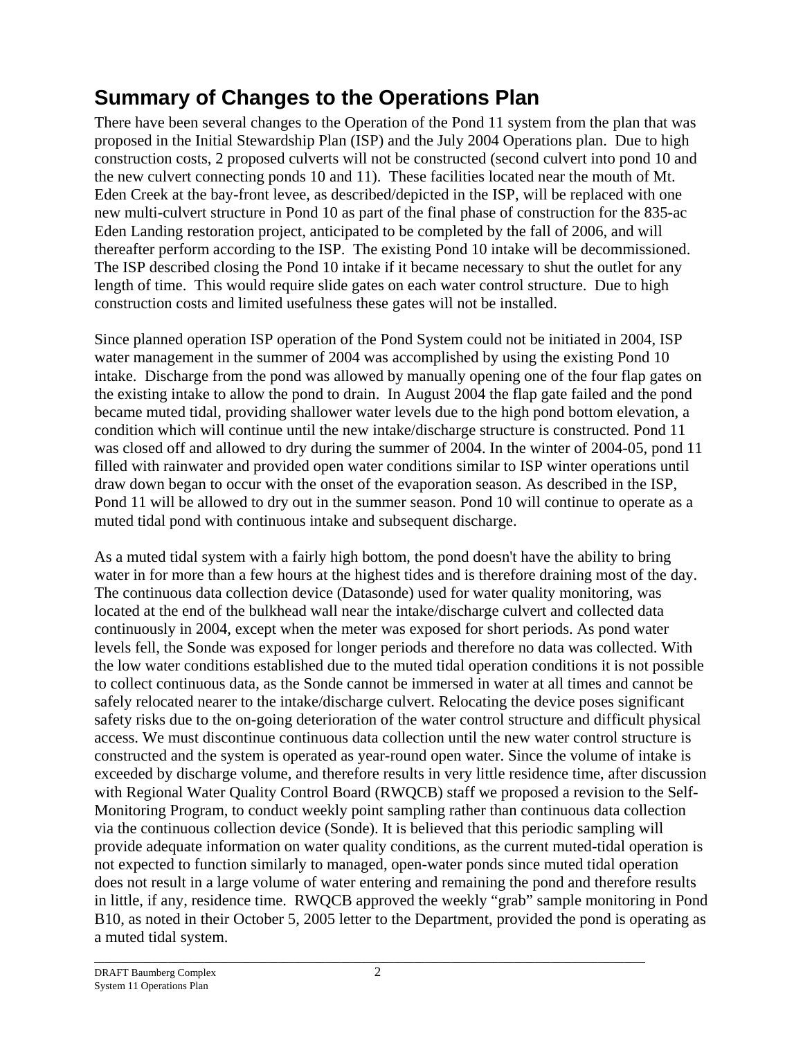## Summary of Changes to the Operations Plan

There have been several changes to the Operation of the Pond 11 system from the plan that was proposed in the Initial Stewardship Plan (ISP) and the July 2004 Operations plan. Due to high construction costs, 2 proposed culverts will not be constructed (second culvert into pond 10 and the new culvert connecting ponds 10 and 11). These facilities located near the mouth of Mt. Eden Creek at the bay-front levee, as described/depicted in the ISP, will be replaced with one new multi-culvert structure in Pond 10 as part of the final phase of construction for the 835-ac Eden Landing restoration project, anticipated to be completed by the fall of 2006, and will thereafter perform according to the ISP. The existing Pond 10 intake will be decommissioned. The ISP described closing the Pond 10 intake if it became necessary to shut the outlet for any length of time. This would require slide gates on each water control structure. Due to high construction costs and limited usefulness these gates will not be installed.

Since planned operation ISP operation of the Pond System could not be initiated in 2004, ISP water management in the summer of 2004 was accomplished by using the existing Pond 10 intake. Discharge from the pond was allowed by manually opening one of the four flap gates on the existing intake to allow the pond to drain. In August 2004 the flap gate failed and the pond became muted tidal, providing shallower water levels due to the high pond bottom elevation, a condition which will continue until the new intake/discharge structure is constructed. Pond 11 was closed off and allowed to dry during the summer of 2004. In the winter of 2004-05, pond 11 filled with rainwater and provided open water conditions similar to ISP winter operations until draw down began to occur with the onset of the evaporation season. As described in the ISP, Pond 11 will be allowed to dry out in the summer season. Pond 10 will continue to operate as a muted tidal pond with continuous intake and subsequent discharge.

As a muted tidal system with a fairly high bottom, the pond doesn't have the ability to bring water in for more than a few hours at the highest tides and is therefore draining most of the day. The continuous data collection device (Datasonde) used for water quality monitoring, was located at the end of the bulkhead wall near the intake/discharge culvert and collected data continuously in 2004, except when the meter was exposed for short periods. As pond water levels fell, the Sonde was exposed for longer periods and therefore no data was collected. With the low water conditions established due to the muted tidal operation conditions it is not possible to collect continuous data, as the Sonde cannot be immersed in water at all times and cannot be safely relocated nearer to the intake/discharge culvert. Relocating the device poses significant safety risks due to the on-going deterioration of the water control structure and difficult physical access. We must discontinue continuous data collection until the new water control structure is constructed and the system is operated as year-round open water. Since the volume of intake is exceeded by discharge volume, and therefore results in very little residence time, after discussion with Regional Water Quality Control Board (RWQCB) staff we proposed a revision to the Self-Monitoring Program, to conduct weekly point sampling rather than continuous data collection via the continuous collection device (Sonde). It is believed that this periodic sampling will provide adequate information on water quality conditions, as the current muted-tidal operation is not expected to function similarly to managed, open-water ponds since muted tidal operation does not result in a large volume of water entering and remaining the pond and therefore results in little, if any, residence time. RWQCB approved the weekly "grab" sample monitoring in Pond B10, as noted in their October 5, 2005 letter to the Department, provided the pond is operating as a muted tidal system.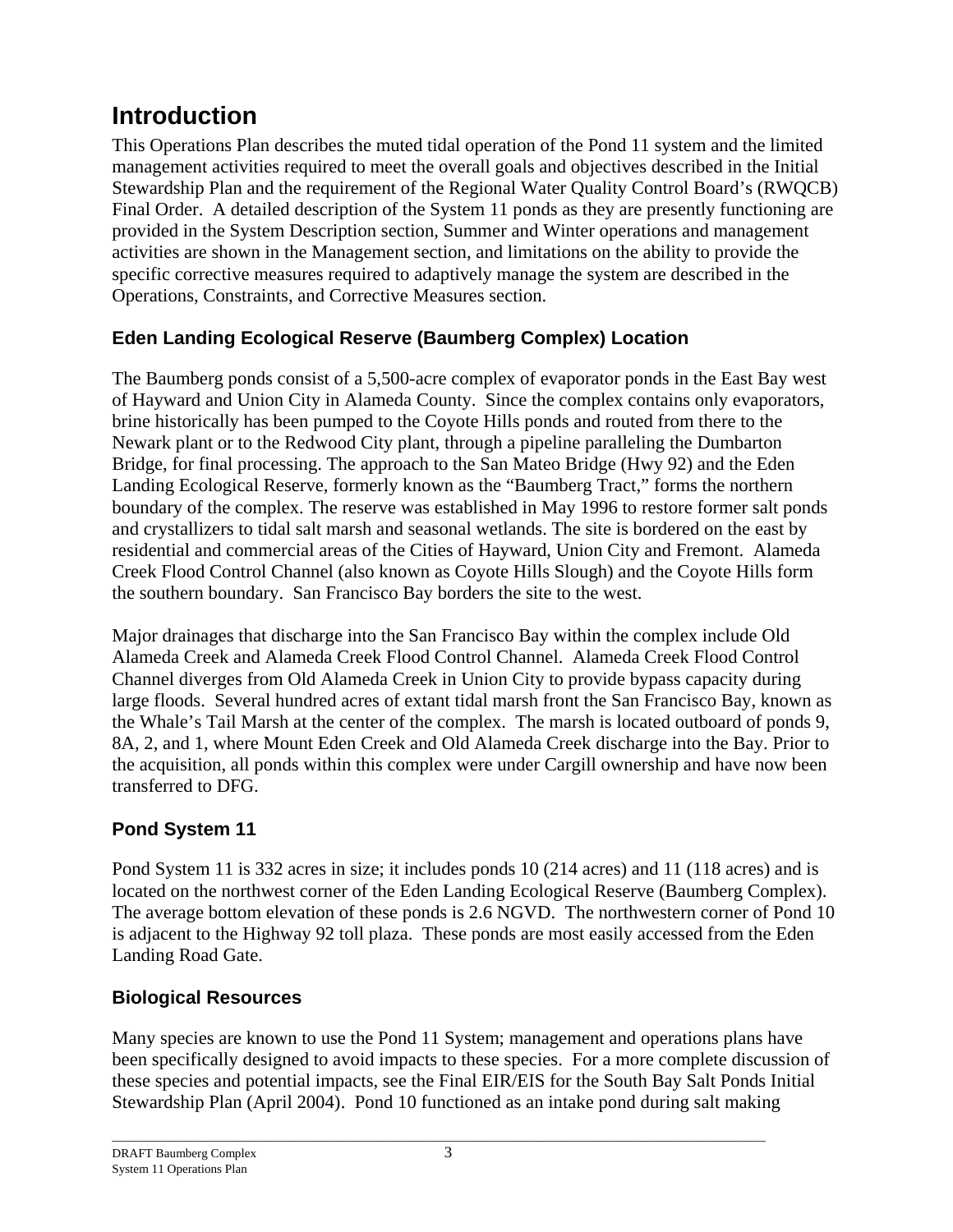# Introduction

This Operations Plan describes the muted tidal operation of the Pond 11 system and the limited management activities required to meet the overall goals and objectives described in the Initial Stewardship Plan and the requirement of the Regional Water Quality Control Board's (RWQCB) Final Order. A detailed description of the System 11 ponds as they are presently functioning are provided in the System Description section, Summer and Winter operations and management activities are shown in the Management section, and limitations on the ability to provide the specific corrective measures required to adaptively manage the system are described in the Operations, Constraints, and Corrective Measures section.

## Eden Landing Ecological Reserve (Baumberg Complex) Location

The Baumberg ponds consist of a 5,500-acre complex of evaporator ponds in the East Bay west of Hayward and Union City in Alameda County. Since the complex contains only evaporators, brine historically has been pumped to the Coyote Hills ponds and routed from there to the Newark plant or to the Redwood City plant, through a pipeline paralleling the Dumbarton Bridge, for final processing. The approach to the San Mateo Bridge (Hwy 92) and the Eden Landing Ecological Reserve, formerly known as the "Baumberg Tract," forms the northern boundary of the complex. The reserve was established in May 1996 to restore former salt ponds and crystallizers to tidal salt marsh and seasonal wetlands. The site is bordered on the east by residential and commercial areas of the Cities of Hayward, Union City and Fremont. Alameda Creek Flood Control Channel (also known as Coyote Hills Slough) and the Coyote Hills form the southern boundary. San Francisco Bay borders the site to the west.

Major drainages that discharge into the San Francisco Bay within the complex include Old Alameda Creek and Alameda Creek Flood Control Channel. Alameda Creek Flood Control Channel diverges from Old Alameda Creek in Union City to provide bypass capacity during large floods. Several hundred acres of extant tidal marsh front the San Francisco Bay, known as the Whale's Tail Marsh at the center of the complex. The marsh is located outboard of ponds 9, 8A, 2, and 1, where Mount Eden Creek and Old Alameda Creek discharge into the Bay. Prior to the acquisition, all ponds within this complex were under Cargill ownership and have now been transferred to DFG.

## Pond System 11

Pond System 11 is 332 acres in size; it includes ponds 10 (214 acres) and 11 (118 acres) and is located on the northwest corner of the Eden Landing Ecological Reserve (Baumberg Complex). The average bottom elevation of these ponds is 2.6 NGVD. The northwestern corner of Pond 10 is adjacent to the Highway 92 toll plaza. These ponds are most easily accessed from the Eden Landing Road Gate.

## Biological Resources

Many species are known to use the Pond 11 System; management and operations plans have been specifically designed to avoid impacts to these species. For a more complete discussion of these species and potential impacts, see the Final EIR/EIS for the South Bay Salt Ponds Initial Stewardship Plan (April 2004). Pond 10 functioned as an intake pond during salt making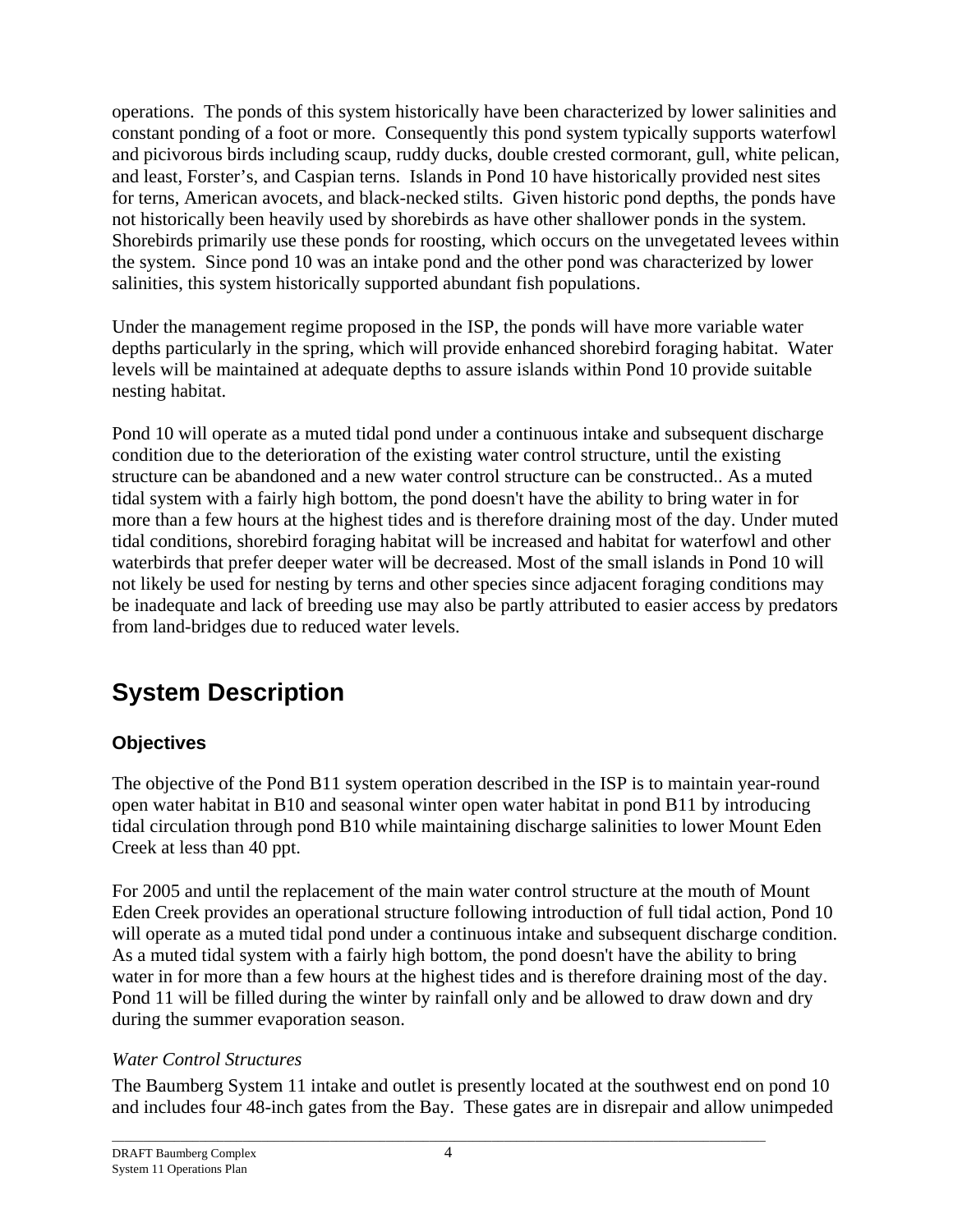operations. The ponds of this system historically have been characterized by lower salinities and constant ponding of a foot or more. Consequently this pond system typically supports waterfowl and picivorous birds including scaup, ruddy ducks, double crested cormorant, gull, white pelican, and least, Forster's, and Caspian terns. Islands in Pond 10 have historically provided nest sites for terns, American avocets, and black-necked stilts. Given historic pond depths, the ponds have not historically been heavily used by shorebirds as have other shallower ponds in the system. Shorebirds primarily use these ponds for roosting, which occurs on the unvegetated levees within the system. Since pond 10 was an intake pond and the other pond was characterized by lower salinities, this system historically supported abundant fish populations.

Under the management regime proposed in the ISP, the ponds will have more variable water depths particularly in the spring, which will provide enhanced shorebird foraging habitat. Water levels will be maintained at adequate depths to assure islands within Pond 10 provide suitable nesting habitat.

Pond 10 will operate as a muted tidal pond under a continuous intake and subsequent discharge condition due to the deterioration of the existing water control structure, until the existing structure can be abandoned and a new water control structure can be constructed.. As a muted tidal system with a fairly high bottom, the pond doesn't have the ability to bring water in for more than a few hours at the highest tides and is therefore draining most of the day. Under muted tidal conditions, shorebird foraging habitat will be increased and habitat for waterfowl and other waterbirds that prefer deeper water will be decreased. Most of the small islands in Pond 10 will not likely be used for nesting by terns and other species since adjacent foraging conditions may be inadequate and lack of breeding use may also be partly attributed to easier access by predators from land-bridges due to reduced water levels.

# System Description

## Objectives

The objective of the Pond B11 system operation described in the ISP is to maintain year-round open water habitat in B10 and seasonal winter open water habitat in pond B11 by introducing tidal circulation through pond B10 while maintaining discharge salinities to lower Mount Eden Creek at less than 40 ppt.

For 2005 and until the replacement of the main water control structure at the mouth of Mount Eden Creek provides an operational structure following introduction of full tidal action, Pond 10 will operate as a muted tidal pond under a continuous intake and subsequent discharge condition. As a muted tidal system with a fairly high bottom, the pond doesn't have the ability to bring water in for more than a few hours at the highest tides and is therefore draining most of the day. Pond 11 will be filled during the winter by rainfall only and be allowed to draw down and dry during the summer evaporation season.

### *Water Control Structures*

The Baumberg System 11 intake and outlet is presently located at the southwest end on pond 10 and includes four 48-inch gates from the Bay. These gates are in disrepair and allow unimpeded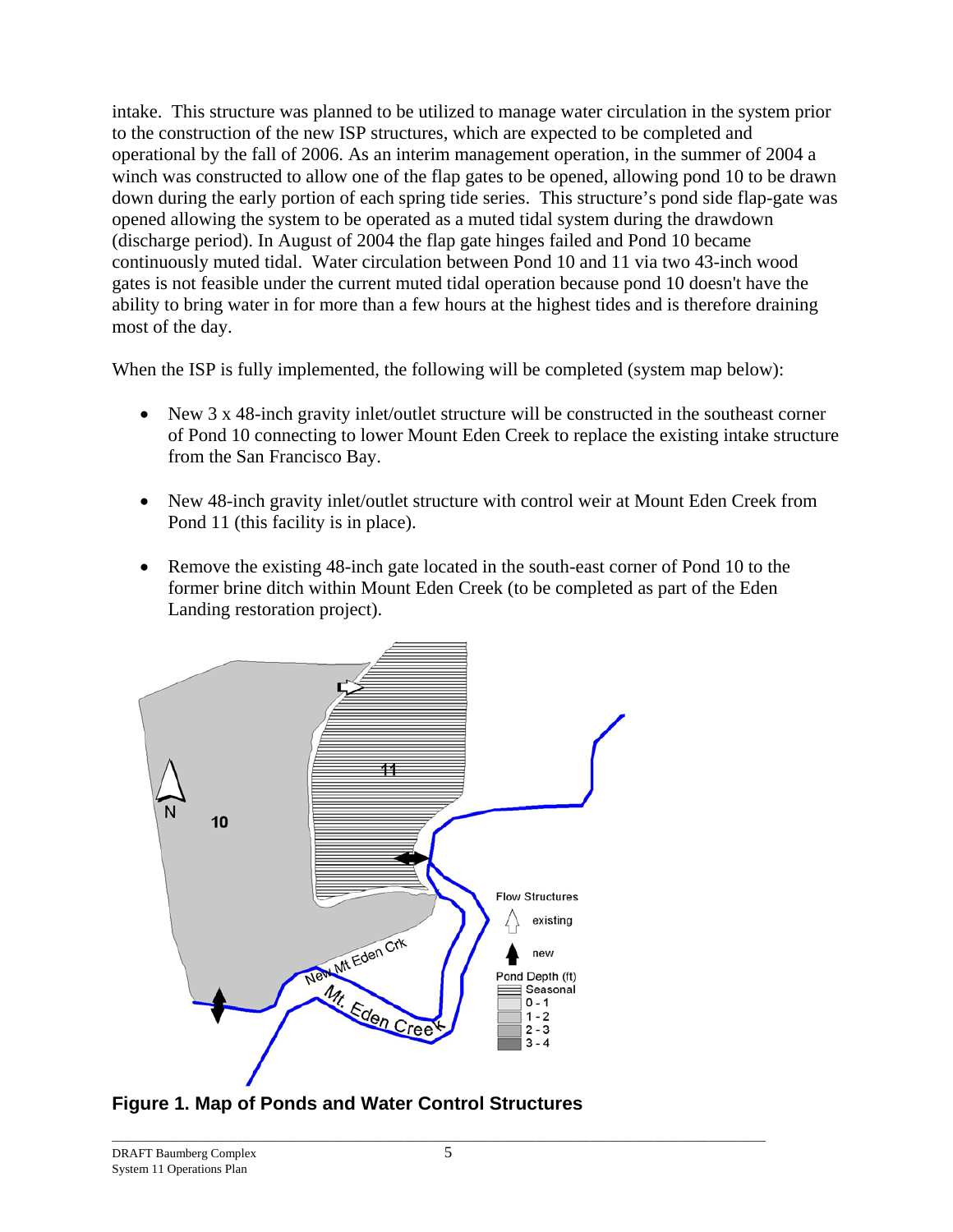intake. This structure was planned to be utilized to manage water circulation in the system prior to the construction of the new ISP structures, which are expected to be completed and operational by the fall of 2006. As an interim management operation, in the summer of 2004 a winch was constructed to allow one of the flap gates to be opened, allowing pond 10 to be drawn down during the early portion of each spring tide series. This structure's pond side flap-gate was opened allowing the system to be operated as a muted tidal system during the drawdown (discharge period). In August of 2004 the flap gate hinges failed and Pond 10 became continuously muted tidal. Water circulation between Pond 10 and 11 via two 43-inch wood gates is not feasible under the current muted tidal operation because pond 10 doesn't have the ability to bring water in for more than a few hours at the highest tides and is therefore draining most of the day.

When the ISP is fully implemented, the following will be completed (system map below):

- New 3 x 48-inch gravity inlet/outlet structure will be constructed in the southeast corner of Pond 10 connecting to lower Mount Eden Creek to replace the existing intake structure from the San Francisco Bay.
- New 48-inch gravity inlet/outlet structure with control weir at Mount Eden Creek from Pond 11 (this facility is in place).
- Remove the existing 48-inch gate located in the south-east corner of Pond 10 to the former brine ditch within Mount Eden Creek (to be completed as part of the Eden Landing restoration project).

**Figure 1. Map of Ponds and Water Control Structures**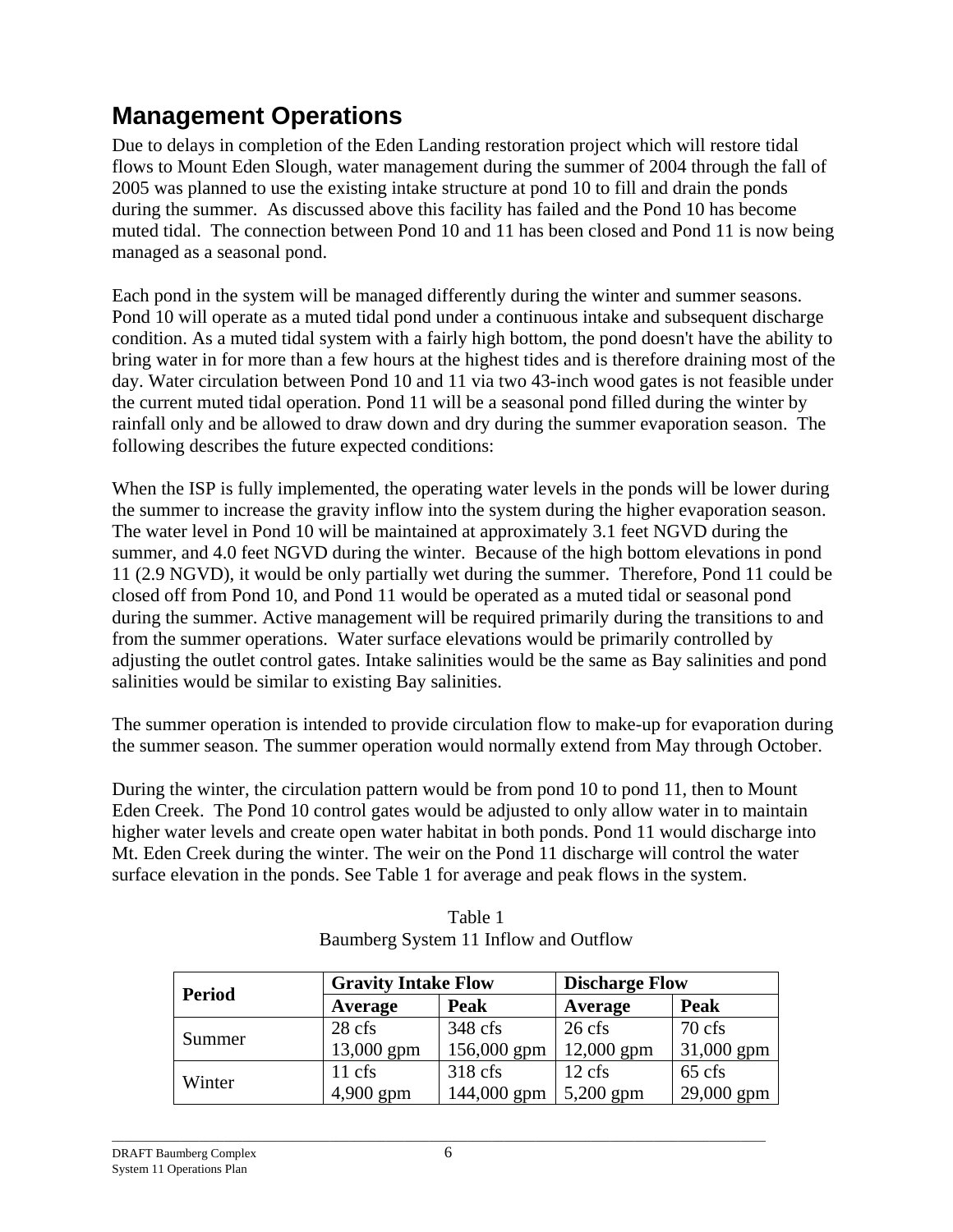## Management Operations

Due to delays in completion of the Eden Landing restoration project which will restore tidal flows to Mount Eden Slough, water management during the summer of 2004 through the fall of 2005 was planned to use the existing intake structure at pond 10 to fill and drain the ponds during the summer. As discussed above this facility has failed and the Pond 10 has become muted tidal. The connection between Pond 10 and 11 has been closed and Pond 11 is now being managed as a seasonal pond.

Each pond in the system will be managed differently during the winter and summer seasons. Pond 10 will operate as a muted tidal pond under a continuous intake and subsequent discharge condition. As a muted tidal system with a fairly high bottom, the pond doesn't have the ability to bring water in for more than a few hours at the highest tides and is therefore draining most of the day. Water circulation between Pond 10 and 11 via two 43-inch wood gates is not feasible under the current muted tidal operation. Pond 11 will be a seasonal pond filled during the winter by rainfall only and be allowed to draw down and dry during the summer evaporation season. The following describes the future expected conditions:

When the ISP is fully implemented, the operating water levels in the ponds will be lower during the summer to increase the gravity inflow into the system during the higher evaporation season. The water level in Pond 10 will be maintained at approximately 3.1 feet NGVD during the summer, and 4.0 feet NGVD during the winter. Because of the high bottom elevations in pond 11 (2.9 NGVD), it would be only partially wet during the summer. Therefore, Pond 11 could be closed off from Pond 10, and Pond 11 would be operated as a muted tidal or seasonal pond during the summer. Active management will be required primarily during the transitions to and from the summer operations. Water surface elevations would be primarily controlled by adjusting the outlet control gates. Intake salinities would be the same as Bay salinities and pond salinities would be similar to existing Bay salinities.

The summer operation is intended to provide circulation flow to make-up for evaporation during the summer season. The summer operation would normally extend from May through October.

During the winter, the circulation pattern would be from pond 10 to pond 11, then to Mount Eden Creek. The Pond 10 control gates would be adjusted to only allow water in to maintain higher water levels and create open water habitat in both ponds. Pond 11 would discharge into Mt. Eden Creek during the winter. The weir on the Pond 11 discharge will control the water surface elevation in the ponds. See Table 1 for average and peak flows in the system.

Table 1
Baumberg System 11 Inflow and Outflow

| Period | Gravity Intake Flow | | Discharge Flow | |
|---|---|---|---|---|
| | **Average** | **Peak** | **Average** | **Peak** |
| Summer | 28 cfs<br>13,000 gpm | 348 cfs<br>156,000 gpm | 26 cfs<br>12,000 gpm | 70 cfs<br>31,000 gpm |
| Winter | 11 cfs<br>4,900 gpm | 318 cfs<br>144,000 gpm | 12 cfs<br>5,200 gpm | 65 cfs<br>29,000 gpm |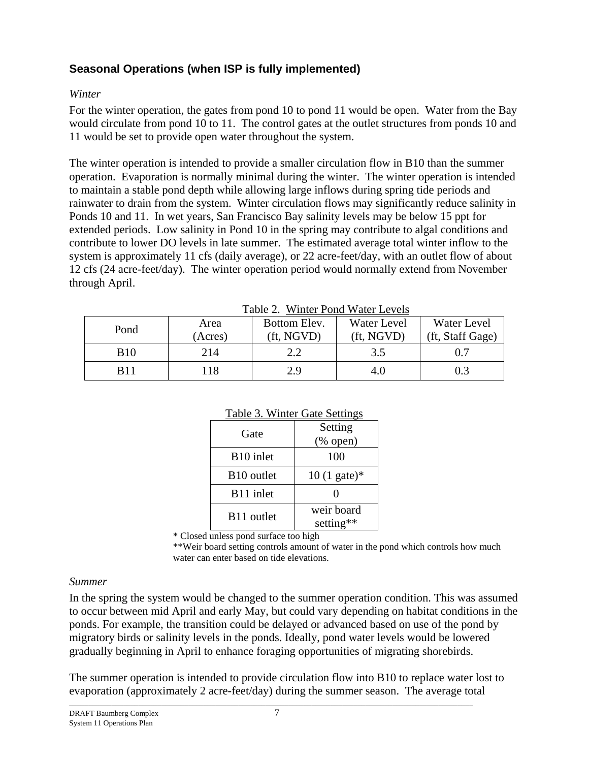### Seasonal Operations (when ISP is fully implemented)

*Winter*

For the winter operation, the gates from pond 10 to pond 11 would be open. Water from the Bay would circulate from pond 10 to 11. The control gates at the outlet structures from ponds 10 and 11 would be set to provide open water throughout the system.

The winter operation is intended to provide a smaller circulation flow in B10 than the summer operation. Evaporation is normally minimal during the winter. The winter operation is intended to maintain a stable pond depth while allowing large inflows during spring tide periods and rainwater to drain from the system. Winter circulation flows may significantly reduce salinity in Ponds 10 and 11. In wet years, San Francisco Bay salinity levels may be below 15 ppt for extended periods. Low salinity in Pond 10 in the spring may contribute to algal conditions and contribute to lower DO levels in late summer. The estimated average total winter inflow to the system is approximately 11 cfs (daily average), or 22 acre-feet/day, with an outlet flow of about 12 cfs (24 acre-feet/day). The winter operation period would normally extend from November through April.

Table 2. Winter Pond Water Levels

| Pond | Area (Acres) | Bottom Elev. (ft, NGVD) | Water Level (ft, NGVD) | Water Level (ft, Staff Gage) |
|---|---|---|---|---|
| B10 | 214 | 2.2 | 3.5 | 0.7 |
| B11 | 118 | 2.9 | 4.0 | 0.3 |

Table 3. Winter Gate Settings

| Gate | Setting (% open) |
|---|---|
| B10 inlet | 100 |
| B10 outlet | 10 (1 gate)* |
| B11 inlet | 0 |
| B11 outlet | weir board setting** |

\* Closed unless pond surface too high

\*\*Weir board setting controls amount of water in the pond which controls how much water can enter based on tide elevations.

*Summer*

In the spring the system would be changed to the summer operation condition. This was assumed to occur between mid April and early May, but could vary depending on habitat conditions in the ponds. For example, the transition could be delayed or advanced based on use of the pond by migratory birds or salinity levels in the ponds. Ideally, pond water levels would be lowered gradually beginning in April to enhance foraging opportunities of migrating shorebirds.

The summer operation is intended to provide circulation flow into B10 to replace water lost to evaporation (approximately 2 acre-feet/day) during the summer season. The average total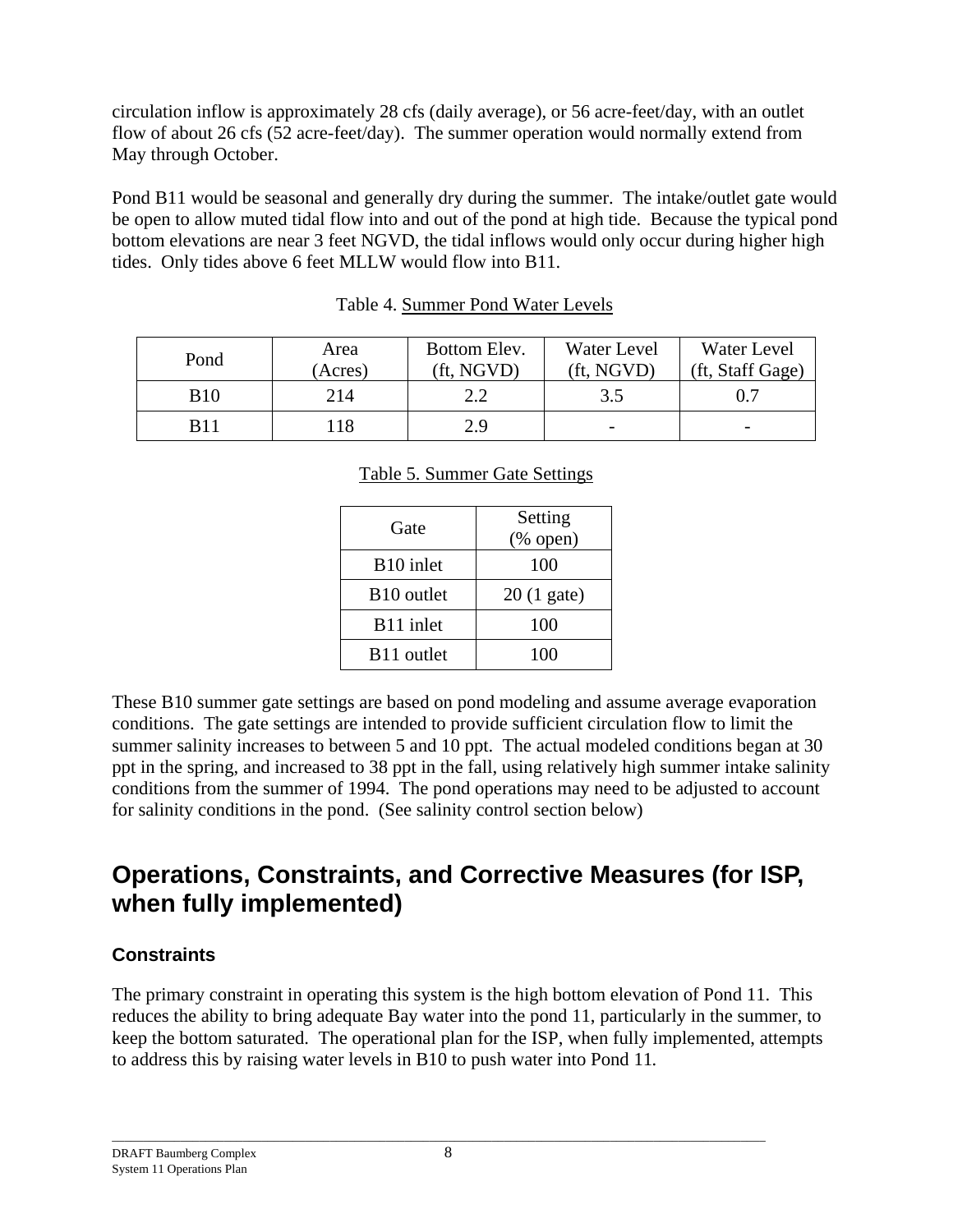circulation inflow is approximately 28 cfs (daily average), or 56 acre-feet/day, with an outlet flow of about 26 cfs (52 acre-feet/day). The summer operation would normally extend from May through October.

Pond B11 would be seasonal and generally dry during the summer. The intake/outlet gate would be open to allow muted tidal flow into and out of the pond at high tide. Because the typical pond bottom elevations are near 3 feet NGVD, the tidal inflows would only occur during higher high tides. Only tides above 6 feet MLLW would flow into B11.

Table 4. Summer Pond Water Levels

| Pond | Area (Acres) | Bottom Elev. (ft, NGVD) | Water Level (ft, NGVD) | Water Level (ft, Staff Gage) |
|---|---|---|---|---|
| B10 | 214 | 2.2 | 3.5 | 0.7 |
| B11 | 118 | 2.9 | - | - |

Table 5. Summer Gate Settings

| Gate | Setting (% open) |
|---|---|
| B10 inlet | 100 |
| B10 outlet | 20 (1 gate) |
| B11 inlet | 100 |
| B11 outlet | 100 |

These B10 summer gate settings are based on pond modeling and assume average evaporation conditions. The gate settings are intended to provide sufficient circulation flow to limit the summer salinity increases to between 5 and 10 ppt. The actual modeled conditions began at 30 ppt in the spring, and increased to 38 ppt in the fall, using relatively high summer intake salinity conditions from the summer of 1994. The pond operations may need to be adjusted to account for salinity conditions in the pond. (See salinity control section below)

## Operations, Constraints, and Corrective Measures (for ISP, when fully implemented)

### Constraints

The primary constraint in operating this system is the high bottom elevation of Pond 11. This reduces the ability to bring adequate Bay water into the pond 11, particularly in the summer, to keep the bottom saturated. The operational plan for the ISP, when fully implemented, attempts to address this by raising water levels in B10 to push water into Pond 11.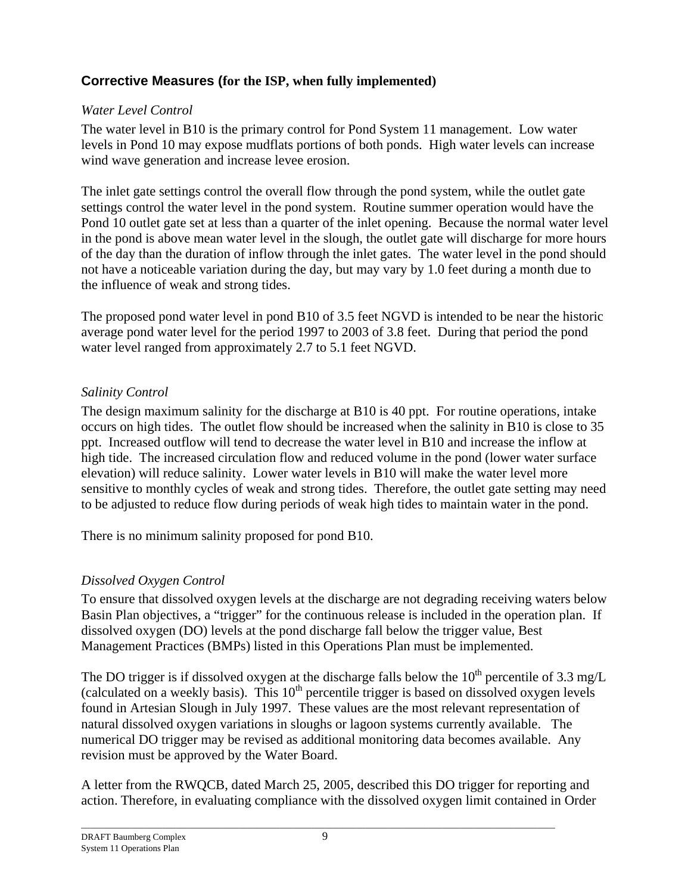## **Corrective Measures (for the ISP, when fully implemented)**

*Water Level Control*

The water level in B10 is the primary control for Pond System 11 management. Low water levels in Pond 10 may expose mudflats portions of both ponds. High water levels can increase wind wave generation and increase levee erosion.

The inlet gate settings control the overall flow through the pond system, while the outlet gate settings control the water level in the pond system. Routine summer operation would have the Pond 10 outlet gate set at less than a quarter of the inlet opening. Because the normal water level in the pond is above mean water level in the slough, the outlet gate will discharge for more hours of the day than the duration of inflow through the inlet gates. The water level in the pond should not have a noticeable variation during the day, but may vary by 1.0 feet during a month due to the influence of weak and strong tides.

The proposed pond water level in pond B10 of 3.5 feet NGVD is intended to be near the historic average pond water level for the period 1997 to 2003 of 3.8 feet. During that period the pond water level ranged from approximately 2.7 to 5.1 feet NGVD.

*Salinity Control*

The design maximum salinity for the discharge at B10 is 40 ppt. For routine operations, intake occurs on high tides. The outlet flow should be increased when the salinity in B10 is close to 35 ppt. Increased outflow will tend to decrease the water level in B10 and increase the inflow at high tide. The increased circulation flow and reduced volume in the pond (lower water surface elevation) will reduce salinity. Lower water levels in B10 will make the water level more sensitive to monthly cycles of weak and strong tides. Therefore, the outlet gate setting may need to be adjusted to reduce flow during periods of weak high tides to maintain water in the pond.

There is no minimum salinity proposed for pond B10.

*Dissolved Oxygen Control*

To ensure that dissolved oxygen levels at the discharge are not degrading receiving waters below Basin Plan objectives, a "trigger" for the continuous release is included in the operation plan. If dissolved oxygen (DO) levels at the pond discharge fall below the trigger value, Best Management Practices (BMPs) listed in this Operations Plan must be implemented.

The DO trigger is if dissolved oxygen at the discharge falls below the $10^{th}$ percentile of 3.3 mg/L (calculated on a weekly basis). This $10^{th}$ percentile trigger is based on dissolved oxygen levels found in Artesian Slough in July 1997. These values are the most relevant representation of natural dissolved oxygen variations in sloughs or lagoon systems currently available. The numerical DO trigger may be revised as additional monitoring data becomes available. Any revision must be approved by the Water Board.

A letter from the RWQCB, dated March 25, 2005, described this DO trigger for reporting and action. Therefore, in evaluating compliance with the dissolved oxygen limit contained in Order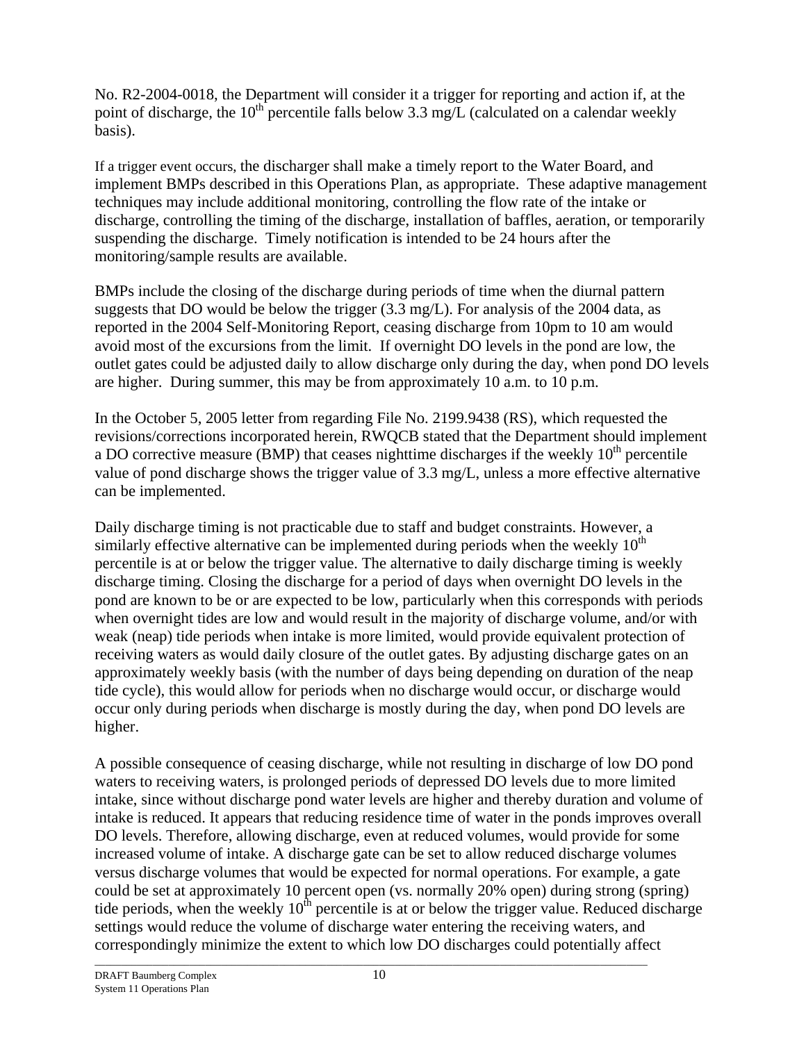No. R2-2004-0018, the Department will consider it a trigger for reporting and action if, at the point of discharge, the 10th percentile falls below 3.3 mg/L (calculated on a calendar weekly basis).

If a trigger event occurs, the discharger shall make a timely report to the Water Board, and implement BMPs described in this Operations Plan, as appropriate. These adaptive management techniques may include additional monitoring, controlling the flow rate of the intake or discharge, controlling the timing of the discharge, installation of baffles, aeration, or temporarily suspending the discharge. Timely notification is intended to be 24 hours after the monitoring/sample results are available.

BMPs include the closing of the discharge during periods of time when the diurnal pattern suggests that DO would be below the trigger (3.3 mg/L). For analysis of the 2004 data, as reported in the 2004 Self-Monitoring Report, ceasing discharge from 10pm to 10 am would avoid most of the excursions from the limit. If overnight DO levels in the pond are low, the outlet gates could be adjusted daily to allow discharge only during the day, when pond DO levels are higher. During summer, this may be from approximately 10 a.m. to 10 p.m.

In the October 5, 2005 letter from regarding File No. 2199.9438 (RS), which requested the revisions/corrections incorporated herein, RWQCB stated that the Department should implement a DO corrective measure (BMP) that ceases nighttime discharges if the weekly 10th percentile value of pond discharge shows the trigger value of 3.3 mg/L, unless a more effective alternative can be implemented.

Daily discharge timing is not practicable due to staff and budget constraints. However, a similarly effective alternative can be implemented during periods when the weekly 10th percentile is at or below the trigger value. The alternative to daily discharge timing is weekly discharge timing. Closing the discharge for a period of days when overnight DO levels in the pond are known to be or are expected to be low, particularly when this corresponds with periods when overnight tides are low and would result in the majority of discharge volume, and/or with weak (neap) tide periods when intake is more limited, would provide equivalent protection of receiving waters as would daily closure of the outlet gates. By adjusting discharge gates on an approximately weekly basis (with the number of days being depending on duration of the neap tide cycle), this would allow for periods when no discharge would occur, or discharge would occur only during periods when discharge is mostly during the day, when pond DO levels are higher.

A possible consequence of ceasing discharge, while not resulting in discharge of low DO pond waters to receiving waters, is prolonged periods of depressed DO levels due to more limited intake, since without discharge pond water levels are higher and thereby duration and volume of intake is reduced. It appears that reducing residence time of water in the ponds improves overall DO levels. Therefore, allowing discharge, even at reduced volumes, would provide for some increased volume of intake. A discharge gate can be set to allow reduced discharge volumes versus discharge volumes that would be expected for normal operations. For example, a gate could be set at approximately 10 percent open (vs. normally 20% open) during strong (spring) tide periods, when the weekly 10th percentile is at or below the trigger value. Reduced discharge settings would reduce the volume of discharge water entering the receiving waters, and correspondingly minimize the extent to which low DO discharges could potentially affect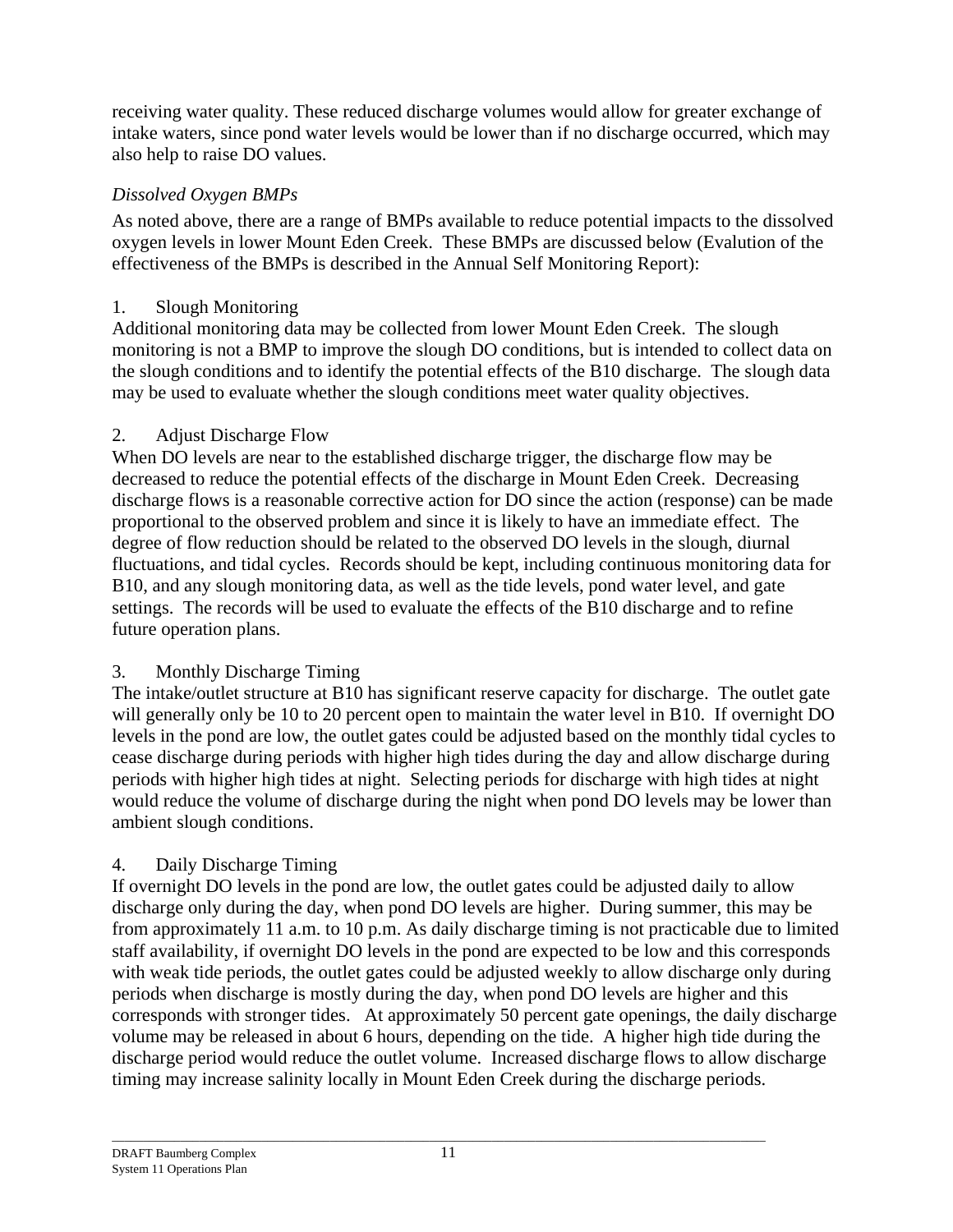receiving water quality. These reduced discharge volumes would allow for greater exchange of intake waters, since pond water levels would be lower than if no discharge occurred, which may also help to raise DO values.

*Dissolved Oxygen BMPs*

As noted above, there are a range of BMPs available to reduce potential impacts to the dissolved oxygen levels in lower Mount Eden Creek. These BMPs are discussed below (Evalution of the effectiveness of the BMPs is described in the Annual Self Monitoring Report):

1. Slough Monitoring

Additional monitoring data may be collected from lower Mount Eden Creek. The slough monitoring is not a BMP to improve the slough DO conditions, but is intended to collect data on the slough conditions and to identify the potential effects of the B10 discharge. The slough data may be used to evaluate whether the slough conditions meet water quality objectives.

2. Adjust Discharge Flow

When DO levels are near to the established discharge trigger, the discharge flow may be decreased to reduce the potential effects of the discharge in Mount Eden Creek. Decreasing discharge flows is a reasonable corrective action for DO since the action (response) can be made proportional to the observed problem and since it is likely to have an immediate effect. The degree of flow reduction should be related to the observed DO levels in the slough, diurnal fluctuations, and tidal cycles. Records should be kept, including continuous monitoring data for B10, and any slough monitoring data, as well as the tide levels, pond water level, and gate settings. The records will be used to evaluate the effects of the B10 discharge and to refine future operation plans.

3. Monthly Discharge Timing

The intake/outlet structure at B10 has significant reserve capacity for discharge. The outlet gate will generally only be 10 to 20 percent open to maintain the water level in B10. If overnight DO levels in the pond are low, the outlet gates could be adjusted based on the monthly tidal cycles to cease discharge during periods with higher high tides during the day and allow discharge during periods with higher high tides at night. Selecting periods for discharge with high tides at night would reduce the volume of discharge during the night when pond DO levels may be lower than ambient slough conditions.

4. Daily Discharge Timing

If overnight DO levels in the pond are low, the outlet gates could be adjusted daily to allow discharge only during the day, when pond DO levels are higher. During summer, this may be from approximately 11 a.m. to 10 p.m. As daily discharge timing is not practicable due to limited staff availability, if overnight DO levels in the pond are expected to be low and this corresponds with weak tide periods, the outlet gates could be adjusted weekly to allow discharge only during periods when discharge is mostly during the day, when pond DO levels are higher and this corresponds with stronger tides. At approximately 50 percent gate openings, the daily discharge volume may be released in about 6 hours, depending on the tide. A higher high tide during the discharge period would reduce the outlet volume. Increased discharge flows to allow discharge timing may increase salinity locally in Mount Eden Creek during the discharge periods.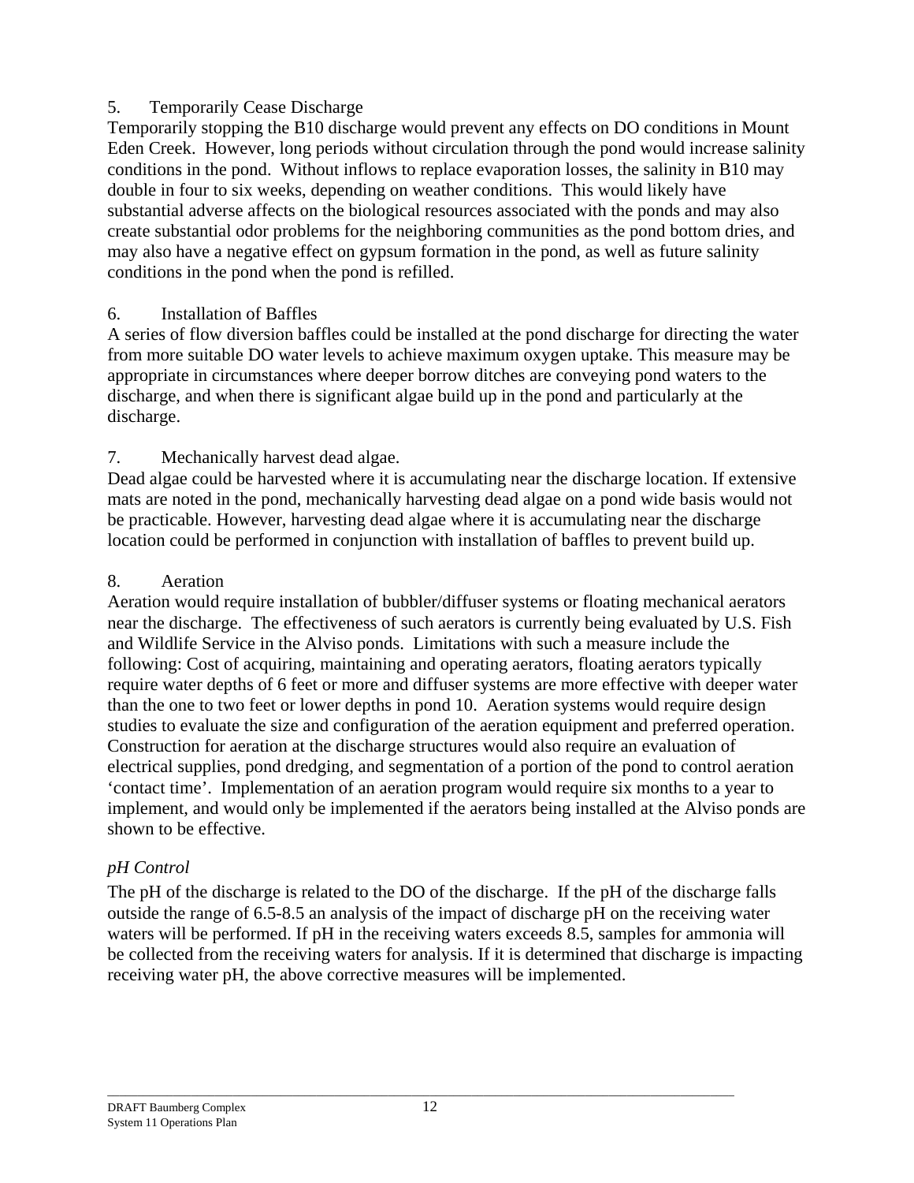5. Temporarily Cease Discharge

Temporarily stopping the B10 discharge would prevent any effects on DO conditions in Mount Eden Creek. However, long periods without circulation through the pond would increase salinity conditions in the pond. Without inflows to replace evaporation losses, the salinity in B10 may double in four to six weeks, depending on weather conditions. This would likely have substantial adverse affects on the biological resources associated with the ponds and may also create substantial odor problems for the neighboring communities as the pond bottom dries, and may also have a negative effect on gypsum formation in the pond, as well as future salinity conditions in the pond when the pond is refilled.

6. Installation of Baffles

A series of flow diversion baffles could be installed at the pond discharge for directing the water from more suitable DO water levels to achieve maximum oxygen uptake. This measure may be appropriate in circumstances where deeper borrow ditches are conveying pond waters to the discharge, and when there is significant algae build up in the pond and particularly at the discharge.

7. Mechanically harvest dead algae.

Dead algae could be harvested where it is accumulating near the discharge location. If extensive mats are noted in the pond, mechanically harvesting dead algae on a pond wide basis would not be practicable. However, harvesting dead algae where it is accumulating near the discharge location could be performed in conjunction with installation of baffles to prevent build up.

8. Aeration

Aeration would require installation of bubbler/diffuser systems or floating mechanical aerators near the discharge. The effectiveness of such aerators is currently being evaluated by U.S. Fish and Wildlife Service in the Alviso ponds. Limitations with such a measure include the following: Cost of acquiring, maintaining and operating aerators, floating aerators typically require water depths of 6 feet or more and diffuser systems are more effective with deeper water than the one to two feet or lower depths in pond 10. Aeration systems would require design studies to evaluate the size and configuration of the aeration equipment and preferred operation. Construction for aeration at the discharge structures would also require an evaluation of electrical supplies, pond dredging, and segmentation of a portion of the pond to control aeration 'contact time'. Implementation of an aeration program would require six months to a year to implement, and would only be implemented if the aerators being installed at the Alviso ponds are shown to be effective.

*pH Control*

The pH of the discharge is related to the DO of the discharge. If the pH of the discharge falls outside the range of 6.5-8.5 an analysis of the impact of discharge pH on the receiving water waters will be performed. If pH in the receiving waters exceeds 8.5, samples for ammonia will be collected from the receiving waters for analysis. If it is determined that discharge is impacting receiving water pH, the above corrective measures will be implemented.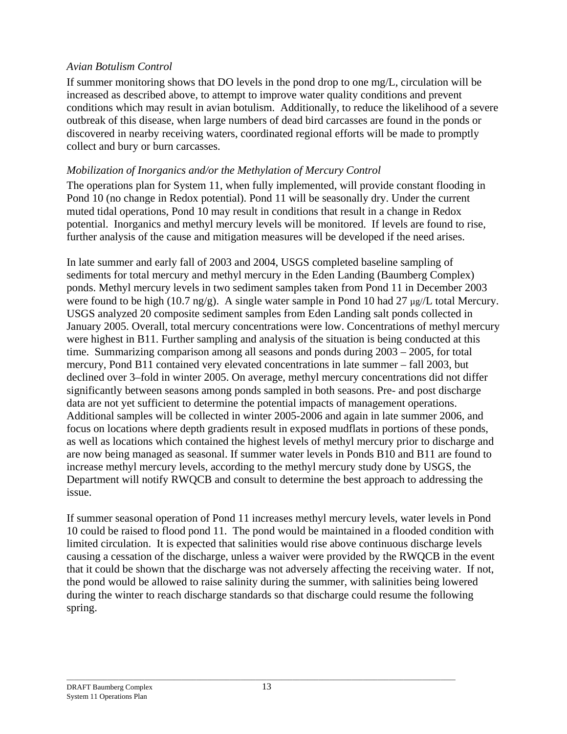*Avian Botulism Control*

If summer monitoring shows that DO levels in the pond drop to one mg/L, circulation will be increased as described above, to attempt to improve water quality conditions and prevent conditions which may result in avian botulism. Additionally, to reduce the likelihood of a severe outbreak of this disease, when large numbers of dead bird carcasses are found in the ponds or discovered in nearby receiving waters, coordinated regional efforts will be made to promptly collect and bury or burn carcasses.

*Mobilization of Inorganics and/or the Methylation of Mercury Control*

The operations plan for System 11, when fully implemented, will provide constant flooding in Pond 10 (no change in Redox potential). Pond 11 will be seasonally dry. Under the current muted tidal operations, Pond 10 may result in conditions that result in a change in Redox potential. Inorganics and methyl mercury levels will be monitored. If levels are found to rise, further analysis of the cause and mitigation measures will be developed if the need arises.

In late summer and early fall of 2003 and 2004, USGS completed baseline sampling of sediments for total mercury and methyl mercury in the Eden Landing (Baumberg Complex) ponds. Methyl mercury levels in two sediment samples taken from Pond 11 in December 2003 were found to be high (10.7 ng/g). A single water sample in Pond 10 had 27 µg//L total Mercury. USGS analyzed 20 composite sediment samples from Eden Landing salt ponds collected in January 2005. Overall, total mercury concentrations were low. Concentrations of methyl mercury were highest in B11. Further sampling and analysis of the situation is being conducted at this time. Summarizing comparison among all seasons and ponds during 2003 – 2005, for total mercury, Pond B11 contained very elevated concentrations in late summer – fall 2003, but declined over 3–fold in winter 2005. On average, methyl mercury concentrations did not differ significantly between seasons among ponds sampled in both seasons. Pre- and post discharge data are not yet sufficient to determine the potential impacts of management operations. Additional samples will be collected in winter 2005-2006 and again in late summer 2006, and focus on locations where depth gradients result in exposed mudflats in portions of these ponds, as well as locations which contained the highest levels of methyl mercury prior to discharge and are now being managed as seasonal. If summer water levels in Ponds B10 and B11 are found to increase methyl mercury levels, according to the methyl mercury study done by USGS, the Department will notify RWQCB and consult to determine the best approach to addressing the issue.

If summer seasonal operation of Pond 11 increases methyl mercury levels, water levels in Pond 10 could be raised to flood pond 11. The pond would be maintained in a flooded condition with limited circulation. It is expected that salinities would rise above continuous discharge levels causing a cessation of the discharge, unless a waiver were provided by the RWQCB in the event that it could be shown that the discharge was not adversely affecting the receiving water. If not, the pond would be allowed to raise salinity during the summer, with salinities being lowered during the winter to reach discharge standards so that discharge could resume the following spring.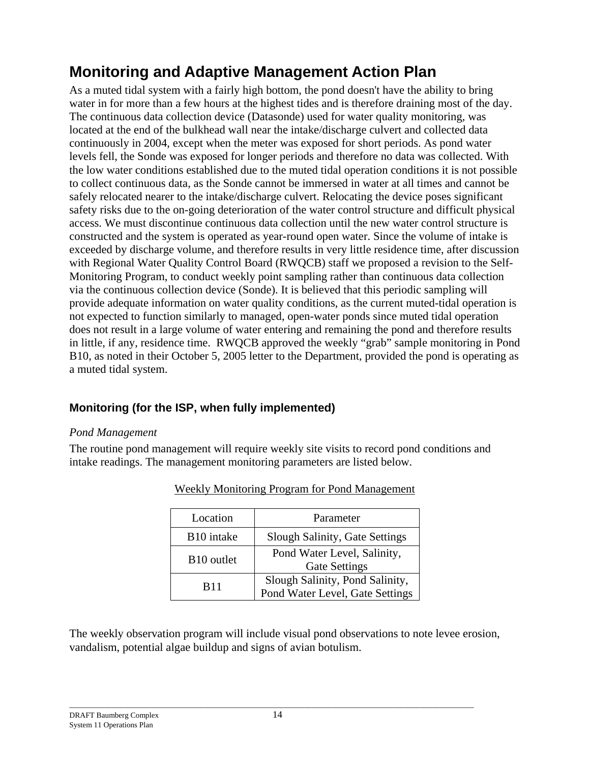## Monitoring and Adaptive Management Action Plan

As a muted tidal system with a fairly high bottom, the pond doesn't have the ability to bring water in for more than a few hours at the highest tides and is therefore draining most of the day. The continuous data collection device (Datasonde) used for water quality monitoring, was located at the end of the bulkhead wall near the intake/discharge culvert and collected data continuously in 2004, except when the meter was exposed for short periods. As pond water levels fell, the Sonde was exposed for longer periods and therefore no data was collected. With the low water conditions established due to the muted tidal operation conditions it is not possible to collect continuous data, as the Sonde cannot be immersed in water at all times and cannot be safely relocated nearer to the intake/discharge culvert. Relocating the device poses significant safety risks due to the on-going deterioration of the water control structure and difficult physical access. We must discontinue continuous data collection until the new water control structure is constructed and the system is operated as year-round open water. Since the volume of intake is exceeded by discharge volume, and therefore results in very little residence time, after discussion with Regional Water Quality Control Board (RWQCB) staff we proposed a revision to the Self-Monitoring Program, to conduct weekly point sampling rather than continuous data collection via the continuous collection device (Sonde). It is believed that this periodic sampling will provide adequate information on water quality conditions, as the current muted-tidal operation is not expected to function similarly to managed, open-water ponds since muted tidal operation does not result in a large volume of water entering and remaining the pond and therefore results in little, if any, residence time. RWQCB approved the weekly "grab" sample monitoring in Pond B10, as noted in their October 5, 2005 letter to the Department, provided the pond is operating as a muted tidal system.

### Monitoring (for the ISP, when fully implemented)

*Pond Management*

The routine pond management will require weekly site visits to record pond conditions and intake readings. The management monitoring parameters are listed below.

Weekly Monitoring Program for Pond Management

| Location | Parameter |
|---|---|
| B10 intake | Slough Salinity, Gate Settings |
| B10 outlet | Pond Water Level, Salinity, Gate Settings |
| B11 | Slough Salinity, Pond Salinity, Pond Water Level, Gate Settings |

The weekly observation program will include visual pond observations to note levee erosion, vandalism, potential algae buildup and signs of avian botulism.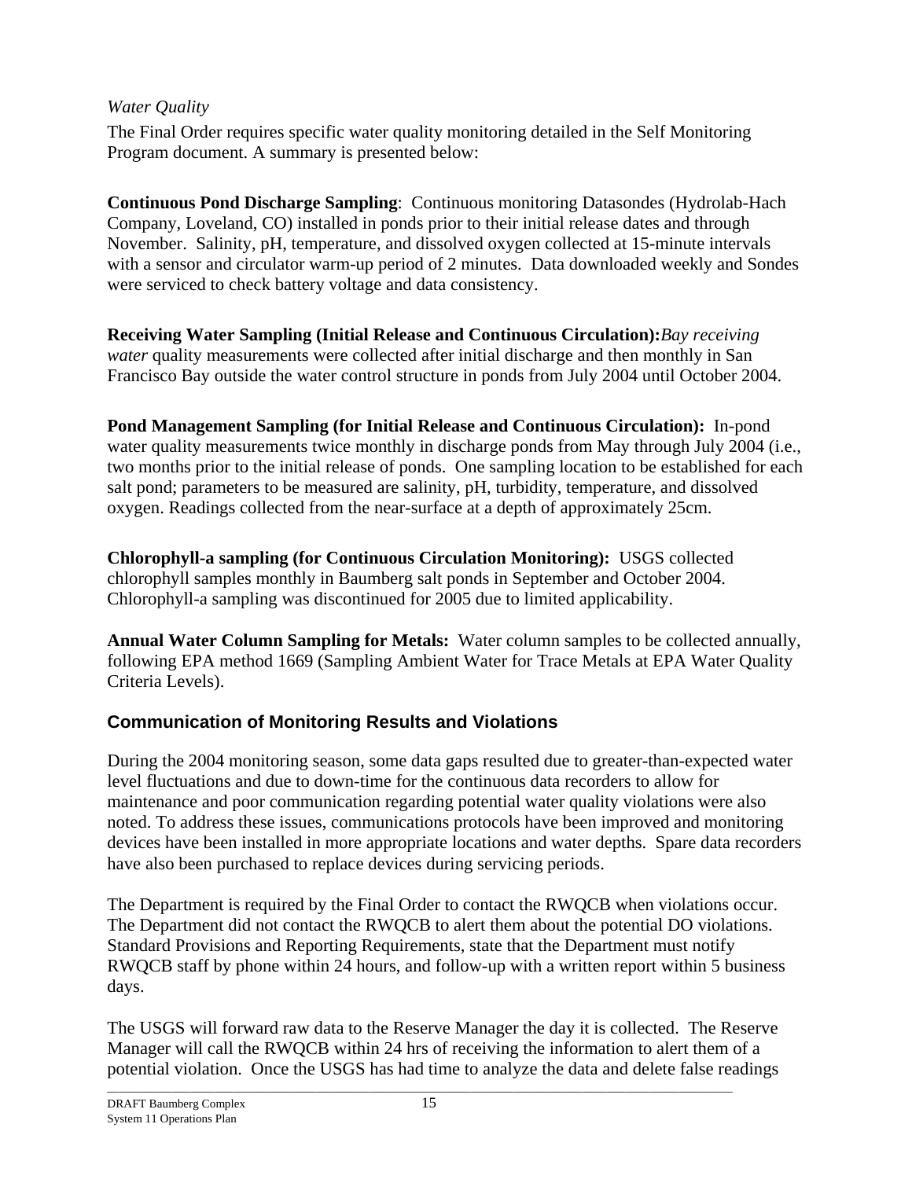*Water Quality*

The Final Order requires specific water quality monitoring detailed in the Self Monitoring Program document. A summary is presented below:

**Continuous Pond Discharge Sampling**: Continuous monitoring Datasondes (Hydrolab-Hach Company, Loveland, CO) installed in ponds prior to their initial release dates and through November. Salinity, pH, temperature, and dissolved oxygen collected at 15-minute intervals with a sensor and circulator warm-up period of 2 minutes. Data downloaded weekly and Sondes were serviced to check battery voltage and data consistency.

**Receiving Water Sampling (Initial Release and Continuous Circulation):** *Bay receiving water* quality measurements were collected after initial discharge and then monthly in San Francisco Bay outside the water control structure in ponds from July 2004 until October 2004.

**Pond Management Sampling (for Initial Release and Continuous Circulation):** In-pond water quality measurements twice monthly in discharge ponds from May through July 2004 (i.e., two months prior to the initial release of ponds. One sampling location to be established for each salt pond; parameters to be measured are salinity, pH, turbidity, temperature, and dissolved oxygen. Readings collected from the near-surface at a depth of approximately 25cm.

**Chlorophyll-a sampling (for Continuous Circulation Monitoring):** USGS collected chlorophyll samples monthly in Baumberg salt ponds in September and October 2004. Chlorophyll-a sampling was discontinued for 2005 due to limited applicability.

**Annual Water Column Sampling for Metals:** Water column samples to be collected annually, following EPA method 1669 (Sampling Ambient Water for Trace Metals at EPA Water Quality Criteria Levels).

## Communication of Monitoring Results and Violations

During the 2004 monitoring season, some data gaps resulted due to greater-than-expected water level fluctuations and due to down-time for the continuous data recorders to allow for maintenance and poor communication regarding potential water quality violations were also noted. To address these issues, communications protocols have been improved and monitoring devices have been installed in more appropriate locations and water depths. Spare data recorders have also been purchased to replace devices during servicing periods.

The Department is required by the Final Order to contact the RWQCB when violations occur. The Department did not contact the RWQCB to alert them about the potential DO violations. Standard Provisions and Reporting Requirements, state that the Department must notify RWQCB staff by phone within 24 hours, and follow-up with a written report within 5 business days.

The USGS will forward raw data to the Reserve Manager the day it is collected. The Reserve Manager will call the RWQCB within 24 hrs of receiving the information to alert them of a potential violation. Once the USGS has had time to analyze the data and delete false readings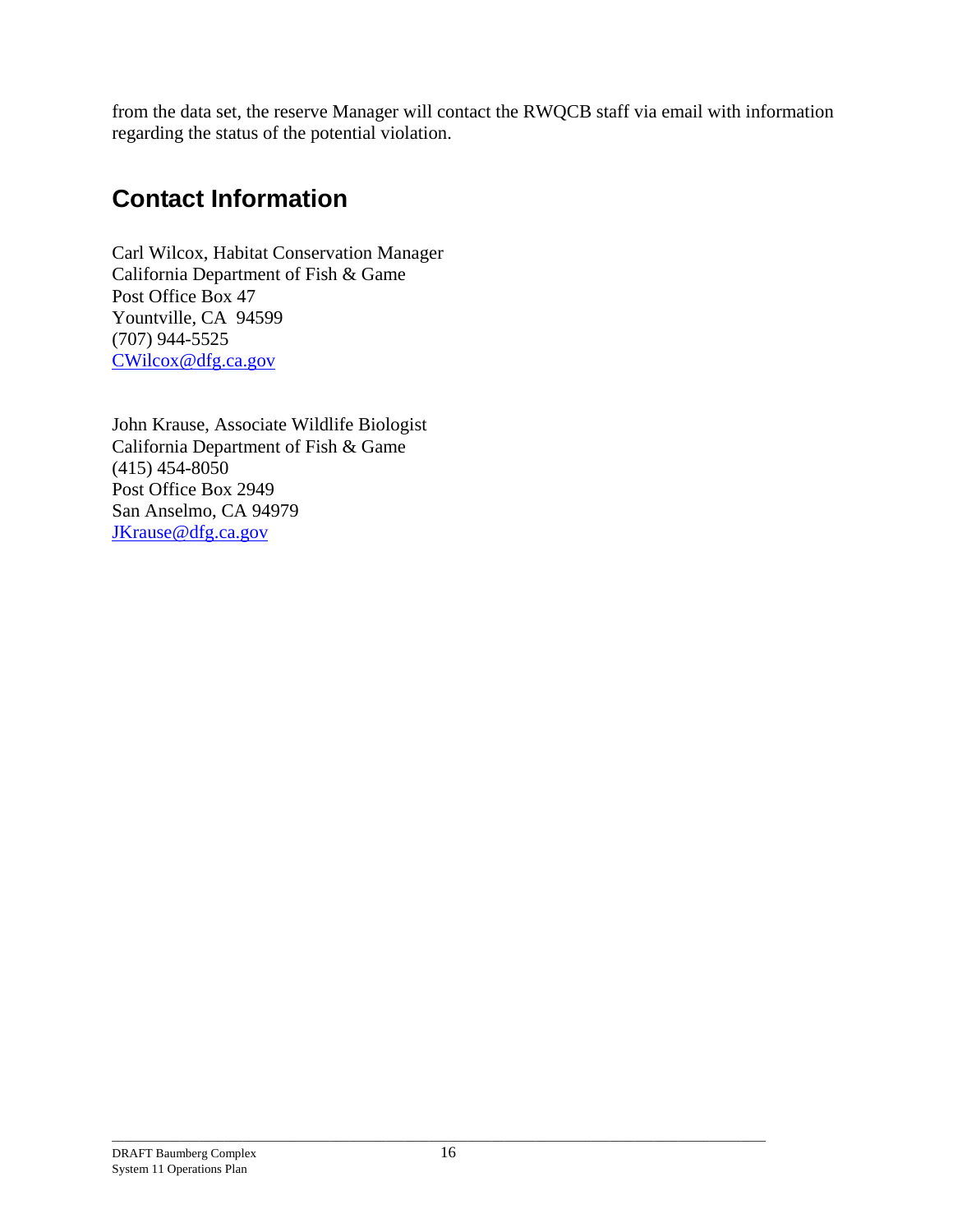from the data set, the reserve Manager will contact the RWQCB staff via email with information regarding the status of the potential violation.

## Contact Information

Carl Wilcox, Habitat Conservation Manager  
California Department of Fish & Game  
Post Office Box 47  
Yountville, CA  94599  
(707) 944-5525  
CWilcox@dfg.ca.gov

John Krause, Associate Wildlife Biologist  
California Department of Fish & Game  
(415) 454-8050  
Post Office Box 2949  
San Anselmo, CA 94979  
JKrause@dfg.ca.gov